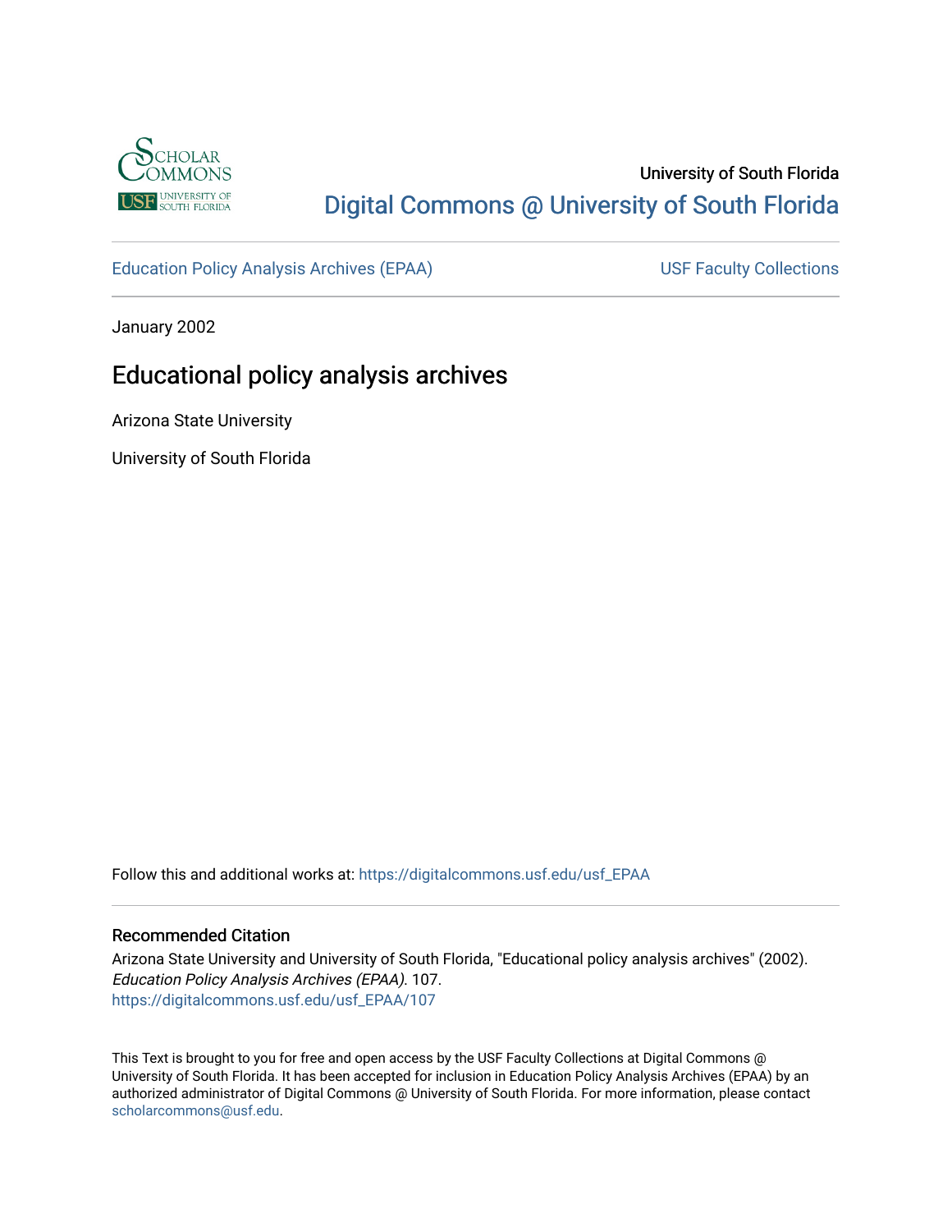University of South Florida

Digital Commons @ University of South Florida

Education Policy Analysis Archives (EPAA)

USF Faculty Collections

January 2002

# Educational policy analysis archives

Arizona State University

University of South Florida

Follow this and additional works at: https://digitalcommons.usf.edu/usf_EPAA

## Recommended Citation

Arizona State University and University of South Florida, "Educational policy analysis archives" (2002). *Education Policy Analysis Archives (EPAA)*. 107.
https://digitalcommons.usf.edu/usf_EPAA/107

This Text is brought to you for free and open access by the USF Faculty Collections at Digital Commons @ University of South Florida. It has been accepted for inclusion in Education Policy Analysis Archives (EPAA) by an authorized administrator of Digital Commons @ University of South Florida. For more information, please contact scholarcommons@usf.edu.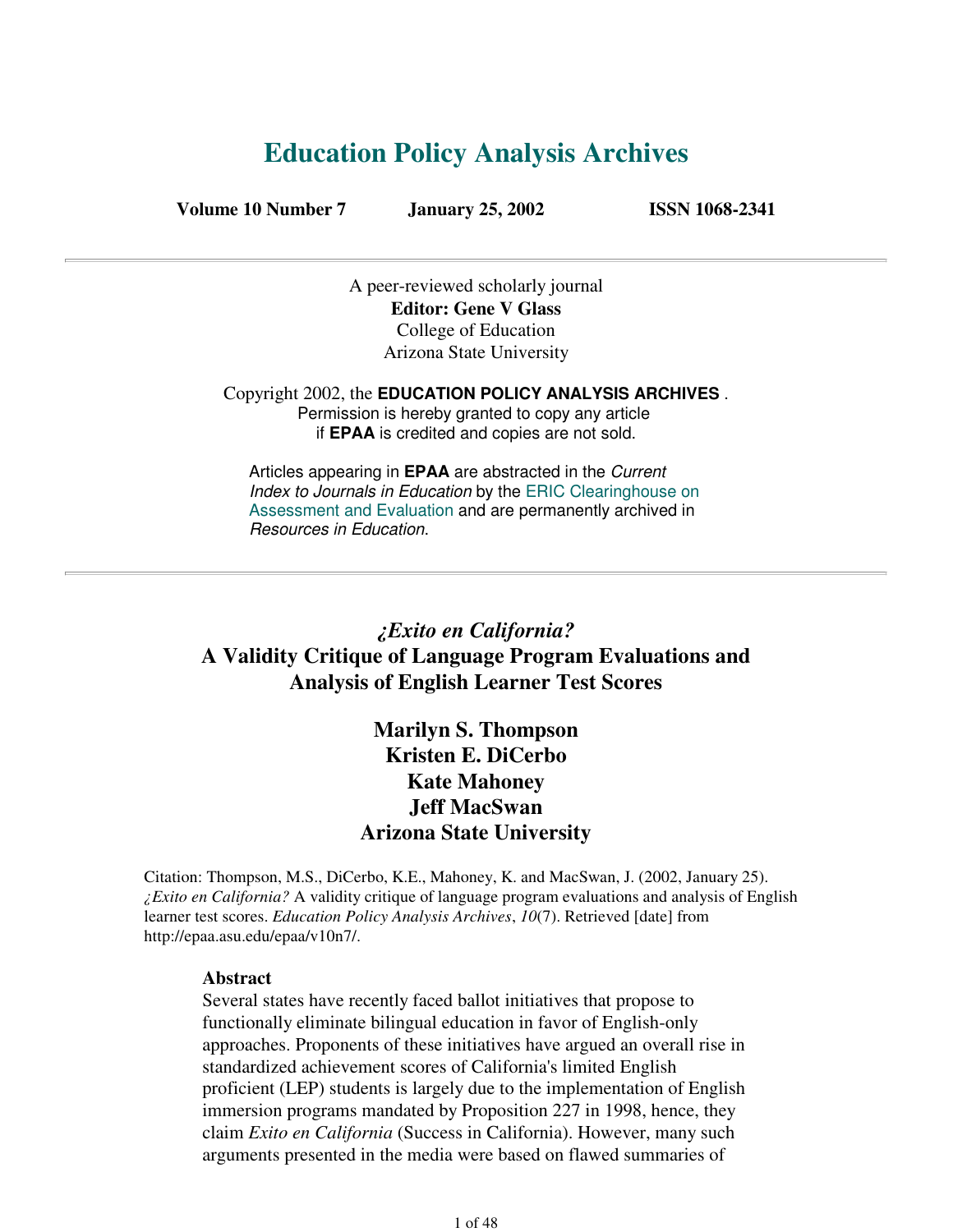# Education Policy Analysis Archives

**Volume 10 Number 7 January 25, 2002 ISSN 1068-2341**

A peer-reviewed scholarly journal
**Editor: Gene V Glass**
College of Education
Arizona State University

Copyright 2002, the **EDUCATION POLICY ANALYSIS ARCHIVES** .
Permission is hereby granted to copy any article
if **EPAA** is credited and copies are not sold.

Articles appearing in **EPAA** are abstracted in the *Current Index to Journals in Education* by the ERIC Clearinghouse on Assessment and Evaluation and are permanently archived in *Resources in Education*.

---

## *¿Exito en California?*
## A Validity Critique of Language Program Evaluations and Analysis of English Learner Test Scores

### Marilyn S. Thompson
### Kristen E. DiCerbo
### Kate Mahoney
### Jeff MacSwan
### Arizona State University

Citation: Thompson, M.S., DiCerbo, K.E., Mahoney, K. and MacSwan, J. (2002, January 25). *¿Exito en California?* A validity critique of language program evaluations and analysis of English learner test scores. *Education Policy Analysis Archives*, *10*(7). Retrieved [date] from http://epaa.asu.edu/epaa/v10n7/.

**Abstract**

Several states have recently faced ballot initiatives that propose to functionally eliminate bilingual education in favor of English-only approaches. Proponents of these initiatives have argued an overall rise in standardized achievement scores of California's limited English proficient (LEP) students is largely due to the implementation of English immersion programs mandated by Proposition 227 in 1998, hence, they claim *Exito en California* (Success in California). However, many such arguments presented in the media were based on flawed summaries of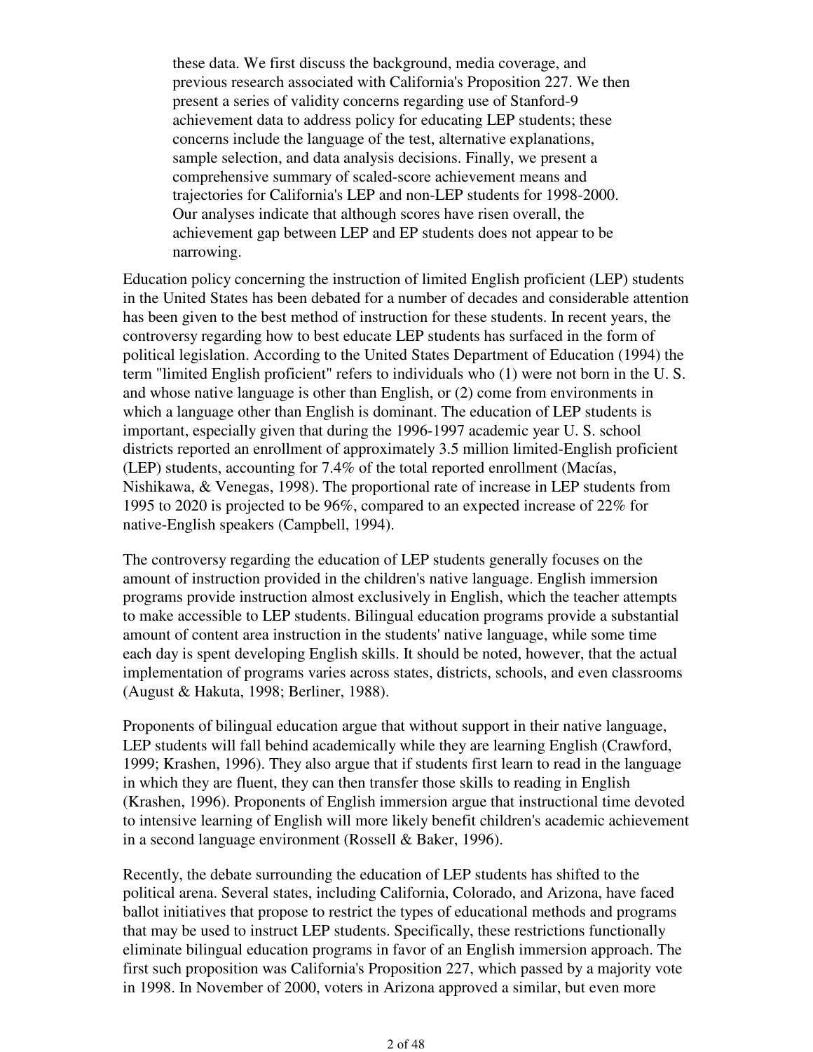these data. We first discuss the background, media coverage, and previous research associated with California's Proposition 227. We then present a series of validity concerns regarding use of Stanford-9 achievement data to address policy for educating LEP students; these concerns include the language of the test, alternative explanations, sample selection, and data analysis decisions. Finally, we present a comprehensive summary of scaled-score achievement means and trajectories for California's LEP and non-LEP students for 1998-2000. Our analyses indicate that although scores have risen overall, the achievement gap between LEP and EP students does not appear to be narrowing.

Education policy concerning the instruction of limited English proficient (LEP) students in the United States has been debated for a number of decades and considerable attention has been given to the best method of instruction for these students. In recent years, the controversy regarding how to best educate LEP students has surfaced in the form of political legislation. According to the United States Department of Education (1994) the term "limited English proficient" refers to individuals who (1) were not born in the U. S. and whose native language is other than English, or (2) come from environments in which a language other than English is dominant. The education of LEP students is important, especially given that during the 1996-1997 academic year U. S. school districts reported an enrollment of approximately 3.5 million limited-English proficient (LEP) students, accounting for 7.4% of the total reported enrollment (Macías, Nishikawa, & Venegas, 1998). The proportional rate of increase in LEP students from 1995 to 2020 is projected to be 96%, compared to an expected increase of 22% for native-English speakers (Campbell, 1994).

The controversy regarding the education of LEP students generally focuses on the amount of instruction provided in the children's native language. English immersion programs provide instruction almost exclusively in English, which the teacher attempts to make accessible to LEP students. Bilingual education programs provide a substantial amount of content area instruction in the students' native language, while some time each day is spent developing English skills. It should be noted, however, that the actual implementation of programs varies across states, districts, schools, and even classrooms (August & Hakuta, 1998; Berliner, 1988).

Proponents of bilingual education argue that without support in their native language, LEP students will fall behind academically while they are learning English (Crawford, 1999; Krashen, 1996). They also argue that if students first learn to read in the language in which they are fluent, they can then transfer those skills to reading in English (Krashen, 1996). Proponents of English immersion argue that instructional time devoted to intensive learning of English will more likely benefit children's academic achievement in a second language environment (Rossell & Baker, 1996).

Recently, the debate surrounding the education of LEP students has shifted to the political arena. Several states, including California, Colorado, and Arizona, have faced ballot initiatives that propose to restrict the types of educational methods and programs that may be used to instruct LEP students. Specifically, these restrictions functionally eliminate bilingual education programs in favor of an English immersion approach. The first such proposition was California's Proposition 227, which passed by a majority vote in 1998. In November of 2000, voters in Arizona approved a similar, but even more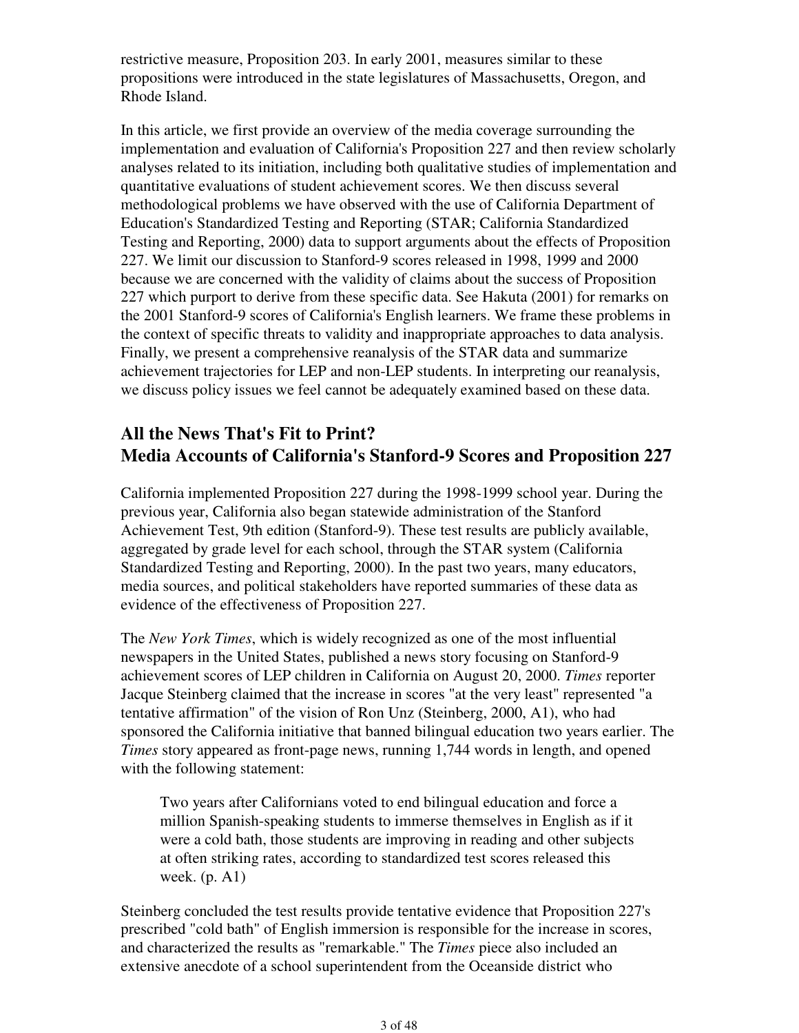restrictive measure, Proposition 203. In early 2001, measures similar to these propositions were introduced in the state legislatures of Massachusetts, Oregon, and Rhode Island.

In this article, we first provide an overview of the media coverage surrounding the implementation and evaluation of California's Proposition 227 and then review scholarly analyses related to its initiation, including both qualitative studies of implementation and quantitative evaluations of student achievement scores. We then discuss several methodological problems we have observed with the use of California Department of Education's Standardized Testing and Reporting (STAR; California Standardized Testing and Reporting, 2000) data to support arguments about the effects of Proposition 227. We limit our discussion to Stanford-9 scores released in 1998, 1999 and 2000 because we are concerned with the validity of claims about the success of Proposition 227 which purport to derive from these specific data. See Hakuta (2001) for remarks on the 2001 Stanford-9 scores of California's English learners. We frame these problems in the context of specific threats to validity and inappropriate approaches to data analysis. Finally, we present a comprehensive reanalysis of the STAR data and summarize achievement trajectories for LEP and non-LEP students. In interpreting our reanalysis, we discuss policy issues we feel cannot be adequately examined based on these data.

## All the News That's Fit to Print? Media Accounts of California's Stanford-9 Scores and Proposition 227

California implemented Proposition 227 during the 1998-1999 school year. During the previous year, California also began statewide administration of the Stanford Achievement Test, 9th edition (Stanford-9). These test results are publicly available, aggregated by grade level for each school, through the STAR system (California Standardized Testing and Reporting, 2000). In the past two years, many educators, media sources, and political stakeholders have reported summaries of these data as evidence of the effectiveness of Proposition 227.

The *New York Times*, which is widely recognized as one of the most influential newspapers in the United States, published a news story focusing on Stanford-9 achievement scores of LEP children in California on August 20, 2000. *Times* reporter Jacque Steinberg claimed that the increase in scores "at the very least" represented "a tentative affirmation" of the vision of Ron Unz (Steinberg, 2000, A1), who had sponsored the California initiative that banned bilingual education two years earlier. The *Times* story appeared as front-page news, running 1,744 words in length, and opened with the following statement:

> Two years after Californians voted to end bilingual education and force a million Spanish-speaking students to immerse themselves in English as if it were a cold bath, those students are improving in reading and other subjects at often striking rates, according to standardized test scores released this week. (p. A1)

Steinberg concluded the test results provide tentative evidence that Proposition 227's prescribed "cold bath" of English immersion is responsible for the increase in scores, and characterized the results as "remarkable." The *Times* piece also included an extensive anecdote of a school superintendent from the Oceanside district who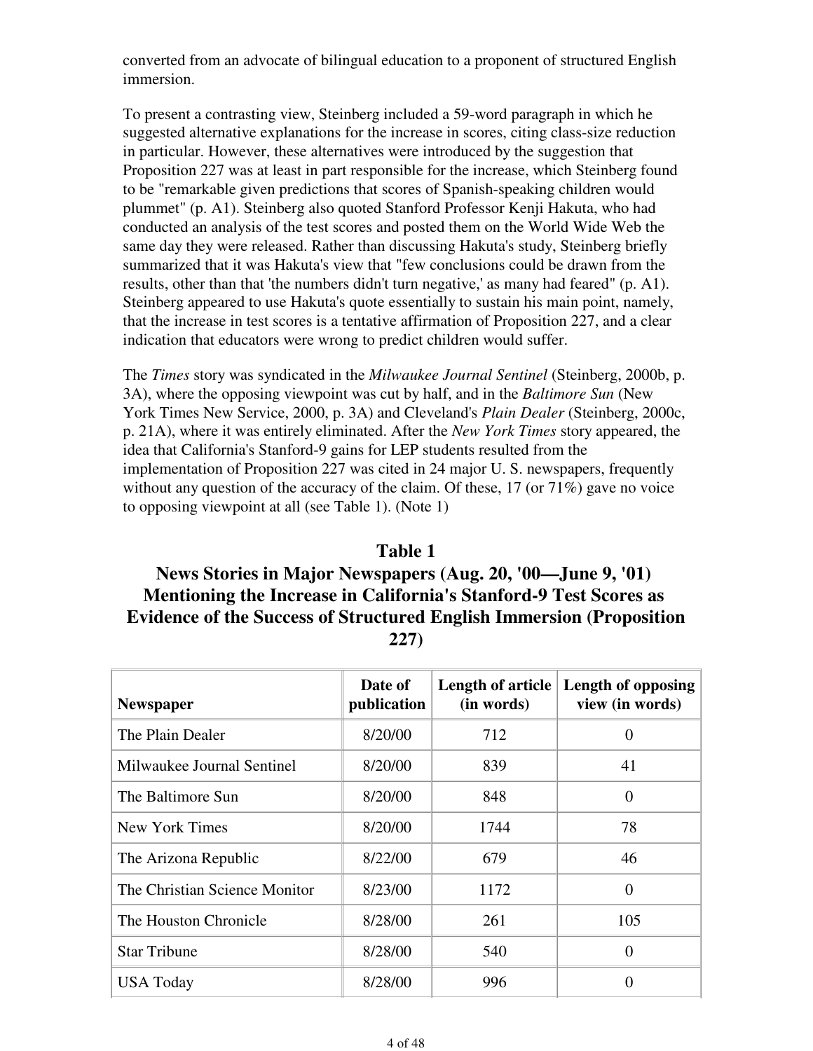converted from an advocate of bilingual education to a proponent of structured English immersion.

To present a contrasting view, Steinberg included a 59-word paragraph in which he suggested alternative explanations for the increase in scores, citing class-size reduction in particular. However, these alternatives were introduced by the suggestion that Proposition 227 was at least in part responsible for the increase, which Steinberg found to be "remarkable given predictions that scores of Spanish-speaking children would plummet" (p. A1). Steinberg also quoted Stanford Professor Kenji Hakuta, who had conducted an analysis of the test scores and posted them on the World Wide Web the same day they were released. Rather than discussing Hakuta's study, Steinberg briefly summarized that it was Hakuta's view that "few conclusions could be drawn from the results, other than that 'the numbers didn't turn negative,' as many had feared" (p. A1). Steinberg appeared to use Hakuta's quote essentially to sustain his main point, namely, that the increase in test scores is a tentative affirmation of Proposition 227, and a clear indication that educators were wrong to predict children would suffer.

The *Times* story was syndicated in the *Milwaukee Journal Sentinel* (Steinberg, 2000b, p. 3A), where the opposing viewpoint was cut by half, and in the *Baltimore Sun* (New York Times New Service, 2000, p. 3A) and Cleveland's *Plain Dealer* (Steinberg, 2000c, p. 21A), where it was entirely eliminated. After the *New York Times* story appeared, the idea that California's Stanford-9 gains for LEP students resulted from the implementation of Proposition 227 was cited in 24 major U. S. newspapers, frequently without any question of the accuracy of the claim. Of these, 17 (or 71%) gave no voice to opposing viewpoint at all (see Table 1). (Note 1)

**Table 1**
**News Stories in Major Newspapers (Aug. 20, '00—June 9, '01) Mentioning the Increase in California's Stanford-9 Test Scores as Evidence of the Success of Structured English Immersion (Proposition 227)**

| Newspaper | Date of publication | Length of article (in words) | Length of opposing view (in words) |
|---|---|---|---|
| The Plain Dealer | 8/20/00 | 712 | 0 |
| Milwaukee Journal Sentinel | 8/20/00 | 839 | 41 |
| The Baltimore Sun | 8/20/00 | 848 | 0 |
| New York Times | 8/20/00 | 1744 | 78 |
| The Arizona Republic | 8/22/00 | 679 | 46 |
| The Christian Science Monitor | 8/23/00 | 1172 | 0 |
| The Houston Chronicle | 8/28/00 | 261 | 105 |
| Star Tribune | 8/28/00 | 540 | 0 |
| USA Today | 8/28/00 | 996 | 0 |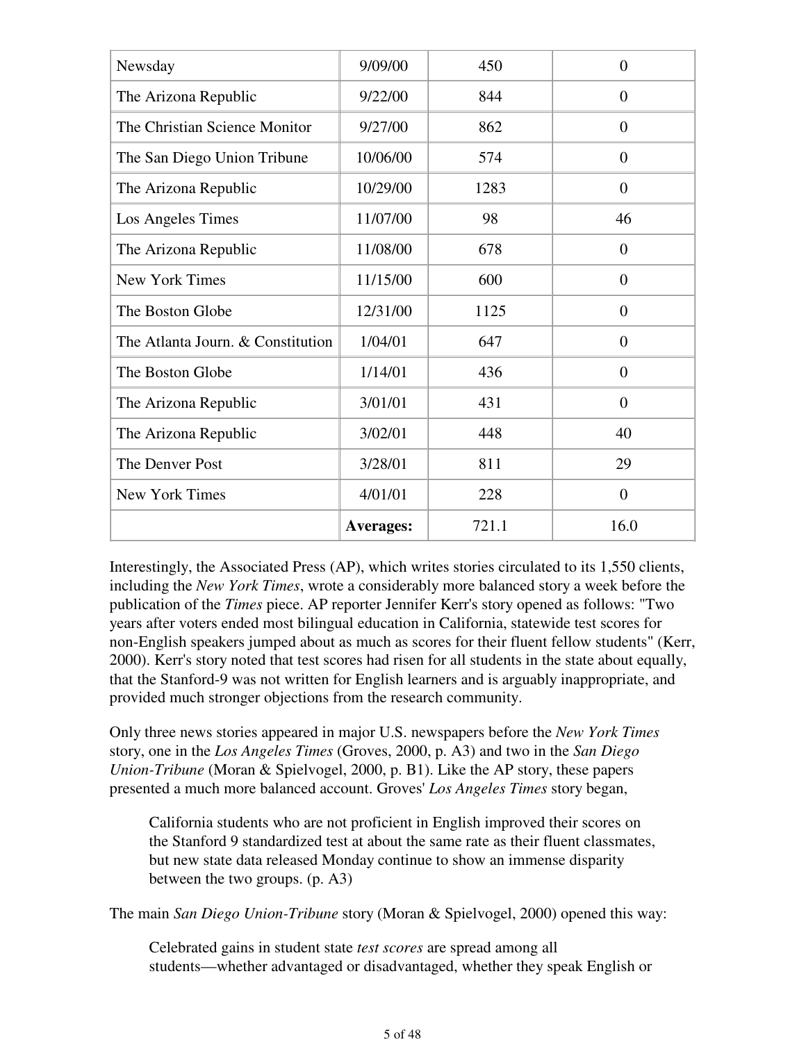| | | | |
|---|---|---|---|
| Newsday | 9/09/00 | 450 | 0 |
| The Arizona Republic | 9/22/00 | 844 | 0 |
| The Christian Science Monitor | 9/27/00 | 862 | 0 |
| The San Diego Union Tribune | 10/06/00 | 574 | 0 |
| The Arizona Republic | 10/29/00 | 1283 | 0 |
| Los Angeles Times | 11/07/00 | 98 | 46 |
| The Arizona Republic | 11/08/00 | 678 | 0 |
| New York Times | 11/15/00 | 600 | 0 |
| The Boston Globe | 12/31/00 | 1125 | 0 |
| The Atlanta Journ. & Constitution | 1/04/01 | 647 | 0 |
| The Boston Globe | 1/14/01 | 436 | 0 |
| The Arizona Republic | 3/01/01 | 431 | 0 |
| The Arizona Republic | 3/02/01 | 448 | 40 |
| The Denver Post | 3/28/01 | 811 | 29 |
| New York Times | 4/01/01 | 228 | 0 |
| | **Averages:** | 721.1 | 16.0 |

Interestingly, the Associated Press (AP), which writes stories circulated to its 1,550 clients, including the *New York Times*, wrote a considerably more balanced story a week before the publication of the *Times* piece. AP reporter Jennifer Kerr's story opened as follows: "Two years after voters ended most bilingual education in California, statewide test scores for non-English speakers jumped about as much as scores for their fluent fellow students" (Kerr, 2000). Kerr's story noted that test scores had risen for all students in the state about equally, that the Stanford-9 was not written for English learners and is arguably inappropriate, and provided much stronger objections from the research community.

Only three news stories appeared in major U.S. newspapers before the *New York Times* story, one in the *Los Angeles Times* (Groves, 2000, p. A3) and two in the *San Diego Union-Tribune* (Moran & Spielvogel, 2000, p. B1). Like the AP story, these papers presented a much more balanced account. Groves' *Los Angeles Times* story began,

> California students who are not proficient in English improved their scores on the Stanford 9 standardized test at about the same rate as their fluent classmates, but new state data released Monday continue to show an immense disparity between the two groups. (p. A3)

The main *San Diego Union-Tribune* story (Moran & Spielvogel, 2000) opened this way:

> Celebrated gains in student state *test scores* are spread among all students—whether advantaged or disadvantaged, whether they speak English or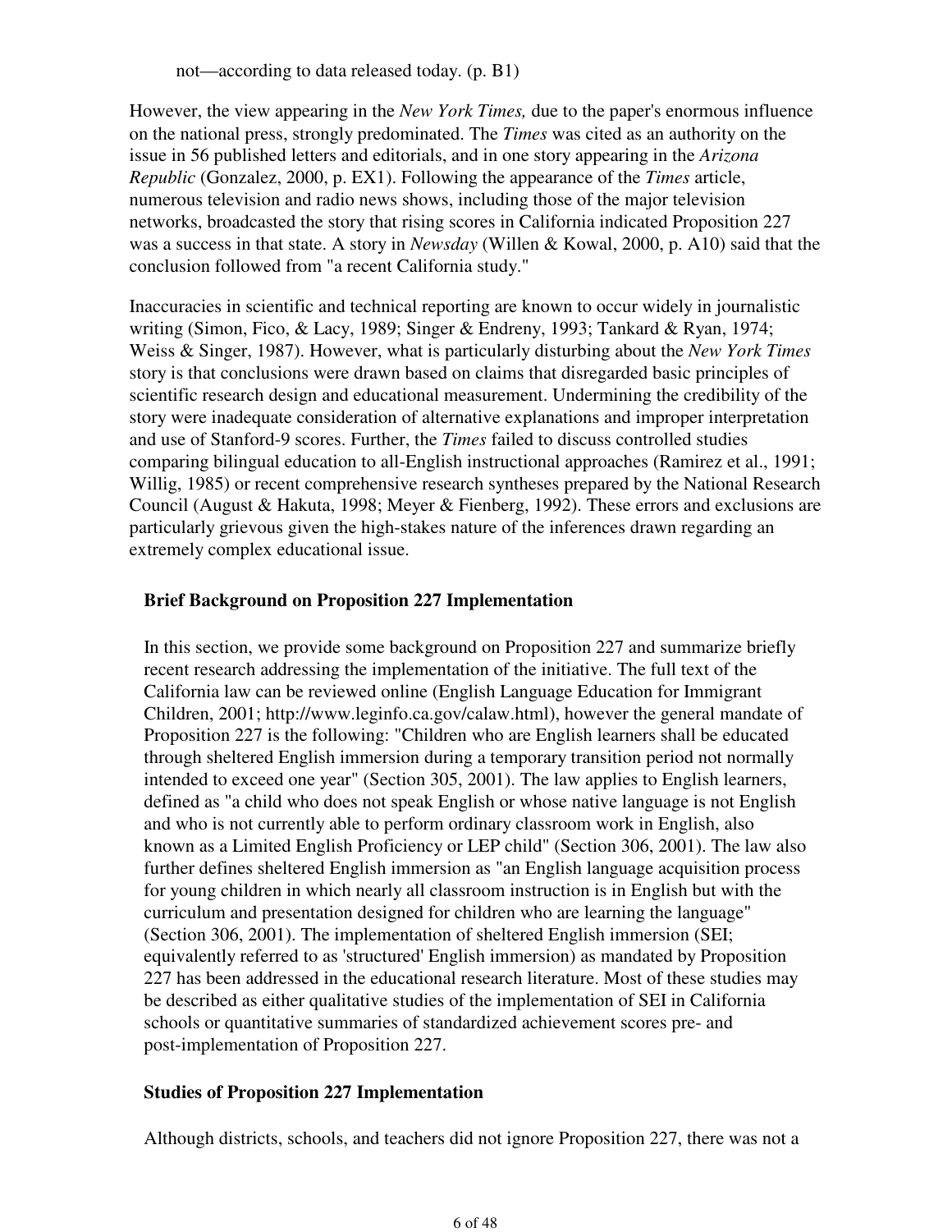not—according to data released today. (p. B1)

However, the view appearing in the *New York Times,* due to the paper's enormous influence on the national press, strongly predominated. The *Times* was cited as an authority on the issue in 56 published letters and editorials, and in one story appearing in the *Arizona Republic* (Gonzalez, 2000, p. EX1). Following the appearance of the *Times* article, numerous television and radio news shows, including those of the major television networks, broadcasted the story that rising scores in California indicated Proposition 227 was a success in that state. A story in *Newsday* (Willen & Kowal, 2000, p. A10) said that the conclusion followed from "a recent California study."

Inaccuracies in scientific and technical reporting are known to occur widely in journalistic writing (Simon, Fico, & Lacy, 1989; Singer & Endreny, 1993; Tankard & Ryan, 1974; Weiss & Singer, 1987). However, what is particularly disturbing about the *New York Times* story is that conclusions were drawn based on claims that disregarded basic principles of scientific research design and educational measurement. Undermining the credibility of the story were inadequate consideration of alternative explanations and improper interpretation and use of Stanford-9 scores. Further, the *Times* failed to discuss controlled studies comparing bilingual education to all-English instructional approaches (Ramirez et al., 1991; Willig, 1985) or recent comprehensive research syntheses prepared by the National Research Council (August & Hakuta, 1998; Meyer & Fienberg, 1992). These errors and exclusions are particularly grievous given the high-stakes nature of the inferences drawn regarding an extremely complex educational issue.

## Brief Background on Proposition 227 Implementation

In this section, we provide some background on Proposition 227 and summarize briefly recent research addressing the implementation of the initiative. The full text of the California law can be reviewed online (English Language Education for Immigrant Children, 2001; http://www.leginfo.ca.gov/calaw.html), however the general mandate of Proposition 227 is the following: "Children who are English learners shall be educated through sheltered English immersion during a temporary transition period not normally intended to exceed one year" (Section 305, 2001). The law applies to English learners, defined as "a child who does not speak English or whose native language is not English and who is not currently able to perform ordinary classroom work in English, also known as a Limited English Proficiency or LEP child" (Section 306, 2001). The law also further defines sheltered English immersion as "an English language acquisition process for young children in which nearly all classroom instruction is in English but with the curriculum and presentation designed for children who are learning the language" (Section 306, 2001). The implementation of sheltered English immersion (SEI; equivalently referred to as 'structured' English immersion) as mandated by Proposition 227 has been addressed in the educational research literature. Most of these studies may be described as either qualitative studies of the implementation of SEI in California schools or quantitative summaries of standardized achievement scores pre- and post-implementation of Proposition 227.

## Studies of Proposition 227 Implementation

Although districts, schools, and teachers did not ignore Proposition 227, there was not a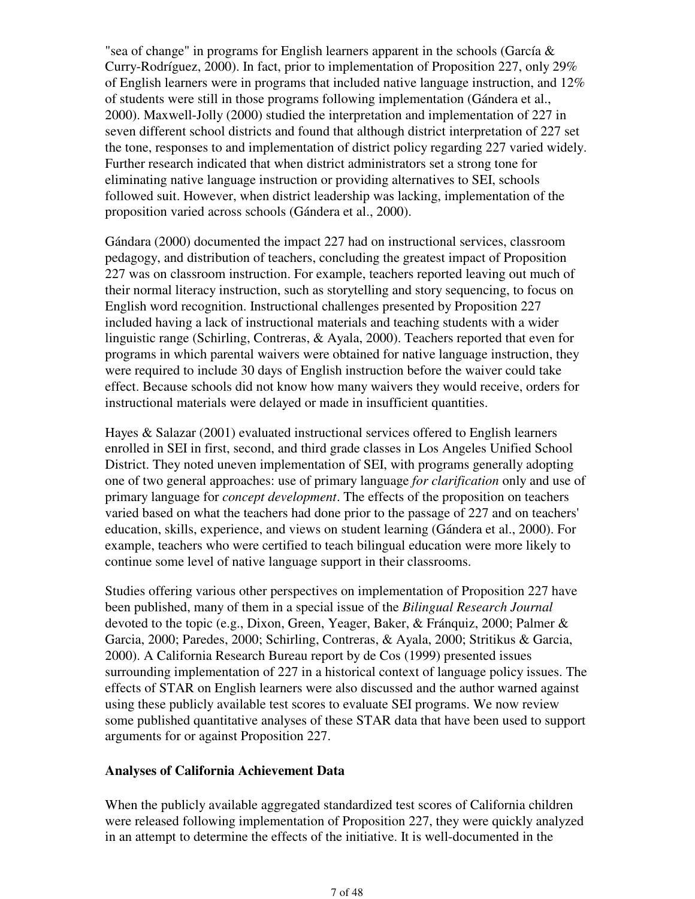"sea of change" in programs for English learners apparent in the schools (García & Curry-Rodríguez, 2000). In fact, prior to implementation of Proposition 227, only 29% of English learners were in programs that included native language instruction, and 12% of students were still in those programs following implementation (Gándera et al., 2000). Maxwell-Jolly (2000) studied the interpretation and implementation of 227 in seven different school districts and found that although district interpretation of 227 set the tone, responses to and implementation of district policy regarding 227 varied widely. Further research indicated that when district administrators set a strong tone for eliminating native language instruction or providing alternatives to SEI, schools followed suit. However, when district leadership was lacking, implementation of the proposition varied across schools (Gándera et al., 2000).

Gándara (2000) documented the impact 227 had on instructional services, classroom pedagogy, and distribution of teachers, concluding the greatest impact of Proposition 227 was on classroom instruction. For example, teachers reported leaving out much of their normal literacy instruction, such as storytelling and story sequencing, to focus on English word recognition. Instructional challenges presented by Proposition 227 included having a lack of instructional materials and teaching students with a wider linguistic range (Schirling, Contreras, & Ayala, 2000). Teachers reported that even for programs in which parental waivers were obtained for native language instruction, they were required to include 30 days of English instruction before the waiver could take effect. Because schools did not know how many waivers they would receive, orders for instructional materials were delayed or made in insufficient quantities.

Hayes & Salazar (2001) evaluated instructional services offered to English learners enrolled in SEI in first, second, and third grade classes in Los Angeles Unified School District. They noted uneven implementation of SEI, with programs generally adopting one of two general approaches: use of primary language *for clarification* only and use of primary language for *concept development*. The effects of the proposition on teachers varied based on what the teachers had done prior to the passage of 227 and on teachers' education, skills, experience, and views on student learning (Gándera et al., 2000). For example, teachers who were certified to teach bilingual education were more likely to continue some level of native language support in their classrooms.

Studies offering various other perspectives on implementation of Proposition 227 have been published, many of them in a special issue of the *Bilingual Research Journal* devoted to the topic (e.g., Dixon, Green, Yeager, Baker, & Fránquiz, 2000; Palmer & Garcia, 2000; Paredes, 2000; Schirling, Contreras, & Ayala, 2000; Stritikus & Garcia, 2000). A California Research Bureau report by de Cos (1999) presented issues surrounding implementation of 227 in a historical context of language policy issues. The effects of STAR on English learners were also discussed and the author warned against using these publicly available test scores to evaluate SEI programs. We now review some published quantitative analyses of these STAR data that have been used to support arguments for or against Proposition 227.

### Analyses of California Achievement Data

When the publicly available aggregated standardized test scores of California children were released following implementation of Proposition 227, they were quickly analyzed in an attempt to determine the effects of the initiative. It is well-documented in the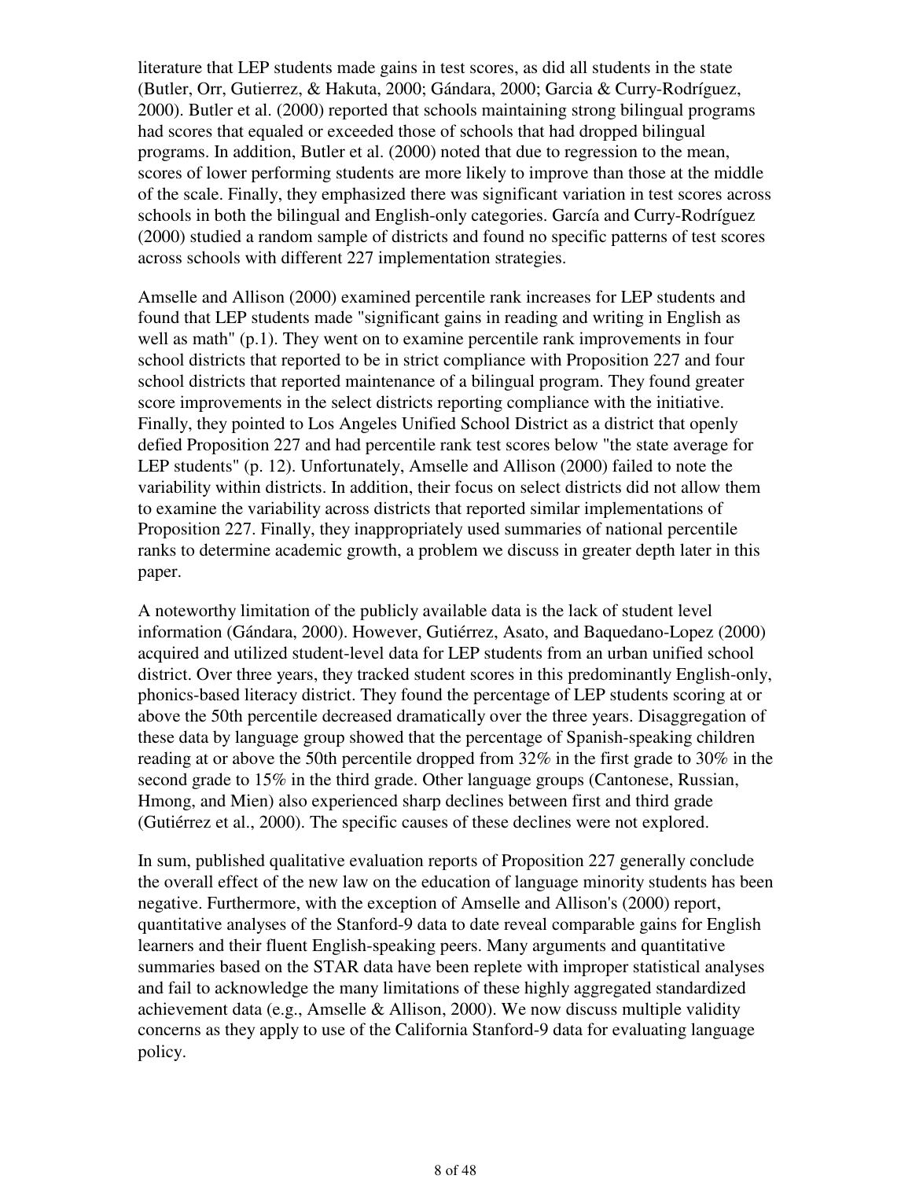literature that LEP students made gains in test scores, as did all students in the state (Butler, Orr, Gutierrez, & Hakuta, 2000; Gándara, 2000; Garcia & Curry-Rodríguez, 2000). Butler et al. (2000) reported that schools maintaining strong bilingual programs had scores that equaled or exceeded those of schools that had dropped bilingual programs. In addition, Butler et al. (2000) noted that due to regression to the mean, scores of lower performing students are more likely to improve than those at the middle of the scale. Finally, they emphasized there was significant variation in test scores across schools in both the bilingual and English-only categories. García and Curry-Rodríguez (2000) studied a random sample of districts and found no specific patterns of test scores across schools with different 227 implementation strategies.

Amselle and Allison (2000) examined percentile rank increases for LEP students and found that LEP students made "significant gains in reading and writing in English as well as math" (p.1). They went on to examine percentile rank improvements in four school districts that reported to be in strict compliance with Proposition 227 and four school districts that reported maintenance of a bilingual program. They found greater score improvements in the select districts reporting compliance with the initiative. Finally, they pointed to Los Angeles Unified School District as a district that openly defied Proposition 227 and had percentile rank test scores below "the state average for LEP students" (p. 12). Unfortunately, Amselle and Allison (2000) failed to note the variability within districts. In addition, their focus on select districts did not allow them to examine the variability across districts that reported similar implementations of Proposition 227. Finally, they inappropriately used summaries of national percentile ranks to determine academic growth, a problem we discuss in greater depth later in this paper.

A noteworthy limitation of the publicly available data is the lack of student level information (Gándara, 2000). However, Gutiérrez, Asato, and Baquedano-Lopez (2000) acquired and utilized student-level data for LEP students from an urban unified school district. Over three years, they tracked student scores in this predominantly English-only, phonics-based literacy district. They found the percentage of LEP students scoring at or above the 50th percentile decreased dramatically over the three years. Disaggregation of these data by language group showed that the percentage of Spanish-speaking children reading at or above the 50th percentile dropped from 32% in the first grade to 30% in the second grade to 15% in the third grade. Other language groups (Cantonese, Russian, Hmong, and Mien) also experienced sharp declines between first and third grade (Gutiérrez et al., 2000). The specific causes of these declines were not explored.

In sum, published qualitative evaluation reports of Proposition 227 generally conclude the overall effect of the new law on the education of language minority students has been negative. Furthermore, with the exception of Amselle and Allison's (2000) report, quantitative analyses of the Stanford-9 data to date reveal comparable gains for English learners and their fluent English-speaking peers. Many arguments and quantitative summaries based on the STAR data have been replete with improper statistical analyses and fail to acknowledge the many limitations of these highly aggregated standardized achievement data (e.g., Amselle & Allison, 2000). We now discuss multiple validity concerns as they apply to use of the California Stanford-9 data for evaluating language policy.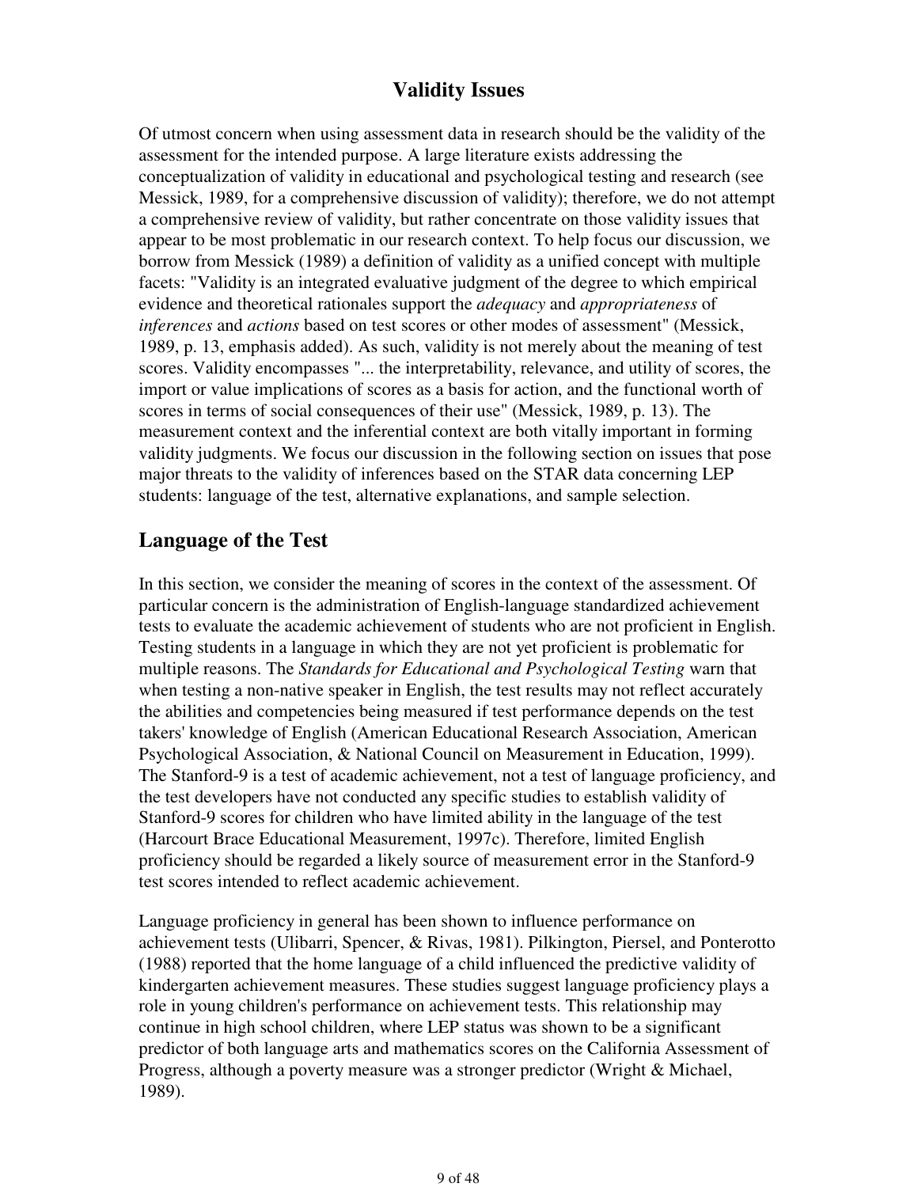## Validity Issues

Of utmost concern when using assessment data in research should be the validity of the assessment for the intended purpose. A large literature exists addressing the conceptualization of validity in educational and psychological testing and research (see Messick, 1989, for a comprehensive discussion of validity); therefore, we do not attempt a comprehensive review of validity, but rather concentrate on those validity issues that appear to be most problematic in our research context. To help focus our discussion, we borrow from Messick (1989) a definition of validity as a unified concept with multiple facets: "Validity is an integrated evaluative judgment of the degree to which empirical evidence and theoretical rationales support the *adequacy* and *appropriateness* of *inferences* and *actions* based on test scores or other modes of assessment" (Messick, 1989, p. 13, emphasis added). As such, validity is not merely about the meaning of test scores. Validity encompasses "... the interpretability, relevance, and utility of scores, the import or value implications of scores as a basis for action, and the functional worth of scores in terms of social consequences of their use" (Messick, 1989, p. 13). The measurement context and the inferential context are both vitally important in forming validity judgments. We focus our discussion in the following section on issues that pose major threats to the validity of inferences based on the STAR data concerning LEP students: language of the test, alternative explanations, and sample selection.

### Language of the Test

In this section, we consider the meaning of scores in the context of the assessment. Of particular concern is the administration of English-language standardized achievement tests to evaluate the academic achievement of students who are not proficient in English. Testing students in a language in which they are not yet proficient is problematic for multiple reasons. The *Standards for Educational and Psychological Testing* warn that when testing a non-native speaker in English, the test results may not reflect accurately the abilities and competencies being measured if test performance depends on the test takers' knowledge of English (American Educational Research Association, American Psychological Association, & National Council on Measurement in Education, 1999). The Stanford-9 is a test of academic achievement, not a test of language proficiency, and the test developers have not conducted any specific studies to establish validity of Stanford-9 scores for children who have limited ability in the language of the test (Harcourt Brace Educational Measurement, 1997c). Therefore, limited English proficiency should be regarded a likely source of measurement error in the Stanford-9 test scores intended to reflect academic achievement.

Language proficiency in general has been shown to influence performance on achievement tests (Ulibarri, Spencer, & Rivas, 1981). Pilkington, Piersel, and Ponterotto (1988) reported that the home language of a child influenced the predictive validity of kindergarten achievement measures. These studies suggest language proficiency plays a role in young children's performance on achievement tests. This relationship may continue in high school children, where LEP status was shown to be a significant predictor of both language arts and mathematics scores on the California Assessment of Progress, although a poverty measure was a stronger predictor (Wright & Michael, 1989).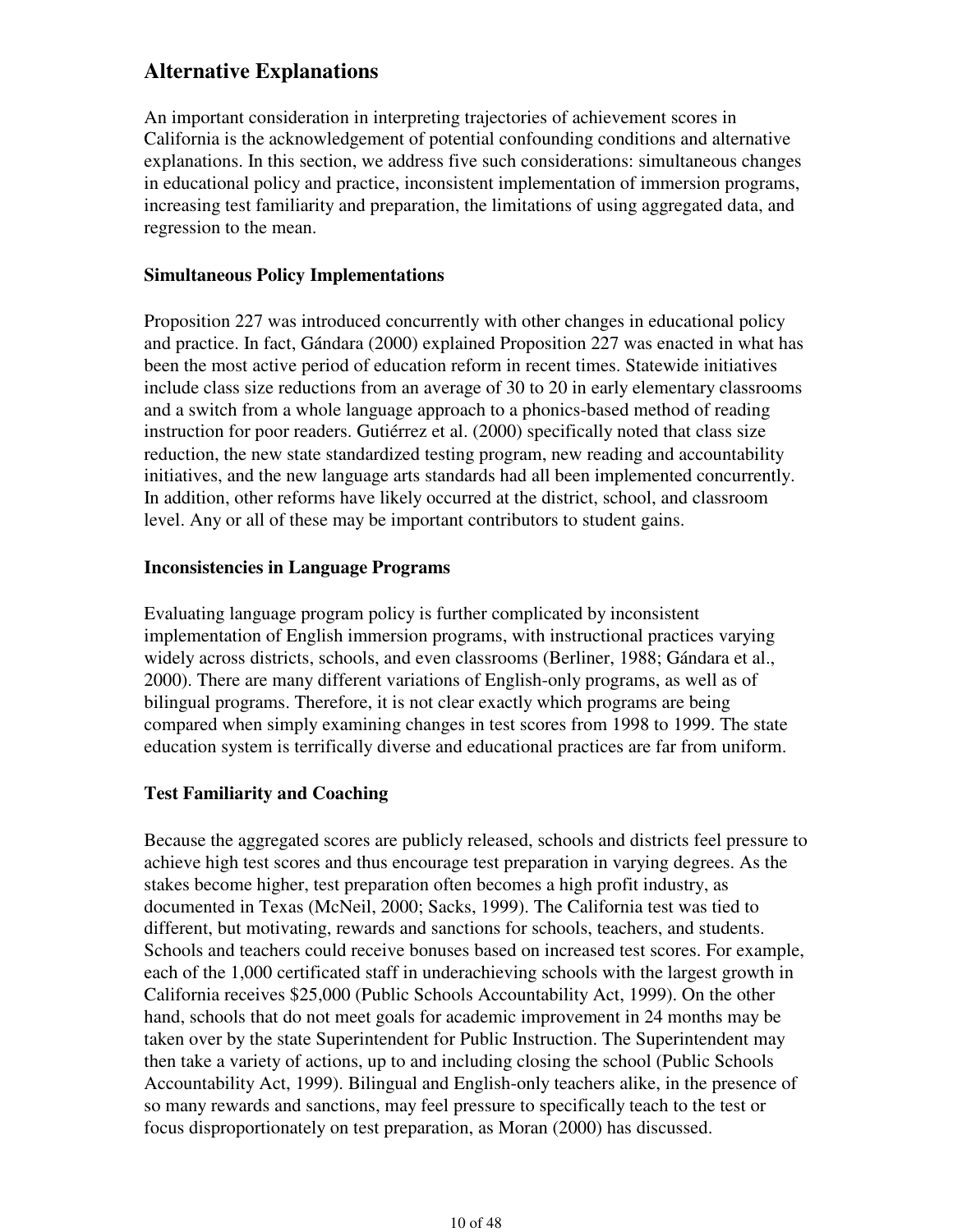## Alternative Explanations

An important consideration in interpreting trajectories of achievement scores in California is the acknowledgement of potential confounding conditions and alternative explanations. In this section, we address five such considerations: simultaneous changes in educational policy and practice, inconsistent implementation of immersion programs, increasing test familiarity and preparation, the limitations of using aggregated data, and regression to the mean.

### Simultaneous Policy Implementations

Proposition 227 was introduced concurrently with other changes in educational policy and practice. In fact, Gándara (2000) explained Proposition 227 was enacted in what has been the most active period of education reform in recent times. Statewide initiatives include class size reductions from an average of 30 to 20 in early elementary classrooms and a switch from a whole language approach to a phonics-based method of reading instruction for poor readers. Gutiérrez et al. (2000) specifically noted that class size reduction, the new state standardized testing program, new reading and accountability initiatives, and the new language arts standards had all been implemented concurrently. In addition, other reforms have likely occurred at the district, school, and classroom level. Any or all of these may be important contributors to student gains.

### Inconsistencies in Language Programs

Evaluating language program policy is further complicated by inconsistent implementation of English immersion programs, with instructional practices varying widely across districts, schools, and even classrooms (Berliner, 1988; Gándara et al., 2000). There are many different variations of English-only programs, as well as of bilingual programs. Therefore, it is not clear exactly which programs are being compared when simply examining changes in test scores from 1998 to 1999. The state education system is terrifically diverse and educational practices are far from uniform.

### Test Familiarity and Coaching

Because the aggregated scores are publicly released, schools and districts feel pressure to achieve high test scores and thus encourage test preparation in varying degrees. As the stakes become higher, test preparation often becomes a high profit industry, as documented in Texas (McNeil, 2000; Sacks, 1999). The California test was tied to different, but motivating, rewards and sanctions for schools, teachers, and students. Schools and teachers could receive bonuses based on increased test scores. For example, each of the 1,000 certificated staff in underachieving schools with the largest growth in California receives $25,000 (Public Schools Accountability Act, 1999). On the other hand, schools that do not meet goals for academic improvement in 24 months may be taken over by the state Superintendent for Public Instruction. The Superintendent may then take a variety of actions, up to and including closing the school (Public Schools Accountability Act, 1999). Bilingual and English-only teachers alike, in the presence of so many rewards and sanctions, may feel pressure to specifically teach to the test or focus disproportionately on test preparation, as Moran (2000) has discussed.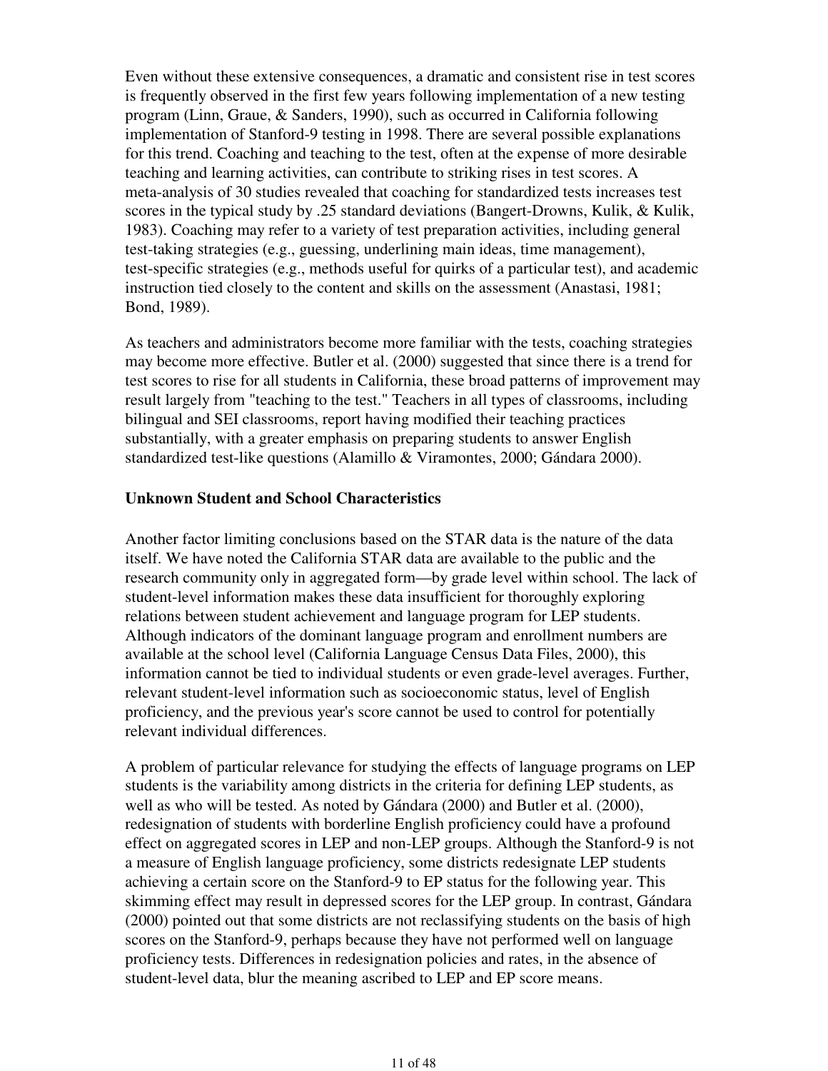Even without these extensive consequences, a dramatic and consistent rise in test scores is frequently observed in the first few years following implementation of a new testing program (Linn, Graue, & Sanders, 1990), such as occurred in California following implementation of Stanford-9 testing in 1998. There are several possible explanations for this trend. Coaching and teaching to the test, often at the expense of more desirable teaching and learning activities, can contribute to striking rises in test scores. A meta-analysis of 30 studies revealed that coaching for standardized tests increases test scores in the typical study by .25 standard deviations (Bangert-Drowns, Kulik, & Kulik, 1983). Coaching may refer to a variety of test preparation activities, including general test-taking strategies (e.g., guessing, underlining main ideas, time management), test-specific strategies (e.g., methods useful for quirks of a particular test), and academic instruction tied closely to the content and skills on the assessment (Anastasi, 1981; Bond, 1989).

As teachers and administrators become more familiar with the tests, coaching strategies may become more effective. Butler et al. (2000) suggested that since there is a trend for test scores to rise for all students in California, these broad patterns of improvement may result largely from "teaching to the test." Teachers in all types of classrooms, including bilingual and SEI classrooms, report having modified their teaching practices substantially, with a greater emphasis on preparing students to answer English standardized test-like questions (Alamillo & Viramontes, 2000; Gándara 2000).

### Unknown Student and School Characteristics

Another factor limiting conclusions based on the STAR data is the nature of the data itself. We have noted the California STAR data are available to the public and the research community only in aggregated form—by grade level within school. The lack of student-level information makes these data insufficient for thoroughly exploring relations between student achievement and language program for LEP students. Although indicators of the dominant language program and enrollment numbers are available at the school level (California Language Census Data Files, 2000), this information cannot be tied to individual students or even grade-level averages. Further, relevant student-level information such as socioeconomic status, level of English proficiency, and the previous year's score cannot be used to control for potentially relevant individual differences.

A problem of particular relevance for studying the effects of language programs on LEP students is the variability among districts in the criteria for defining LEP students, as well as who will be tested. As noted by Gándara (2000) and Butler et al. (2000), redesignation of students with borderline English proficiency could have a profound effect on aggregated scores in LEP and non-LEP groups. Although the Stanford-9 is not a measure of English language proficiency, some districts redesignate LEP students achieving a certain score on the Stanford-9 to EP status for the following year. This skimming effect may result in depressed scores for the LEP group. In contrast, Gándara (2000) pointed out that some districts are not reclassifying students on the basis of high scores on the Stanford-9, perhaps because they have not performed well on language proficiency tests. Differences in redesignation policies and rates, in the absence of student-level data, blur the meaning ascribed to LEP and EP score means.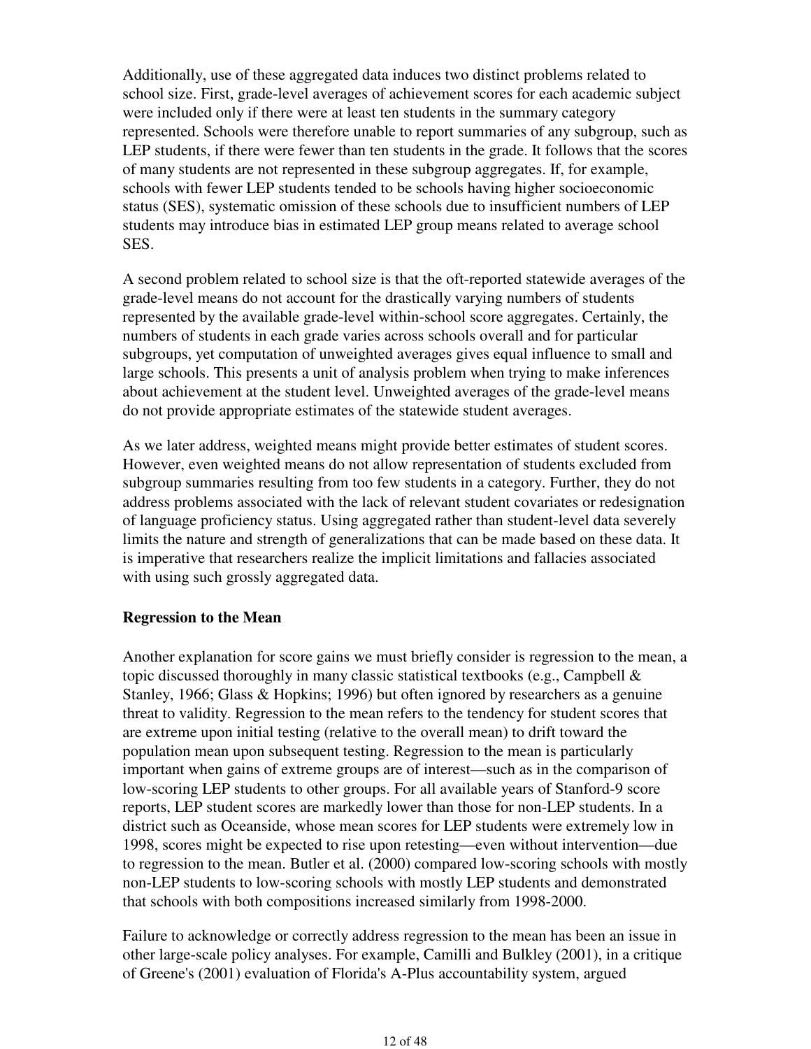Additionally, use of these aggregated data induces two distinct problems related to school size. First, grade-level averages of achievement scores for each academic subject were included only if there were at least ten students in the summary category represented. Schools were therefore unable to report summaries of any subgroup, such as LEP students, if there were fewer than ten students in the grade. It follows that the scores of many students are not represented in these subgroup aggregates. If, for example, schools with fewer LEP students tended to be schools having higher socioeconomic status (SES), systematic omission of these schools due to insufficient numbers of LEP students may introduce bias in estimated LEP group means related to average school SES.

A second problem related to school size is that the oft-reported statewide averages of the grade-level means do not account for the drastically varying numbers of students represented by the available grade-level within-school score aggregates. Certainly, the numbers of students in each grade varies across schools overall and for particular subgroups, yet computation of unweighted averages gives equal influence to small and large schools. This presents a unit of analysis problem when trying to make inferences about achievement at the student level. Unweighted averages of the grade-level means do not provide appropriate estimates of the statewide student averages.

As we later address, weighted means might provide better estimates of student scores. However, even weighted means do not allow representation of students excluded from subgroup summaries resulting from too few students in a category. Further, they do not address problems associated with the lack of relevant student covariates or redesignation of language proficiency status. Using aggregated rather than student-level data severely limits the nature and strength of generalizations that can be made based on these data. It is imperative that researchers realize the implicit limitations and fallacies associated with using such grossly aggregated data.

### Regression to the Mean

Another explanation for score gains we must briefly consider is regression to the mean, a topic discussed thoroughly in many classic statistical textbooks (e.g., Campbell & Stanley, 1966; Glass & Hopkins; 1996) but often ignored by researchers as a genuine threat to validity. Regression to the mean refers to the tendency for student scores that are extreme upon initial testing (relative to the overall mean) to drift toward the population mean upon subsequent testing. Regression to the mean is particularly important when gains of extreme groups are of interest—such as in the comparison of low-scoring LEP students to other groups. For all available years of Stanford-9 score reports, LEP student scores are markedly lower than those for non-LEP students. In a district such as Oceanside, whose mean scores for LEP students were extremely low in 1998, scores might be expected to rise upon retesting—even without intervention—due to regression to the mean. Butler et al. (2000) compared low-scoring schools with mostly non-LEP students to low-scoring schools with mostly LEP students and demonstrated that schools with both compositions increased similarly from 1998-2000.

Failure to acknowledge or correctly address regression to the mean has been an issue in other large-scale policy analyses. For example, Camilli and Bulkley (2001), in a critique of Greene's (2001) evaluation of Florida's A-Plus accountability system, argued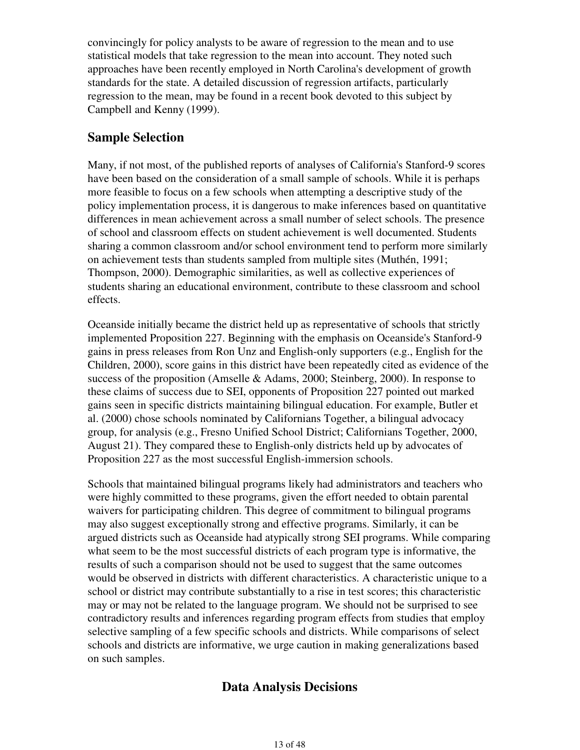convincingly for policy analysts to be aware of regression to the mean and to use statistical models that take regression to the mean into account. They noted such approaches have been recently employed in North Carolina's development of growth standards for the state. A detailed discussion of regression artifacts, particularly regression to the mean, may be found in a recent book devoted to this subject by Campbell and Kenny (1999).

## Sample Selection

Many, if not most, of the published reports of analyses of California's Stanford-9 scores have been based on the consideration of a small sample of schools. While it is perhaps more feasible to focus on a few schools when attempting a descriptive study of the policy implementation process, it is dangerous to make inferences based on quantitative differences in mean achievement across a small number of select schools. The presence of school and classroom effects on student achievement is well documented. Students sharing a common classroom and/or school environment tend to perform more similarly on achievement tests than students sampled from multiple sites (Muthén, 1991; Thompson, 2000). Demographic similarities, as well as collective experiences of students sharing an educational environment, contribute to these classroom and school effects.

Oceanside initially became the district held up as representative of schools that strictly implemented Proposition 227. Beginning with the emphasis on Oceanside's Stanford-9 gains in press releases from Ron Unz and English-only supporters (e.g., English for the Children, 2000), score gains in this district have been repeatedly cited as evidence of the success of the proposition (Amselle & Adams, 2000; Steinberg, 2000). In response to these claims of success due to SEI, opponents of Proposition 227 pointed out marked gains seen in specific districts maintaining bilingual education. For example, Butler et al. (2000) chose schools nominated by Californians Together, a bilingual advocacy group, for analysis (e.g., Fresno Unified School District; Californians Together, 2000, August 21). They compared these to English-only districts held up by advocates of Proposition 227 as the most successful English-immersion schools.

Schools that maintained bilingual programs likely had administrators and teachers who were highly committed to these programs, given the effort needed to obtain parental waivers for participating children. This degree of commitment to bilingual programs may also suggest exceptionally strong and effective programs. Similarly, it can be argued districts such as Oceanside had atypically strong SEI programs. While comparing what seem to be the most successful districts of each program type is informative, the results of such a comparison should not be used to suggest that the same outcomes would be observed in districts with different characteristics. A characteristic unique to a school or district may contribute substantially to a rise in test scores; this characteristic may or may not be related to the language program. We should not be surprised to see contradictory results and inferences regarding program effects from studies that employ selective sampling of a few specific schools and districts. While comparisons of select schools and districts are informative, we urge caution in making generalizations based on such samples.

# Data Analysis Decisions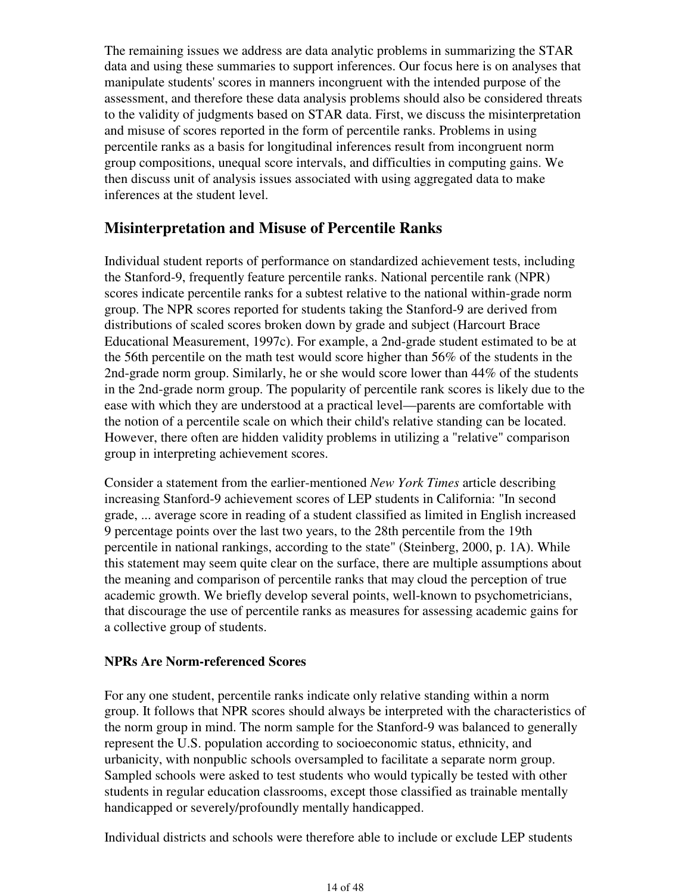The remaining issues we address are data analytic problems in summarizing the STAR data and using these summaries to support inferences. Our focus here is on analyses that manipulate students' scores in manners incongruent with the intended purpose of the assessment, and therefore these data analysis problems should also be considered threats to the validity of judgments based on STAR data. First, we discuss the misinterpretation and misuse of scores reported in the form of percentile ranks. Problems in using percentile ranks as a basis for longitudinal inferences result from incongruent norm group compositions, unequal score intervals, and difficulties in computing gains. We then discuss unit of analysis issues associated with using aggregated data to make inferences at the student level.

## Misinterpretation and Misuse of Percentile Ranks

Individual student reports of performance on standardized achievement tests, including the Stanford-9, frequently feature percentile ranks. National percentile rank (NPR) scores indicate percentile ranks for a subtest relative to the national within-grade norm group. The NPR scores reported for students taking the Stanford-9 are derived from distributions of scaled scores broken down by grade and subject (Harcourt Brace Educational Measurement, 1997c). For example, a 2nd-grade student estimated to be at the 56th percentile on the math test would score higher than 56% of the students in the 2nd-grade norm group. Similarly, he or she would score lower than 44% of the students in the 2nd-grade norm group. The popularity of percentile rank scores is likely due to the ease with which they are understood at a practical level—parents are comfortable with the notion of a percentile scale on which their child's relative standing can be located. However, there often are hidden validity problems in utilizing a "relative" comparison group in interpreting achievement scores.

Consider a statement from the earlier-mentioned *New York Times* article describing increasing Stanford-9 achievement scores of LEP students in California: "In second grade, ... average score in reading of a student classified as limited in English increased 9 percentage points over the last two years, to the 28th percentile from the 19th percentile in national rankings, according to the state" (Steinberg, 2000, p. 1A). While this statement may seem quite clear on the surface, there are multiple assumptions about the meaning and comparison of percentile ranks that may cloud the perception of true academic growth. We briefly develop several points, well-known to psychometricians, that discourage the use of percentile ranks as measures for assessing academic gains for a collective group of students.

### NPRs Are Norm-referenced Scores

For any one student, percentile ranks indicate only relative standing within a norm group. It follows that NPR scores should always be interpreted with the characteristics of the norm group in mind. The norm sample for the Stanford-9 was balanced to generally represent the U.S. population according to socioeconomic status, ethnicity, and urbanicity, with nonpublic schools oversampled to facilitate a separate norm group. Sampled schools were asked to test students who would typically be tested with other students in regular education classrooms, except those classified as trainable mentally handicapped or severely/profoundly mentally handicapped.

Individual districts and schools were therefore able to include or exclude LEP students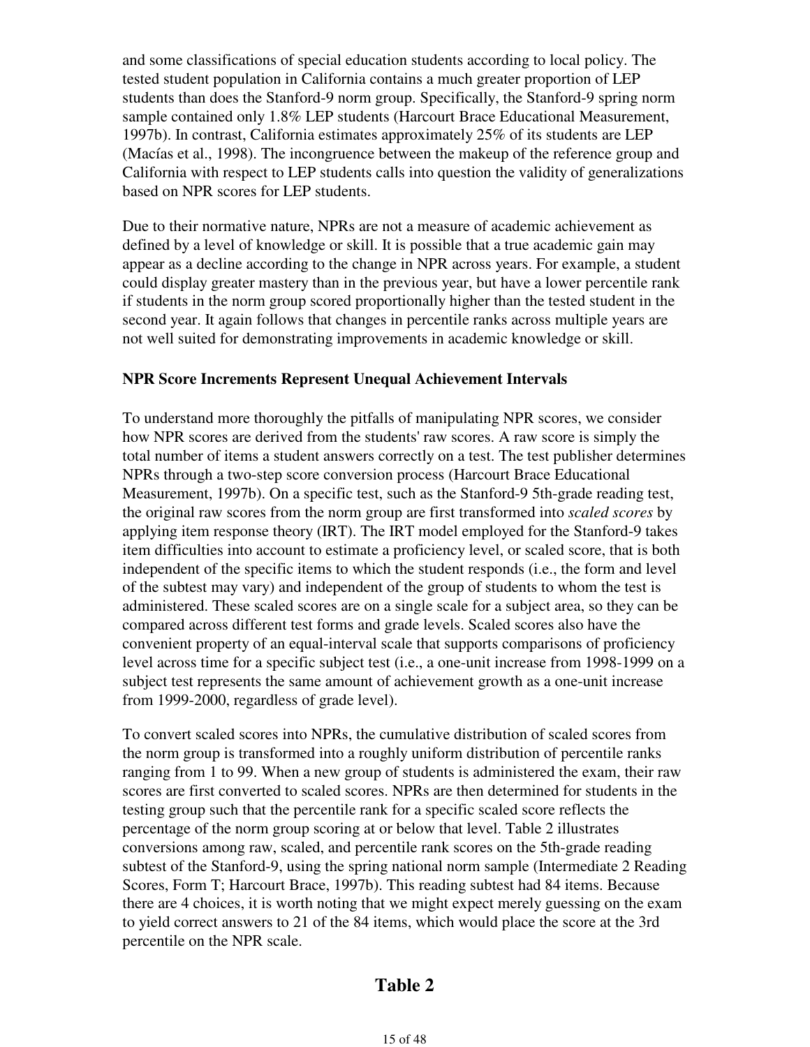and some classifications of special education students according to local policy. The tested student population in California contains a much greater proportion of LEP students than does the Stanford-9 norm group. Specifically, the Stanford-9 spring norm sample contained only 1.8% LEP students (Harcourt Brace Educational Measurement, 1997b). In contrast, California estimates approximately 25% of its students are LEP (Macías et al., 1998). The incongruence between the makeup of the reference group and California with respect to LEP students calls into question the validity of generalizations based on NPR scores for LEP students.

Due to their normative nature, NPRs are not a measure of academic achievement as defined by a level of knowledge or skill. It is possible that a true academic gain may appear as a decline according to the change in NPR across years. For example, a student could display greater mastery than in the previous year, but have a lower percentile rank if students in the norm group scored proportionally higher than the tested student in the second year. It again follows that changes in percentile ranks across multiple years are not well suited for demonstrating improvements in academic knowledge or skill.

**NPR Score Increments Represent Unequal Achievement Intervals**

To understand more thoroughly the pitfalls of manipulating NPR scores, we consider how NPR scores are derived from the students' raw scores. A raw score is simply the total number of items a student answers correctly on a test. The test publisher determines NPRs through a two-step score conversion process (Harcourt Brace Educational Measurement, 1997b). On a specific test, such as the Stanford-9 5th-grade reading test, the original raw scores from the norm group are first transformed into *scaled scores* by applying item response theory (IRT). The IRT model employed for the Stanford-9 takes item difficulties into account to estimate a proficiency level, or scaled score, that is both independent of the specific items to which the student responds (i.e., the form and level of the subtest may vary) and independent of the group of students to whom the test is administered. These scaled scores are on a single scale for a subject area, so they can be compared across different test forms and grade levels. Scaled scores also have the convenient property of an equal-interval scale that supports comparisons of proficiency level across time for a specific subject test (i.e., a one-unit increase from 1998-1999 on a subject test represents the same amount of achievement growth as a one-unit increase from 1999-2000, regardless of grade level).

To convert scaled scores into NPRs, the cumulative distribution of scaled scores from the norm group is transformed into a roughly uniform distribution of percentile ranks ranging from 1 to 99. When a new group of students is administered the exam, their raw scores are first converted to scaled scores. NPRs are then determined for students in the testing group such that the percentile rank for a specific scaled score reflects the percentage of the norm group scoring at or below that level. Table 2 illustrates conversions among raw, scaled, and percentile rank scores on the 5th-grade reading subtest of the Stanford-9, using the spring national norm sample (Intermediate 2 Reading Scores, Form T; Harcourt Brace, 1997b). This reading subtest had 84 items. Because there are 4 choices, it is worth noting that we might expect merely guessing on the exam to yield correct answers to 21 of the 84 items, which would place the score at the 3rd percentile on the NPR scale.

## Table 2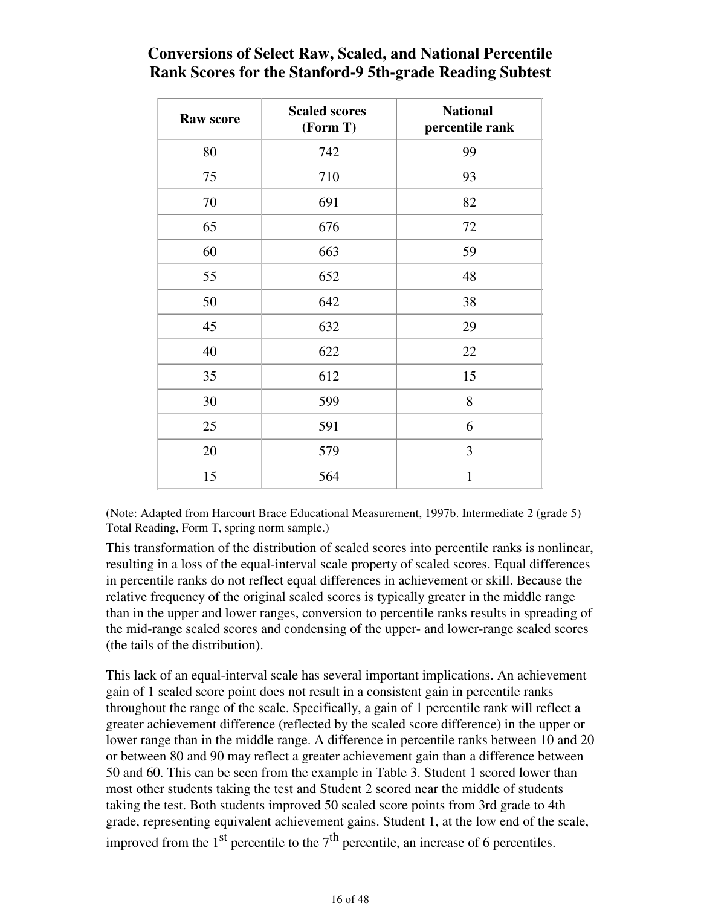**Conversions of Select Raw, Scaled, and National Percentile Rank Scores for the Stanford-9 5th-grade Reading Subtest**

| Raw score | Scaled scores (Form T) | National percentile rank |
|---|---|---|
| 80 | 742 | 99 |
| 75 | 710 | 93 |
| 70 | 691 | 82 |
| 65 | 676 | 72 |
| 60 | 663 | 59 |
| 55 | 652 | 48 |
| 50 | 642 | 38 |
| 45 | 632 | 29 |
| 40 | 622 | 22 |
| 35 | 612 | 15 |
| 30 | 599 | 8 |
| 25 | 591 | 6 |
| 20 | 579 | 3 |
| 15 | 564 | 1 |

(Note: Adapted from Harcourt Brace Educational Measurement, 1997b. Intermediate 2 (grade 5) Total Reading, Form T, spring norm sample.)

This transformation of the distribution of scaled scores into percentile ranks is nonlinear, resulting in a loss of the equal-interval scale property of scaled scores. Equal differences in percentile ranks do not reflect equal differences in achievement or skill. Because the relative frequency of the original scaled scores is typically greater in the middle range than in the upper and lower ranges, conversion to percentile ranks results in spreading of the mid-range scaled scores and condensing of the upper- and lower-range scaled scores (the tails of the distribution).

This lack of an equal-interval scale has several important implications. An achievement gain of 1 scaled score point does not result in a consistent gain in percentile ranks throughout the range of the scale. Specifically, a gain of 1 percentile rank will reflect a greater achievement difference (reflected by the scaled score difference) in the upper or lower range than in the middle range. A difference in percentile ranks between 10 and 20 or between 80 and 90 may reflect a greater achievement gain than a difference between 50 and 60. This can be seen from the example in Table 3. Student 1 scored lower than most other students taking the test and Student 2 scored near the middle of students taking the test. Both students improved 50 scaled score points from 3rd grade to 4th grade, representing equivalent achievement gains. Student 1, at the low end of the scale, improved from the 1st percentile to the 7th percentile, an increase of 6 percentiles.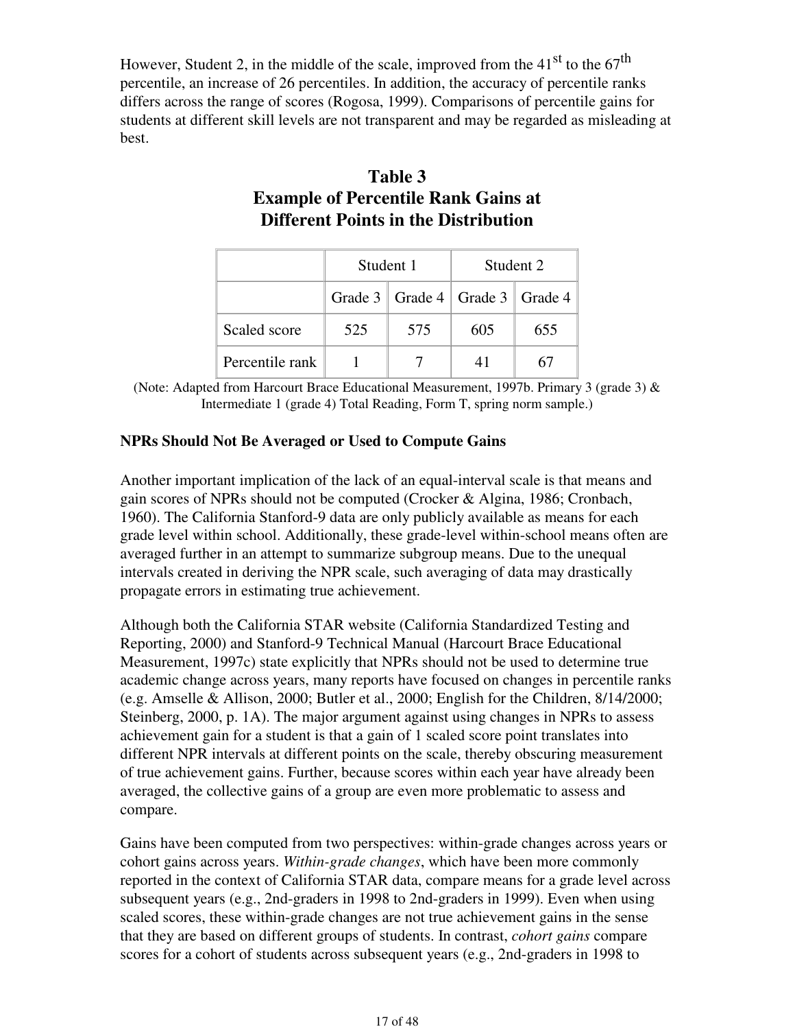However, Student 2, in the middle of the scale, improved from the 41st to the 67th percentile, an increase of 26 percentiles. In addition, the accuracy of percentile ranks differs across the range of scores (Rogosa, 1999). Comparisons of percentile gains for students at different skill levels are not transparent and may be regarded as misleading at best.

### Table 3
### Example of Percentile Rank Gains at Different Points in the Distribution

| | Student 1 | | Student 2 | |
|---|---|---|---|---|
| | Grade 3 | Grade 4 | Grade 3 | Grade 4 |
| Scaled score | 525 | 575 | 605 | 655 |
| Percentile rank | 1 | 7 | 41 | 67 |

(Note: Adapted from Harcourt Brace Educational Measurement, 1997b. Primary 3 (grade 3) & Intermediate 1 (grade 4) Total Reading, Form T, spring norm sample.)

**NPRs Should Not Be Averaged or Used to Compute Gains**

Another important implication of the lack of an equal-interval scale is that means and gain scores of NPRs should not be computed (Crocker & Algina, 1986; Cronbach, 1960). The California Stanford-9 data are only publicly available as means for each grade level within school. Additionally, these grade-level within-school means often are averaged further in an attempt to summarize subgroup means. Due to the unequal intervals created in deriving the NPR scale, such averaging of data may drastically propagate errors in estimating true achievement.

Although both the California STAR website (California Standardized Testing and Reporting, 2000) and Stanford-9 Technical Manual (Harcourt Brace Educational Measurement, 1997c) state explicitly that NPRs should not be used to determine true academic change across years, many reports have focused on changes in percentile ranks (e.g. Amselle & Allison, 2000; Butler et al., 2000; English for the Children, 8/14/2000; Steinberg, 2000, p. 1A). The major argument against using changes in NPRs to assess achievement gain for a student is that a gain of 1 scaled score point translates into different NPR intervals at different points on the scale, thereby obscuring measurement of true achievement gains. Further, because scores within each year have already been averaged, the collective gains of a group are even more problematic to assess and compare.

Gains have been computed from two perspectives: within-grade changes across years or cohort gains across years. *Within-grade changes*, which have been more commonly reported in the context of California STAR data, compare means for a grade level across subsequent years (e.g., 2nd-graders in 1998 to 2nd-graders in 1999). Even when using scaled scores, these within-grade changes are not true achievement gains in the sense that they are based on different groups of students. In contrast, *cohort gains* compare scores for a cohort of students across subsequent years (e.g., 2nd-graders in 1998 to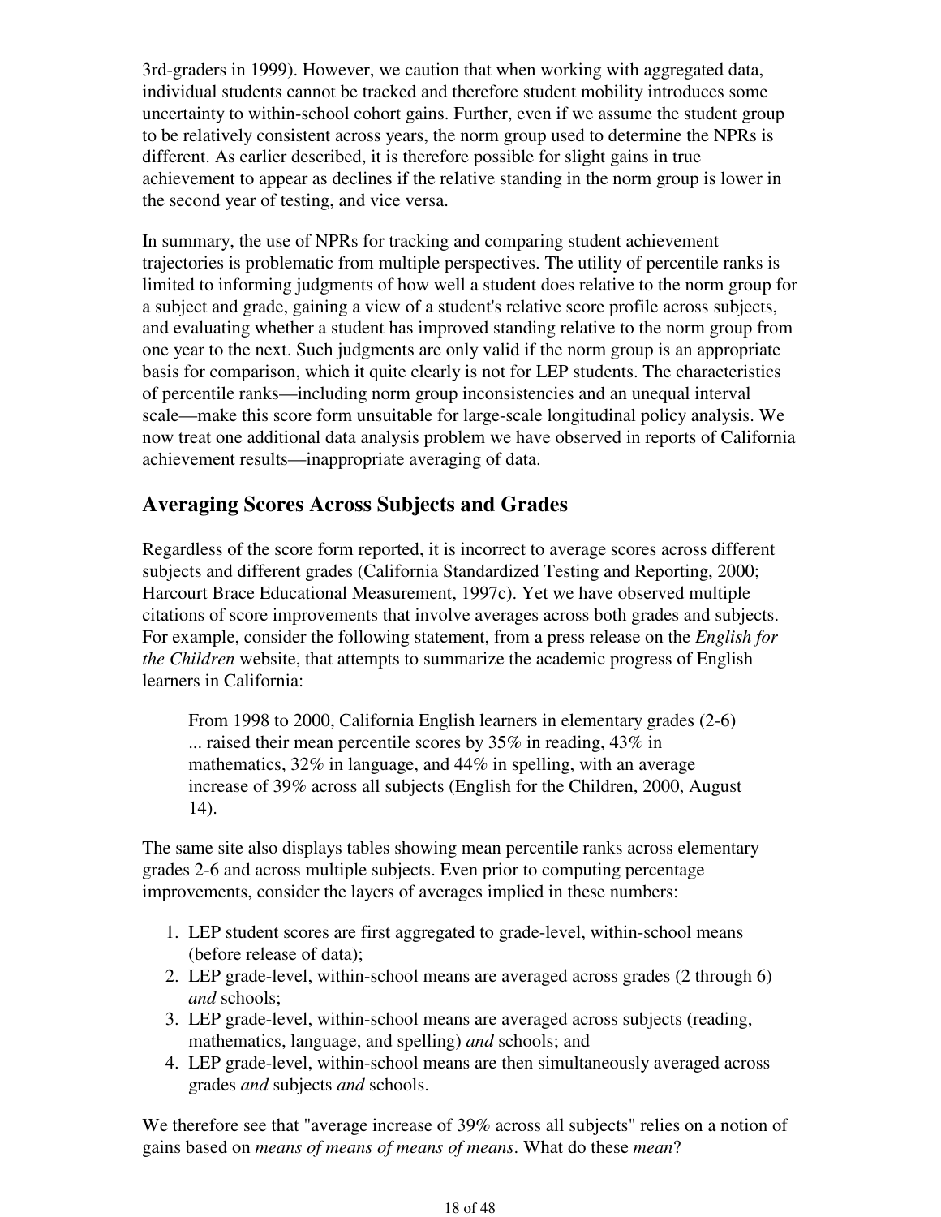3rd-graders in 1999). However, we caution that when working with aggregated data, individual students cannot be tracked and therefore student mobility introduces some uncertainty to within-school cohort gains. Further, even if we assume the student group to be relatively consistent across years, the norm group used to determine the NPRs is different. As earlier described, it is therefore possible for slight gains in true achievement to appear as declines if the relative standing in the norm group is lower in the second year of testing, and vice versa.

In summary, the use of NPRs for tracking and comparing student achievement trajectories is problematic from multiple perspectives. The utility of percentile ranks is limited to informing judgments of how well a student does relative to the norm group for a subject and grade, gaining a view of a student's relative score profile across subjects, and evaluating whether a student has improved standing relative to the norm group from one year to the next. Such judgments are only valid if the norm group is an appropriate basis for comparison, which it quite clearly is not for LEP students. The characteristics of percentile ranks—including norm group inconsistencies and an unequal interval scale—make this score form unsuitable for large-scale longitudinal policy analysis. We now treat one additional data analysis problem we have observed in reports of California achievement results—inappropriate averaging of data.

## Averaging Scores Across Subjects and Grades

Regardless of the score form reported, it is incorrect to average scores across different subjects and different grades (California Standardized Testing and Reporting, 2000; Harcourt Brace Educational Measurement, 1997c). Yet we have observed multiple citations of score improvements that involve averages across both grades and subjects. For example, consider the following statement, from a press release on the *English for the Children* website, that attempts to summarize the academic progress of English learners in California:

> From 1998 to 2000, California English learners in elementary grades (2-6) ... raised their mean percentile scores by 35% in reading, 43% in mathematics, 32% in language, and 44% in spelling, with an average increase of 39% across all subjects (English for the Children, 2000, August 14).

The same site also displays tables showing mean percentile ranks across elementary grades 2-6 and across multiple subjects. Even prior to computing percentage improvements, consider the layers of averages implied in these numbers:

1. LEP student scores are first aggregated to grade-level, within-school means (before release of data);
2. LEP grade-level, within-school means are averaged across grades (2 through 6) *and* schools;
3. LEP grade-level, within-school means are averaged across subjects (reading, mathematics, language, and spelling) *and* schools; and
4. LEP grade-level, within-school means are then simultaneously averaged across grades *and* subjects *and* schools.

We therefore see that "average increase of 39% across all subjects" relies on a notion of gains based on *means of means of means of means*. What do these *mean*?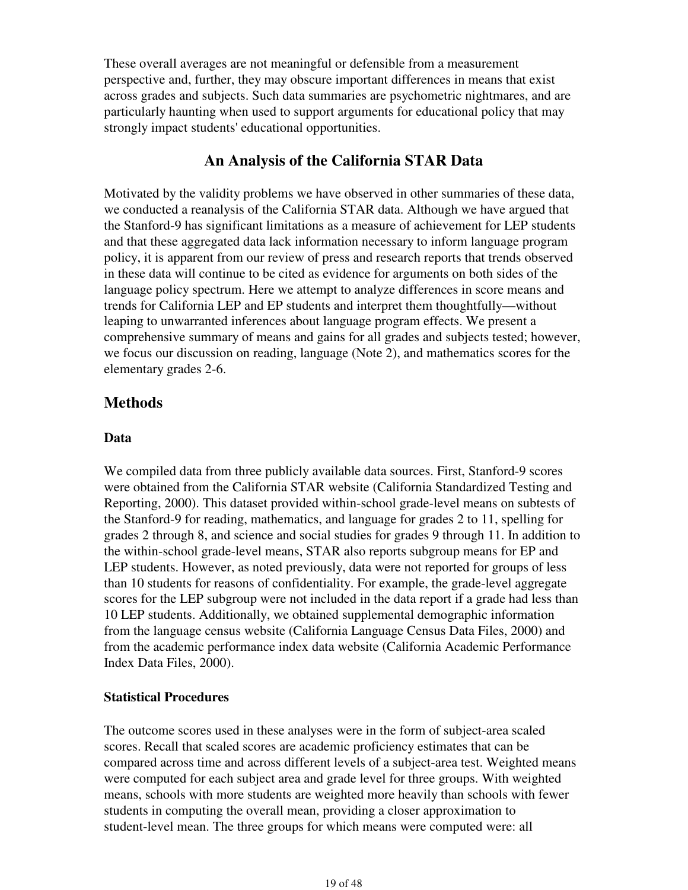These overall averages are not meaningful or defensible from a measurement perspective and, further, they may obscure important differences in means that exist across grades and subjects. Such data summaries are psychometric nightmares, and are particularly haunting when used to support arguments for educational policy that may strongly impact students' educational opportunities.

## An Analysis of the California STAR Data

Motivated by the validity problems we have observed in other summaries of these data, we conducted a reanalysis of the California STAR data. Although we have argued that the Stanford-9 has significant limitations as a measure of achievement for LEP students and that these aggregated data lack information necessary to inform language program policy, it is apparent from our review of press and research reports that trends observed in these data will continue to be cited as evidence for arguments on both sides of the language policy spectrum. Here we attempt to analyze differences in score means and trends for California LEP and EP students and interpret them thoughtfully—without leaping to unwarranted inferences about language program effects. We present a comprehensive summary of means and gains for all grades and subjects tested; however, we focus our discussion on reading, language (Note 2), and mathematics scores for the elementary grades 2-6.

## Methods

### Data

We compiled data from three publicly available data sources. First, Stanford-9 scores were obtained from the California STAR website (California Standardized Testing and Reporting, 2000). This dataset provided within-school grade-level means on subtests of the Stanford-9 for reading, mathematics, and language for grades 2 to 11, spelling for grades 2 through 8, and science and social studies for grades 9 through 11. In addition to the within-school grade-level means, STAR also reports subgroup means for EP and LEP students. However, as noted previously, data were not reported for groups of less than 10 students for reasons of confidentiality. For example, the grade-level aggregate scores for the LEP subgroup were not included in the data report if a grade had less than 10 LEP students. Additionally, we obtained supplemental demographic information from the language census website (California Language Census Data Files, 2000) and from the academic performance index data website (California Academic Performance Index Data Files, 2000).

### Statistical Procedures

The outcome scores used in these analyses were in the form of subject-area scaled scores. Recall that scaled scores are academic proficiency estimates that can be compared across time and across different levels of a subject-area test. Weighted means were computed for each subject area and grade level for three groups. With weighted means, schools with more students are weighted more heavily than schools with fewer students in computing the overall mean, providing a closer approximation to student-level mean. The three groups for which means were computed were: all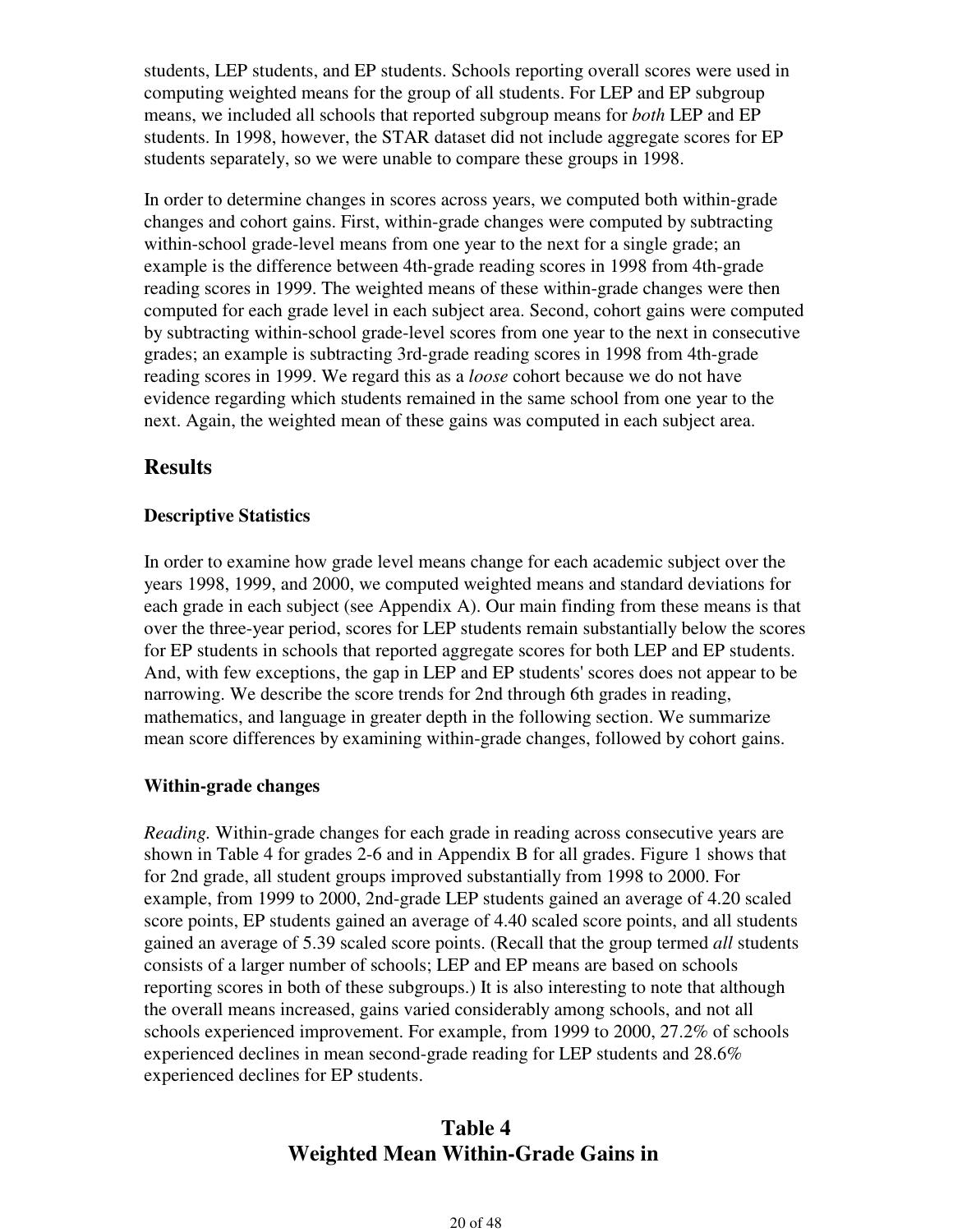students, LEP students, and EP students. Schools reporting overall scores were used in computing weighted means for the group of all students. For LEP and EP subgroup means, we included all schools that reported subgroup means for *both* LEP and EP students. In 1998, however, the STAR dataset did not include aggregate scores for EP students separately, so we were unable to compare these groups in 1998.

In order to determine changes in scores across years, we computed both within-grade changes and cohort gains. First, within-grade changes were computed by subtracting within-school grade-level means from one year to the next for a single grade; an example is the difference between 4th-grade reading scores in 1998 from 4th-grade reading scores in 1999. The weighted means of these within-grade changes were then computed for each grade level in each subject area. Second, cohort gains were computed by subtracting within-school grade-level scores from one year to the next in consecutive grades; an example is subtracting 3rd-grade reading scores in 1998 from 4th-grade reading scores in 1999. We regard this as a *loose* cohort because we do not have evidence regarding which students remained in the same school from one year to the next. Again, the weighted mean of these gains was computed in each subject area.

## Results

### Descriptive Statistics

In order to examine how grade level means change for each academic subject over the years 1998, 1999, and 2000, we computed weighted means and standard deviations for each grade in each subject (see Appendix A). Our main finding from these means is that over the three-year period, scores for LEP students remain substantially below the scores for EP students in schools that reported aggregate scores for both LEP and EP students. And, with few exceptions, the gap in LEP and EP students' scores does not appear to be narrowing. We describe the score trends for 2nd through 6th grades in reading, mathematics, and language in greater depth in the following section. We summarize mean score differences by examining within-grade changes, followed by cohort gains.

### Within-grade changes

*Reading.* Within-grade changes for each grade in reading across consecutive years are shown in Table 4 for grades 2-6 and in Appendix B for all grades. Figure 1 shows that for 2nd grade, all student groups improved substantially from 1998 to 2000. For example, from 1999 to 2000, 2nd-grade LEP students gained an average of 4.20 scaled score points, EP students gained an average of 4.40 scaled score points, and all students gained an average of 5.39 scaled score points. (Recall that the group termed *all* students consists of a larger number of schools; LEP and EP means are based on schools reporting scores in both of these subgroups.) It is also interesting to note that although the overall means increased, gains varied considerably among schools, and not all schools experienced improvement. For example, from 1999 to 2000, 27.2% of schools experienced declines in mean second-grade reading for LEP students and 28.6% experienced declines for EP students.

## Table 4
## Weighted Mean Within-Grade Gains in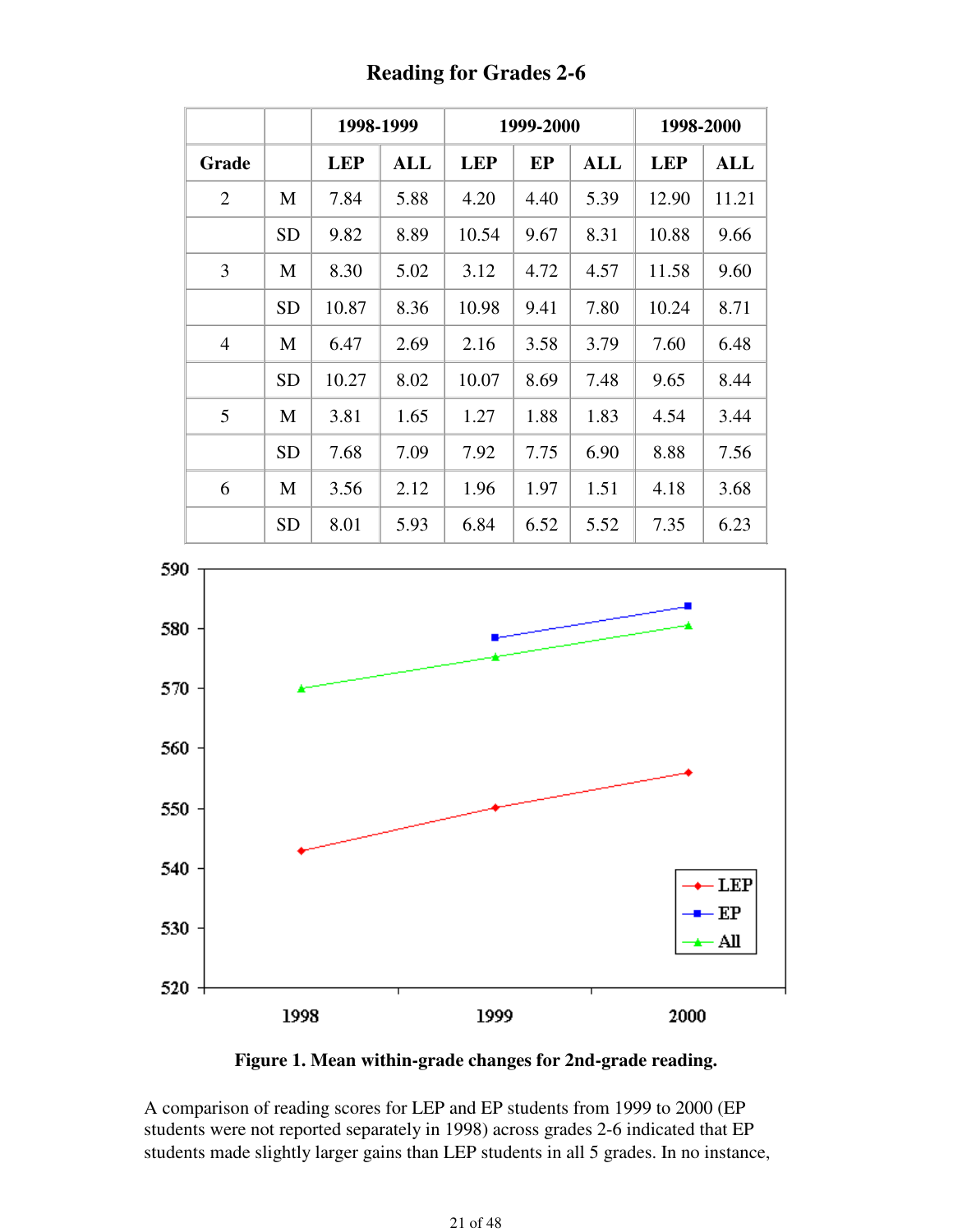## Reading for Grades 2-6

| | | 1998-1999 | | 1999-2000 | | | 1998-2000 | |
|---|---|---|---|---|---|---|---|---|
| Grade | | LEP | ALL | LEP | EP | ALL | LEP | ALL |
| 2 | M | 7.84 | 5.88 | 4.20 | 4.40 | 5.39 | 12.90 | 11.21 |
| | SD | 9.82 | 8.89 | 10.54 | 9.67 | 8.31 | 10.88 | 9.66 |
| 3 | M | 8.30 | 5.02 | 3.12 | 4.72 | 4.57 | 11.58 | 9.60 |
| | SD | 10.87 | 8.36 | 10.98 | 9.41 | 7.80 | 10.24 | 8.71 |
| 4 | M | 6.47 | 2.69 | 2.16 | 3.58 | 3.79 | 7.60 | 6.48 |
| | SD | 10.27 | 8.02 | 10.07 | 8.69 | 7.48 | 9.65 | 8.44 |
| 5 | M | 3.81 | 1.65 | 1.27 | 1.88 | 1.83 | 4.54 | 3.44 |
| | SD | 7.68 | 7.09 | 7.92 | 7.75 | 6.90 | 8.88 | 7.56 |
| 6 | M | 3.56 | 2.12 | 1.96 | 1.97 | 1.51 | 4.18 | 3.68 |
| | SD | 8.01 | 5.93 | 6.84 | 6.52 | 5.52 | 7.35 | 6.23 |

**Figure 1. Mean within-grade changes for 2nd-grade reading.**

A comparison of reading scores for LEP and EP students from 1999 to 2000 (EP students were not reported separately in 1998) across grades 2-6 indicated that EP students made slightly larger gains than LEP students in all 5 grades. In no instance,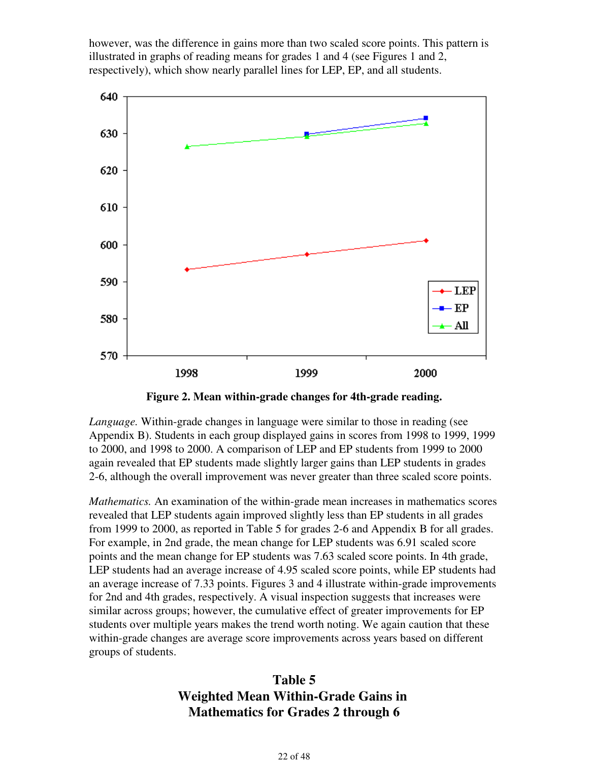however, was the difference in gains more than two scaled score points. This pattern is illustrated in graphs of reading means for grades 1 and 4 (see Figures 1 and 2, respectively), which show nearly parallel lines for LEP, EP, and all students.

**Figure 2. Mean within-grade changes for 4th-grade reading.**

*Language.* Within-grade changes in language were similar to those in reading (see Appendix B). Students in each group displayed gains in scores from 1998 to 1999, 1999 to 2000, and 1998 to 2000. A comparison of LEP and EP students from 1999 to 2000 again revealed that EP students made slightly larger gains than LEP students in grades 2-6, although the overall improvement was never greater than three scaled score points.

*Mathematics.* An examination of the within-grade mean increases in mathematics scores revealed that LEP students again improved slightly less than EP students in all grades from 1999 to 2000, as reported in Table 5 for grades 2-6 and Appendix B for all grades. For example, in 2nd grade, the mean change for LEP students was 6.91 scaled score points and the mean change for EP students was 7.63 scaled score points. In 4th grade, LEP students had an average increase of 4.95 scaled score points, while EP students had an average increase of 7.33 points. Figures 3 and 4 illustrate within-grade improvements for 2nd and 4th grades, respectively. A visual inspection suggests that increases were similar across groups; however, the cumulative effect of greater improvements for EP students over multiple years makes the trend worth noting. We again caution that these within-grade changes are average score improvements across years based on different groups of students.

## Table 5
## Weighted Mean Within-Grade Gains in Mathematics for Grades 2 through 6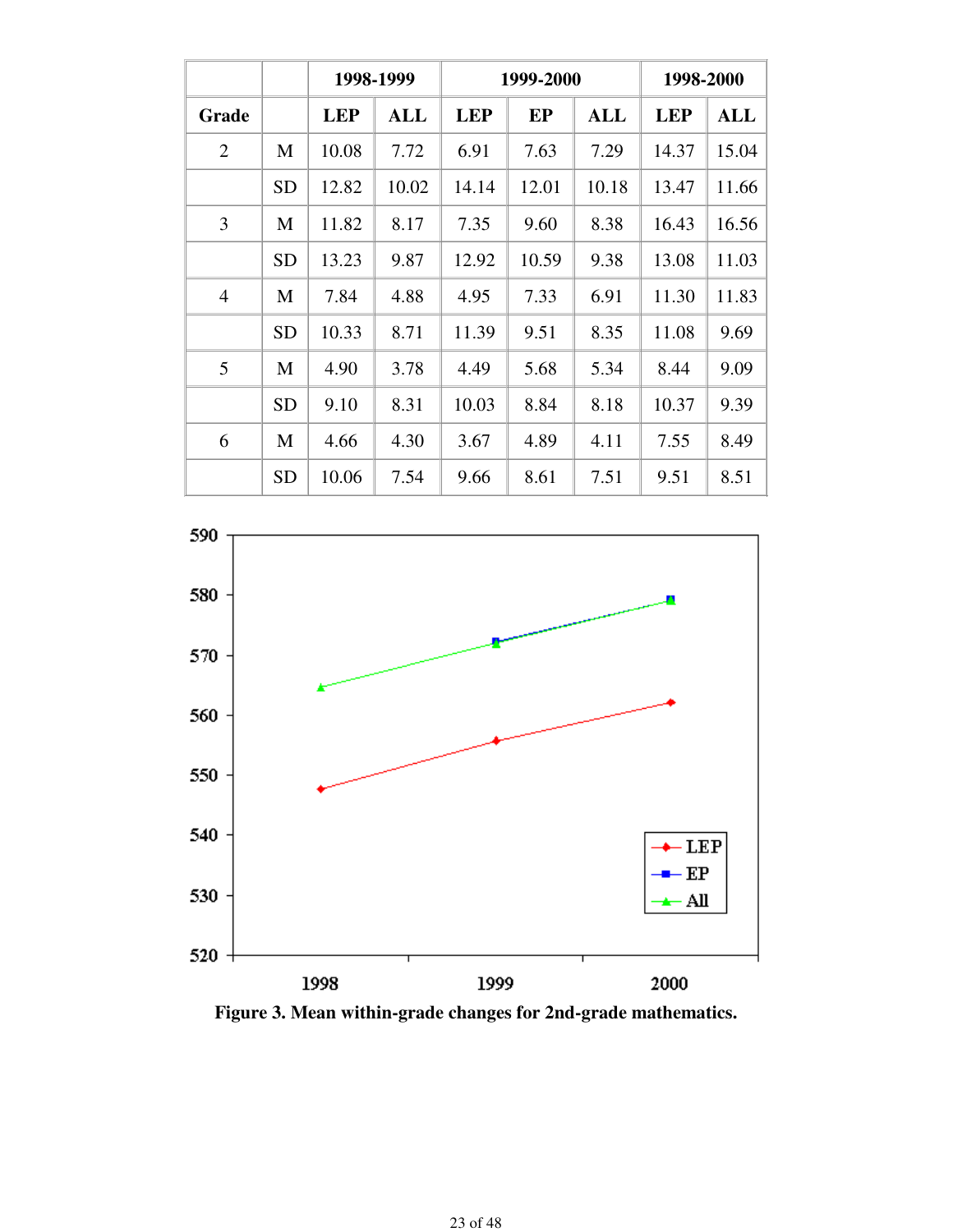| | | 1998-1999 | | 1999-2000 | | | 1998-2000 | |
|---|---|---|---|---|---|---|---|---|
| Grade | | LEP | ALL | LEP | EP | ALL | LEP | ALL |
| 2 | M | 10.08 | 7.72 | 6.91 | 7.63 | 7.29 | 14.37 | 15.04 |
| | SD | 12.82 | 10.02 | 14.14 | 12.01 | 10.18 | 13.47 | 11.66 |
| 3 | M | 11.82 | 8.17 | 7.35 | 9.60 | 8.38 | 16.43 | 16.56 |
| | SD | 13.23 | 9.87 | 12.92 | 10.59 | 9.38 | 13.08 | 11.03 |
| 4 | M | 7.84 | 4.88 | 4.95 | 7.33 | 6.91 | 11.30 | 11.83 |
| | SD | 10.33 | 8.71 | 11.39 | 9.51 | 8.35 | 11.08 | 9.69 |
| 5 | M | 4.90 | 3.78 | 4.49 | 5.68 | 5.34 | 8.44 | 9.09 |
| | SD | 9.10 | 8.31 | 10.03 | 8.84 | 8.18 | 10.37 | 9.39 |
| 6 | M | 4.66 | 4.30 | 3.67 | 4.89 | 4.11 | 7.55 | 8.49 |
| | SD | 10.06 | 7.54 | 9.66 | 8.61 | 7.51 | 9.51 | 8.51 |

**Figure 3. Mean within-grade changes for 2nd-grade mathematics.**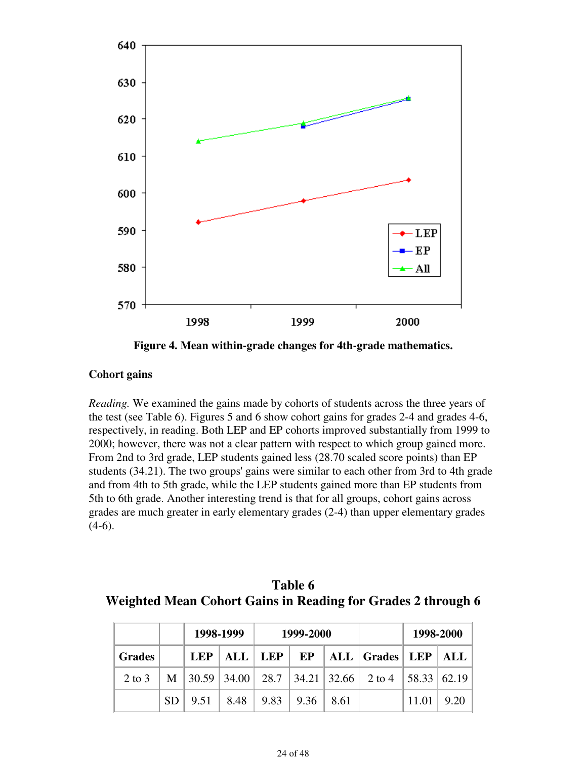Figure 4. Mean within-grade changes for 4th-grade mathematics.

**Cohort gains**

*Reading.* We examined the gains made by cohorts of students across the three years of the test (see Table 6). Figures 5 and 6 show cohort gains for grades 2-4 and grades 4-6, respectively, in reading. Both LEP and EP cohorts improved substantially from 1999 to 2000; however, there was not a clear pattern with respect to which group gained more. From 2nd to 3rd grade, LEP students gained less (28.70 scaled score points) than EP students (34.21). The two groups' gains were similar to each other from 3rd to 4th grade and from 4th to 5th grade, while the LEP students gained more than EP students from 5th to 6th grade. Another interesting trend is that for all groups, cohort gains across grades are much greater in early elementary grades (2-4) than upper elementary grades (4-6).

**Table 6**
**Weighted Mean Cohort Gains in Reading for Grades 2 through 6**

| | | 1998-1999 | | 1999-2000 | | | | 1998-2000 | |
|---|---|---|---|---|---|---|---|---|---|
| **Grades** | | **LEP** | **ALL** | **LEP** | **EP** | **ALL** | **Grades** | **LEP** | **ALL** |
| 2 to 3 | M | 30.59 | 34.00 | 28.7 | 34.21 | 32.66 | 2 to 4 | 58.33 | 62.19 |
| | SD | 9.51 | 8.48 | 9.83 | 9.36 | 8.61 | | 11.01 | 9.20 |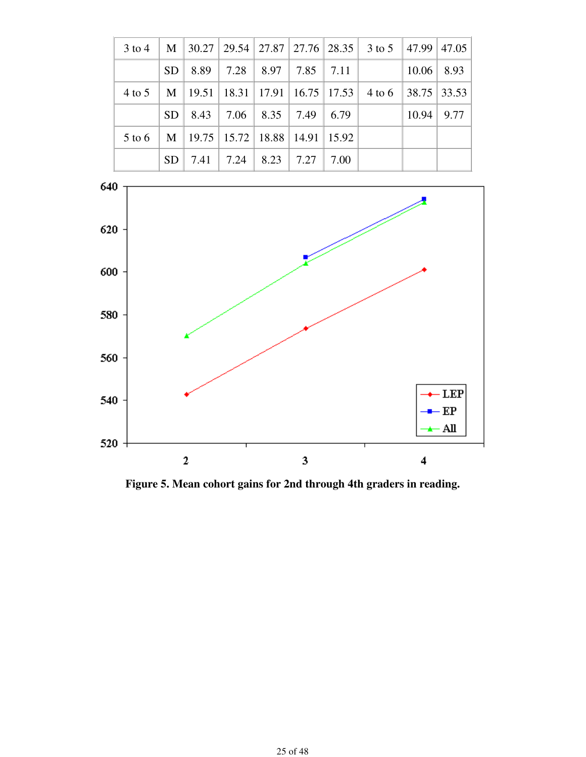| 3 to 4 | M | 30.27 | 29.54 | 27.87 | 27.76 | 28.35 | 3 to 5 | 47.99 | 47.05 |
|---|---|---|---|---|---|---|---|---|---|
| | SD | 8.89 | 7.28 | 8.97 | 7.85 | 7.11 | | 10.06 | 8.93 |
| 4 to 5 | M | 19.51 | 18.31 | 17.91 | 16.75 | 17.53 | 4 to 6 | 38.75 | 33.53 |
| | SD | 8.43 | 7.06 | 8.35 | 7.49 | 6.79 | | 10.94 | 9.77 |
| 5 to 6 | M | 19.75 | 15.72 | 18.88 | 14.91 | 15.92 | | | |
| | SD | 7.41 | 7.24 | 8.23 | 7.27 | 7.00 | | | |

**Figure 5. Mean cohort gains for 2nd through 4th graders in reading.**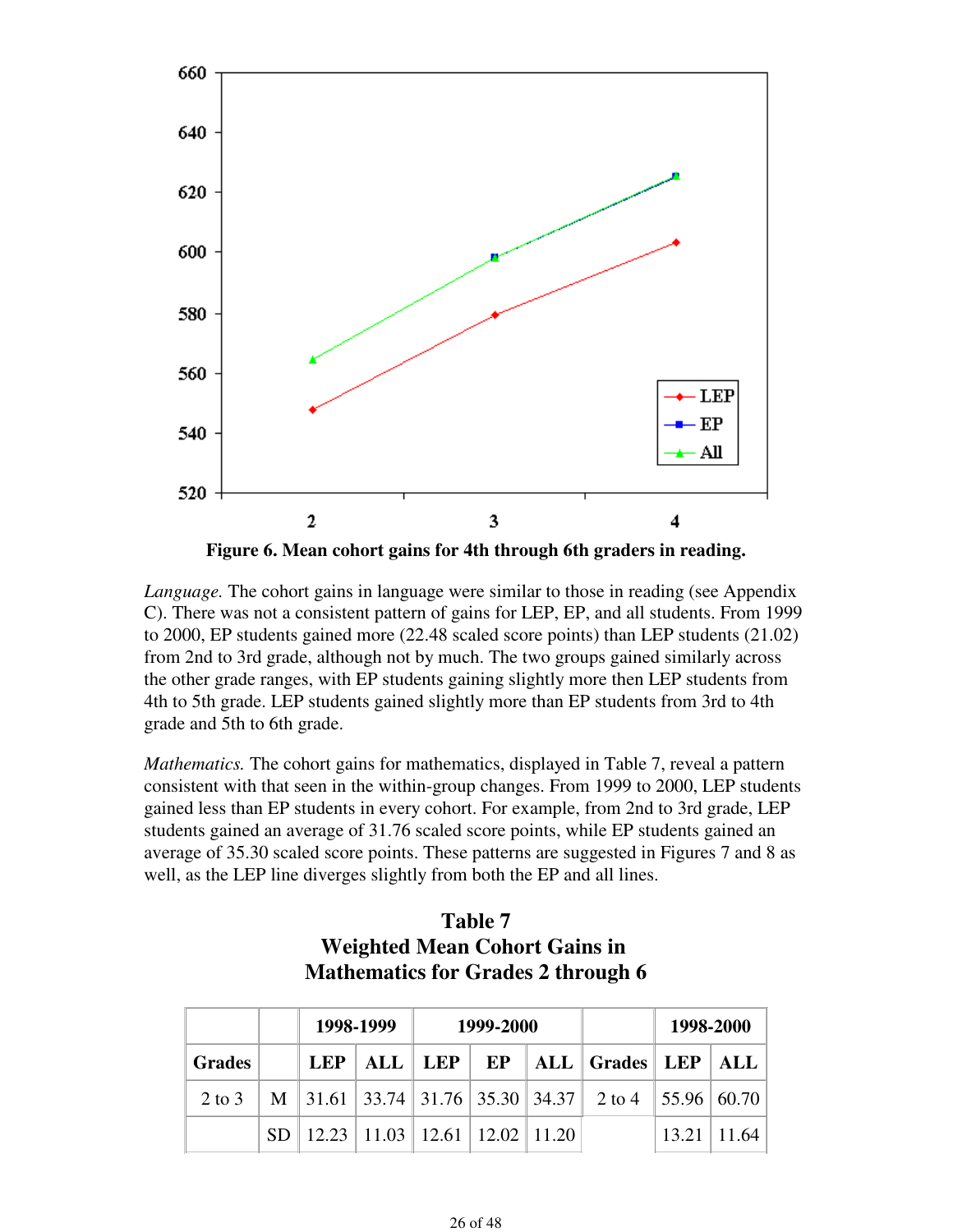**Figure 6. Mean cohort gains for 4th through 6th graders in reading.**

*Language.* The cohort gains in language were similar to those in reading (see Appendix C). There was not a consistent pattern of gains for LEP, EP, and all students. From 1999 to 2000, EP students gained more (22.48 scaled score points) than LEP students (21.02) from 2nd to 3rd grade, although not by much. The two groups gained similarly across the other grade ranges, with EP students gaining slightly more then LEP students from 4th to 5th grade. LEP students gained slightly more than EP students from 3rd to 4th grade and 5th to 6th grade.

*Mathematics.* The cohort gains for mathematics, displayed in Table 7, reveal a pattern consistent with that seen in the within-group changes. From 1999 to 2000, LEP students gained less than EP students in every cohort. For example, from 2nd to 3rd grade, LEP students gained an average of 31.76 scaled score points, while EP students gained an average of 35.30 scaled score points. These patterns are suggested in Figures 7 and 8 as well, as the LEP line diverges slightly from both the EP and all lines.

## Table 7
## Weighted Mean Cohort Gains in Mathematics for Grades 2 through 6

| | | 1998-1999 | | 1999-2000 | | | | 1998-2000 | |
|---|---|---|---|---|---|---|---|---|---|
| **Grades** | | **LEP** | **ALL** | **LEP** | **EP** | **ALL** | **Grades** | **LEP** | **ALL** |
| 2 to 3 | M | 31.61 | 33.74 | 31.76 | 35.30 | 34.37 | 2 to 4 | 55.96 | 60.70 |
| | SD | 12.23 | 11.03 | 12.61 | 12.02 | 11.20 | | 13.21 | 11.64 |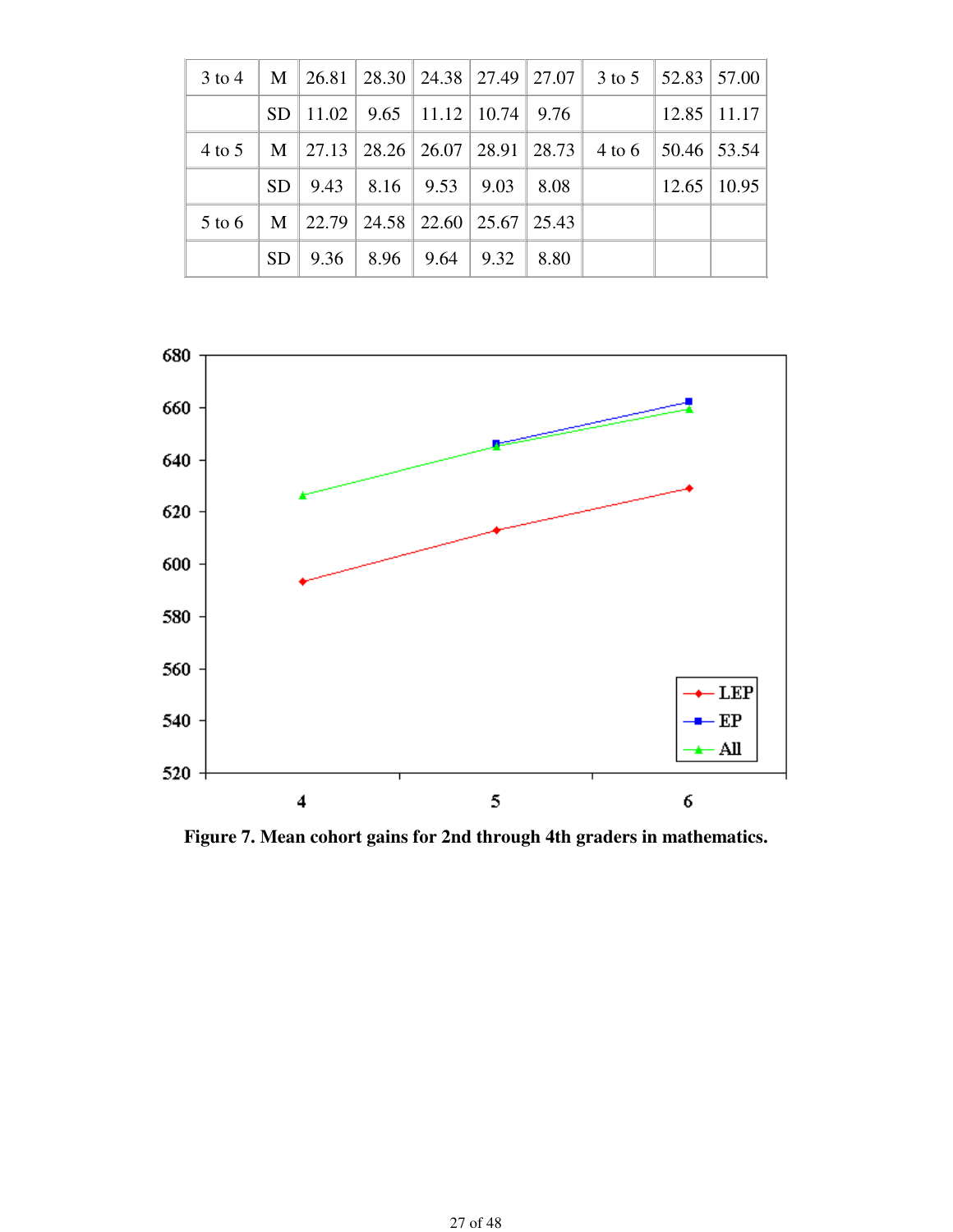| 3 to 4 | M | 26.81 | 28.30 | 24.38 | 27.49 | 27.07 | 3 to 5 | 52.83 | 57.00 |
|---|---|---|---|---|---|---|---|---|---|
| | SD | 11.02 | 9.65 | 11.12 | 10.74 | 9.76 | | 12.85 | 11.17 |
| 4 to 5 | M | 27.13 | 28.26 | 26.07 | 28.91 | 28.73 | 4 to 6 | 50.46 | 53.54 |
| | SD | 9.43 | 8.16 | 9.53 | 9.03 | 8.08 | | 12.65 | 10.95 |
| 5 to 6 | M | 22.79 | 24.58 | 22.60 | 25.67 | 25.43 | | | |
| | SD | 9.36 | 8.96 | 9.64 | 9.32 | 8.80 | | | |

**Figure 7. Mean cohort gains for 2nd through 4th graders in mathematics.**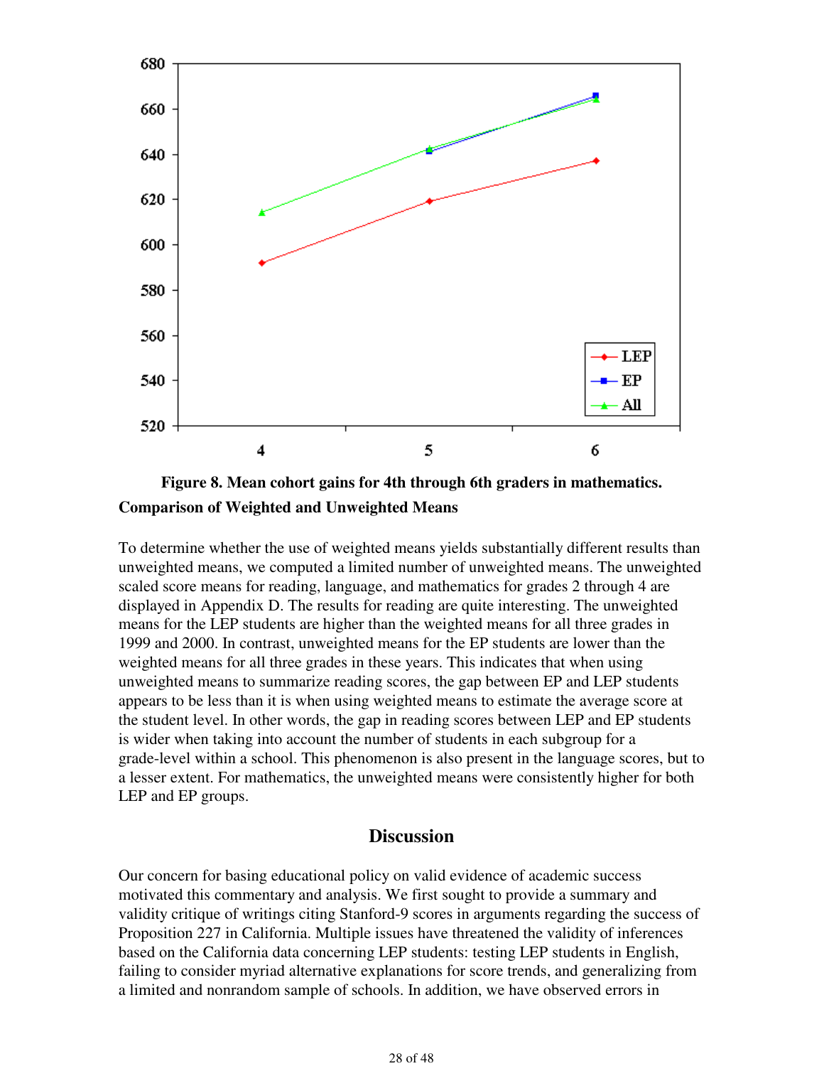**Figure 8. Mean cohort gains for 4th through 6th graders in mathematics.**

**Comparison of Weighted and Unweighted Means**

To determine whether the use of weighted means yields substantially different results than unweighted means, we computed a limited number of unweighted means. The unweighted scaled score means for reading, language, and mathematics for grades 2 through 4 are displayed in Appendix D. The results for reading are quite interesting. The unweighted means for the LEP students are higher than the weighted means for all three grades in 1999 and 2000. In contrast, unweighted means for the EP students are lower than the weighted means for all three grades in these years. This indicates that when using unweighted means to summarize reading scores, the gap between EP and LEP students appears to be less than it is when using weighted means to estimate the average score at the student level. In other words, the gap in reading scores between LEP and EP students is wider when taking into account the number of students in each subgroup for a grade-level within a school. This phenomenon is also present in the language scores, but to a lesser extent. For mathematics, the unweighted means were consistently higher for both LEP and EP groups.

## Discussion

Our concern for basing educational policy on valid evidence of academic success motivated this commentary and analysis. We first sought to provide a summary and validity critique of writings citing Stanford-9 scores in arguments regarding the success of Proposition 227 in California. Multiple issues have threatened the validity of inferences based on the California data concerning LEP students: testing LEP students in English, failing to consider myriad alternative explanations for score trends, and generalizing from a limited and nonrandom sample of schools. In addition, we have observed errors in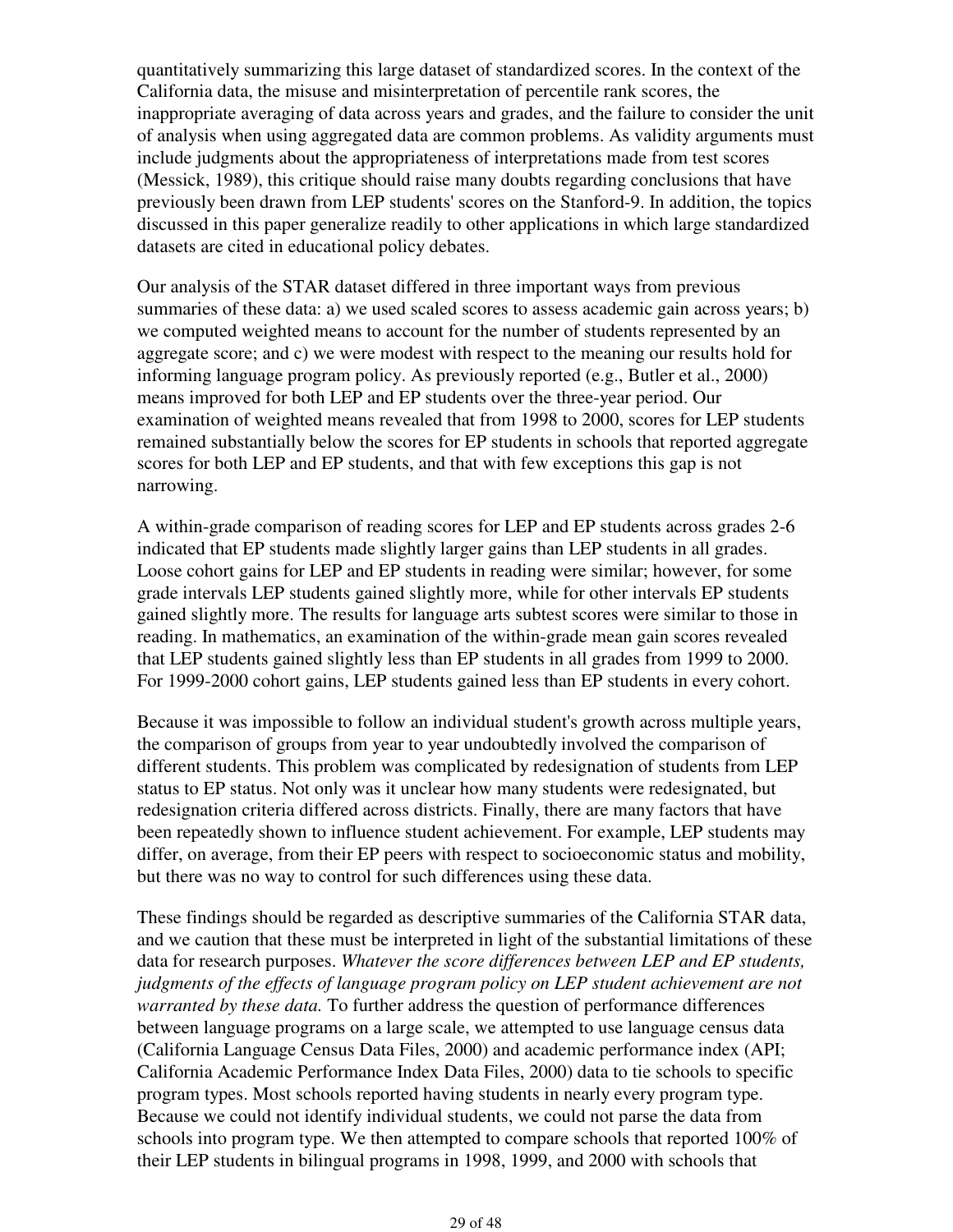quantitatively summarizing this large dataset of standardized scores. In the context of the California data, the misuse and misinterpretation of percentile rank scores, the inappropriate averaging of data across years and grades, and the failure to consider the unit of analysis when using aggregated data are common problems. As validity arguments must include judgments about the appropriateness of interpretations made from test scores (Messick, 1989), this critique should raise many doubts regarding conclusions that have previously been drawn from LEP students' scores on the Stanford-9. In addition, the topics discussed in this paper generalize readily to other applications in which large standardized datasets are cited in educational policy debates.

Our analysis of the STAR dataset differed in three important ways from previous summaries of these data: a) we used scaled scores to assess academic gain across years; b) we computed weighted means to account for the number of students represented by an aggregate score; and c) we were modest with respect to the meaning our results hold for informing language program policy. As previously reported (e.g., Butler et al., 2000) means improved for both LEP and EP students over the three-year period. Our examination of weighted means revealed that from 1998 to 2000, scores for LEP students remained substantially below the scores for EP students in schools that reported aggregate scores for both LEP and EP students, and that with few exceptions this gap is not narrowing.

A within-grade comparison of reading scores for LEP and EP students across grades 2-6 indicated that EP students made slightly larger gains than LEP students in all grades. Loose cohort gains for LEP and EP students in reading were similar; however, for some grade intervals LEP students gained slightly more, while for other intervals EP students gained slightly more. The results for language arts subtest scores were similar to those in reading. In mathematics, an examination of the within-grade mean gain scores revealed that LEP students gained slightly less than EP students in all grades from 1999 to 2000. For 1999-2000 cohort gains, LEP students gained less than EP students in every cohort.

Because it was impossible to follow an individual student's growth across multiple years, the comparison of groups from year to year undoubtedly involved the comparison of different students. This problem was complicated by redesignation of students from LEP status to EP status. Not only was it unclear how many students were redesignated, but redesignation criteria differed across districts. Finally, there are many factors that have been repeatedly shown to influence student achievement. For example, LEP students may differ, on average, from their EP peers with respect to socioeconomic status and mobility, but there was no way to control for such differences using these data.

These findings should be regarded as descriptive summaries of the California STAR data, and we caution that these must be interpreted in light of the substantial limitations of these data for research purposes. *Whatever the score differences between LEP and EP students, judgments of the effects of language program policy on LEP student achievement are not warranted by these data.* To further address the question of performance differences between language programs on a large scale, we attempted to use language census data (California Language Census Data Files, 2000) and academic performance index (API; California Academic Performance Index Data Files, 2000) data to tie schools to specific program types. Most schools reported having students in nearly every program type. Because we could not identify individual students, we could not parse the data from schools into program type. We then attempted to compare schools that reported 100% of their LEP students in bilingual programs in 1998, 1999, and 2000 with schools that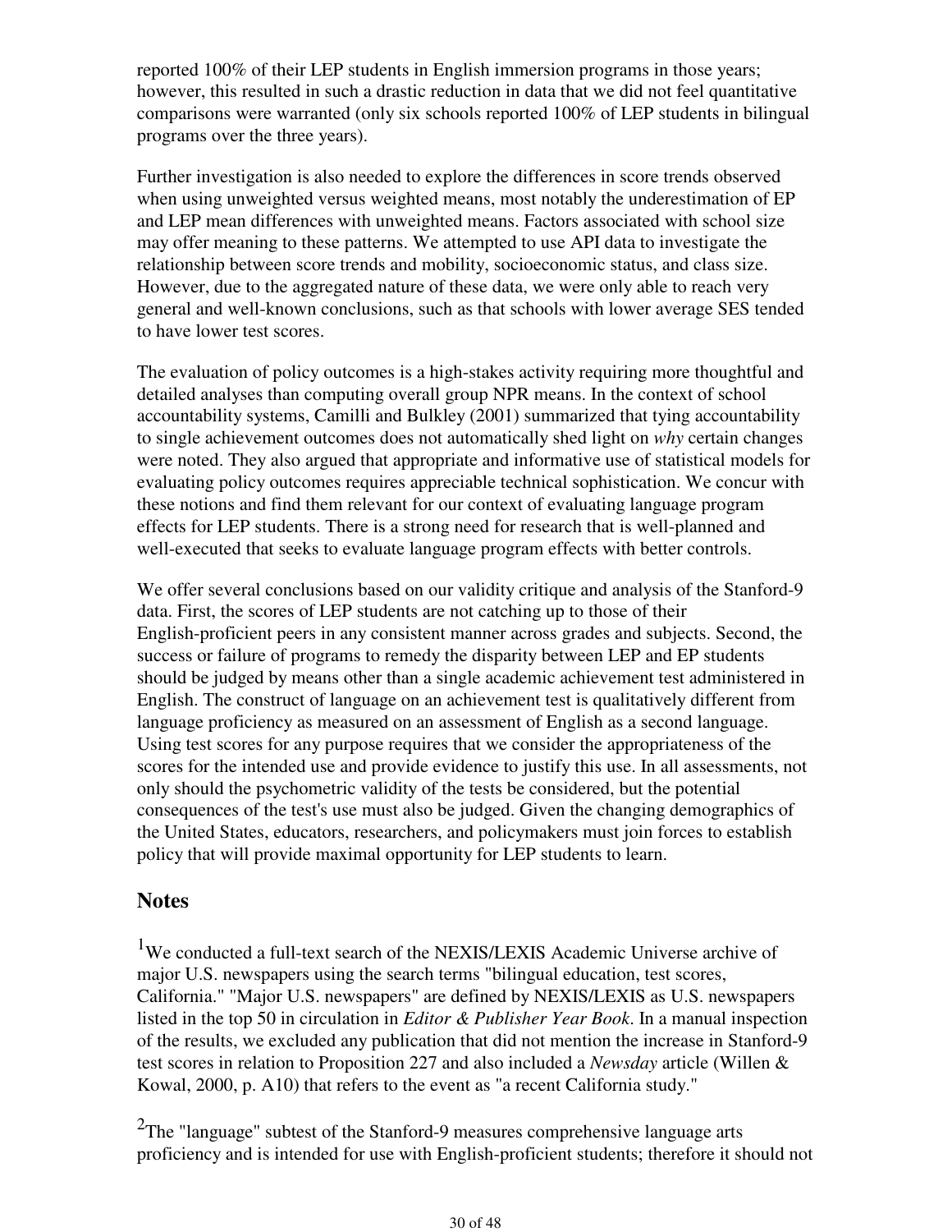reported 100% of their LEP students in English immersion programs in those years; however, this resulted in such a drastic reduction in data that we did not feel quantitative comparisons were warranted (only six schools reported 100% of LEP students in bilingual programs over the three years).

Further investigation is also needed to explore the differences in score trends observed when using unweighted versus weighted means, most notably the underestimation of EP and LEP mean differences with unweighted means. Factors associated with school size may offer meaning to these patterns. We attempted to use API data to investigate the relationship between score trends and mobility, socioeconomic status, and class size. However, due to the aggregated nature of these data, we were only able to reach very general and well-known conclusions, such as that schools with lower average SES tended to have lower test scores.

The evaluation of policy outcomes is a high-stakes activity requiring more thoughtful and detailed analyses than computing overall group NPR means. In the context of school accountability systems, Camilli and Bulkley (2001) summarized that tying accountability to single achievement outcomes does not automatically shed light on *why* certain changes were noted. They also argued that appropriate and informative use of statistical models for evaluating policy outcomes requires appreciable technical sophistication. We concur with these notions and find them relevant for our context of evaluating language program effects for LEP students. There is a strong need for research that is well-planned and well-executed that seeks to evaluate language program effects with better controls.

We offer several conclusions based on our validity critique and analysis of the Stanford-9 data. First, the scores of LEP students are not catching up to those of their English-proficient peers in any consistent manner across grades and subjects. Second, the success or failure of programs to remedy the disparity between LEP and EP students should be judged by means other than a single academic achievement test administered in English. The construct of language on an achievement test is qualitatively different from language proficiency as measured on an assessment of English as a second language. Using test scores for any purpose requires that we consider the appropriateness of the scores for the intended use and provide evidence to justify this use. In all assessments, not only should the psychometric validity of the tests be considered, but the potential consequences of the test's use must also be judged. Given the changing demographics of the United States, educators, researchers, and policymakers must join forces to establish policy that will provide maximal opportunity for LEP students to learn.

## Notes

[1]We conducted a full-text search of the NEXIS/LEXIS Academic Universe archive of major U.S. newspapers using the search terms "bilingual education, test scores, California." "Major U.S. newspapers" are defined by NEXIS/LEXIS as U.S. newspapers listed in the top 50 in circulation in *Editor & Publisher Year Book*. In a manual inspection of the results, we excluded any publication that did not mention the increase in Stanford-9 test scores in relation to Proposition 227 and also included a *Newsday* article (Willen & Kowal, 2000, p. A10) that refers to the event as "a recent California study."

[2]The "language" subtest of the Stanford-9 measures comprehensive language arts proficiency and is intended for use with English-proficient students; therefore it should not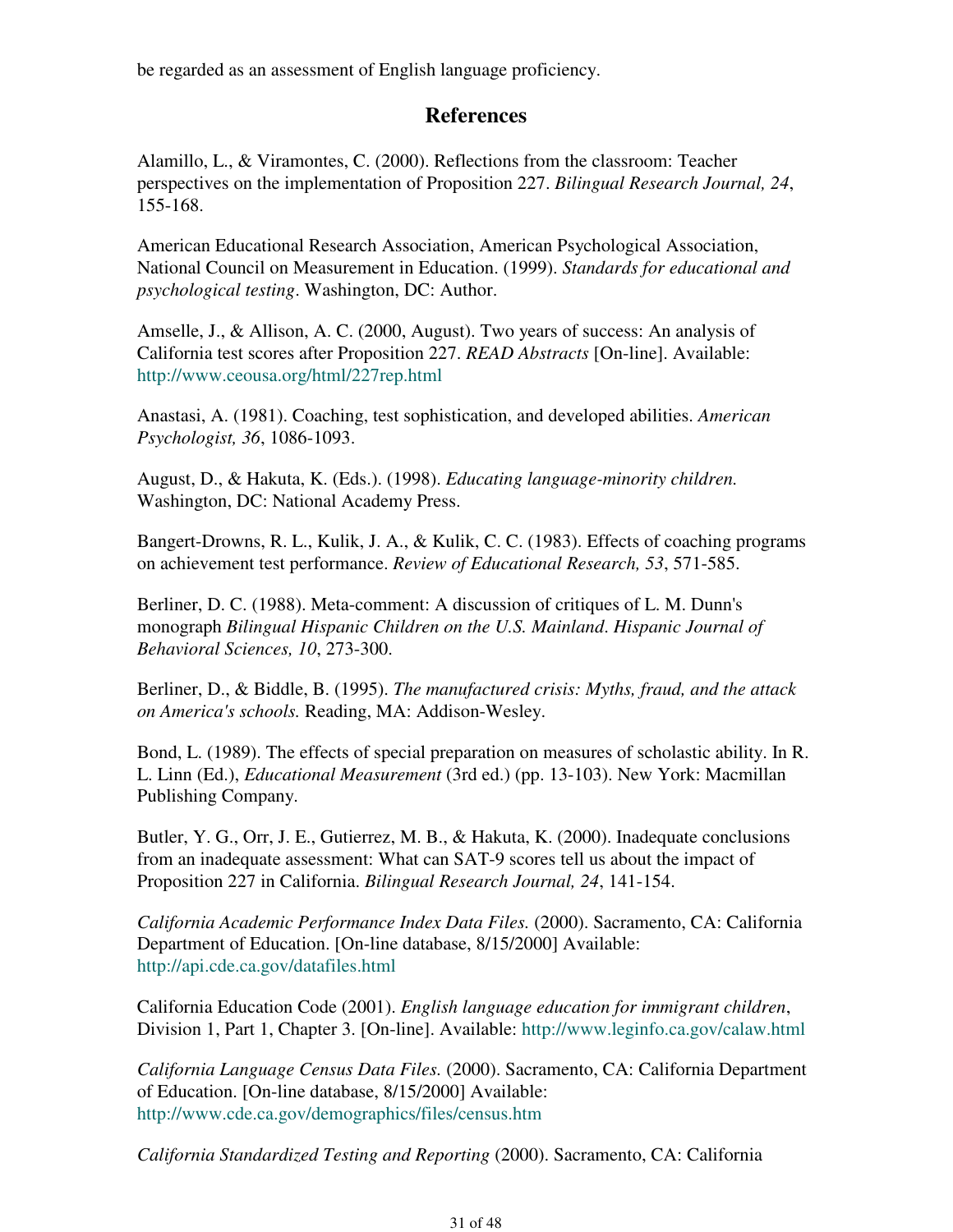be regarded as an assessment of English language proficiency.

## References

Alamillo, L., & Viramontes, C. (2000). Reflections from the classroom: Teacher perspectives on the implementation of Proposition 227. *Bilingual Research Journal, 24*, 155-168.

American Educational Research Association, American Psychological Association, National Council on Measurement in Education. (1999). *Standards for educational and psychological testing*. Washington, DC: Author.

Amselle, J., & Allison, A. C. (2000, August). Two years of success: An analysis of California test scores after Proposition 227. *READ Abstracts* [On-line]. Available: http://www.ceousa.org/html/227rep.html

Anastasi, A. (1981). Coaching, test sophistication, and developed abilities. *American Psychologist, 36*, 1086-1093.

August, D., & Hakuta, K. (Eds.). (1998). *Educating language-minority children.* Washington, DC: National Academy Press.

Bangert-Drowns, R. L., Kulik, J. A., & Kulik, C. C. (1983). Effects of coaching programs on achievement test performance. *Review of Educational Research, 53*, 571-585.

Berliner, D. C. (1988). Meta-comment: A discussion of critiques of L. M. Dunn's monograph *Bilingual Hispanic Children on the U.S. Mainland*. *Hispanic Journal of Behavioral Sciences, 10*, 273-300.

Berliner, D., & Biddle, B. (1995). *The manufactured crisis: Myths, fraud, and the attack on America's schools.* Reading, MA: Addison-Wesley.

Bond, L. (1989). The effects of special preparation on measures of scholastic ability. In R. L. Linn (Ed.), *Educational Measurement* (3rd ed.) (pp. 13-103). New York: Macmillan Publishing Company.

Butler, Y. G., Orr, J. E., Gutierrez, M. B., & Hakuta, K. (2000). Inadequate conclusions from an inadequate assessment: What can SAT-9 scores tell us about the impact of Proposition 227 in California. *Bilingual Research Journal, 24*, 141-154.

*California Academic Performance Index Data Files.* (2000). Sacramento, CA: California Department of Education. [On-line database, 8/15/2000] Available: http://api.cde.ca.gov/datafiles.html

California Education Code (2001). *English language education for immigrant children*, Division 1, Part 1, Chapter 3. [On-line]. Available: http://www.leginfo.ca.gov/calaw.html

*California Language Census Data Files.* (2000). Sacramento, CA: California Department of Education. [On-line database, 8/15/2000] Available: http://www.cde.ca.gov/demographics/files/census.htm

*California Standardized Testing and Reporting* (2000). Sacramento, CA: California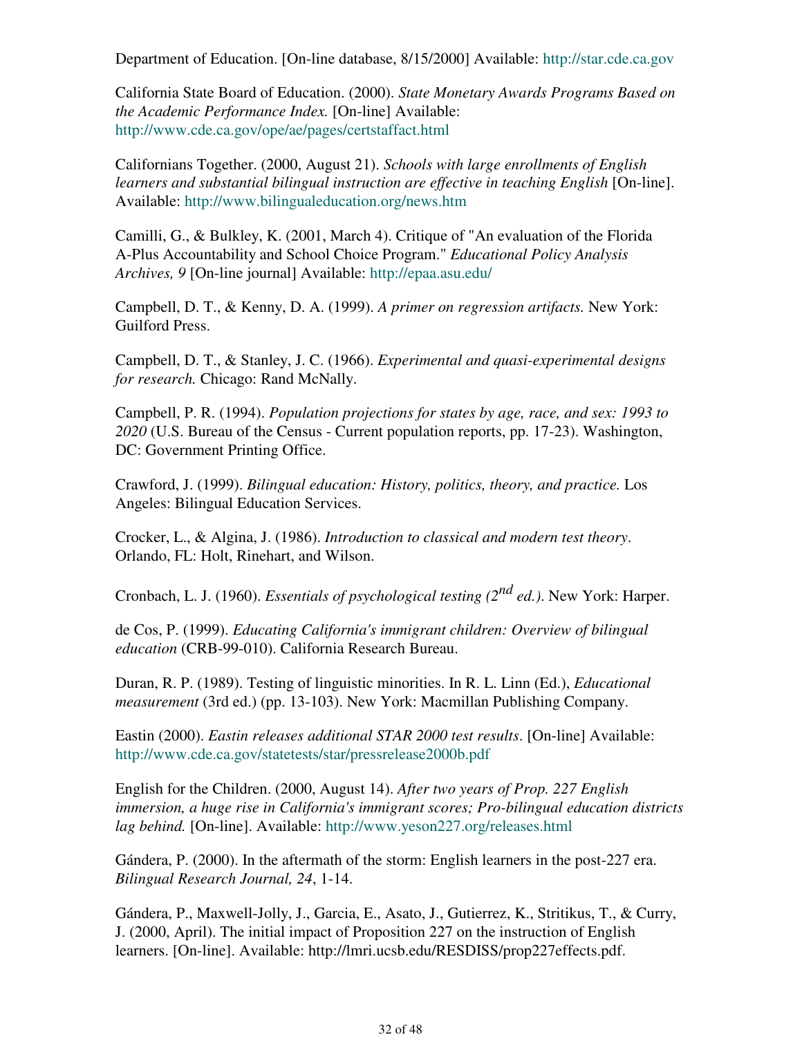Department of Education. [On-line database, 8/15/2000] Available: http://star.cde.ca.gov

California State Board of Education. (2000). *State Monetary Awards Programs Based on the Academic Performance Index.* [On-line] Available: http://www.cde.ca.gov/ope/ae/pages/certstaffact.html

Californians Together. (2000, August 21). *Schools with large enrollments of English learners and substantial bilingual instruction are effective in teaching English* [On-line]. Available: http://www.bilingualeducation.org/news.htm

Camilli, G., & Bulkley, K. (2001, March 4). Critique of "An evaluation of the Florida A-Plus Accountability and School Choice Program." *Educational Policy Analysis Archives, 9* [On-line journal] Available: http://epaa.asu.edu/

Campbell, D. T., & Kenny, D. A. (1999). *A primer on regression artifacts.* New York: Guilford Press.

Campbell, D. T., & Stanley, J. C. (1966). *Experimental and quasi-experimental designs for research.* Chicago: Rand McNally.

Campbell, P. R. (1994). *Population projections for states by age, race, and sex: 1993 to 2020* (U.S. Bureau of the Census - Current population reports, pp. 17-23). Washington, DC: Government Printing Office.

Crawford, J. (1999). *Bilingual education: History, politics, theory, and practice.* Los Angeles: Bilingual Education Services.

Crocker, L., & Algina, J. (1986). *Introduction to classical and modern test theory*. Orlando, FL: Holt, Rinehart, and Wilson.

Cronbach, L. J. (1960). *Essentials of psychological testing (2nd ed.)*. New York: Harper.

de Cos, P. (1999). *Educating California's immigrant children: Overview of bilingual education* (CRB-99-010). California Research Bureau.

Duran, R. P. (1989). Testing of linguistic minorities. In R. L. Linn (Ed.), *Educational measurement* (3rd ed.) (pp. 13-103). New York: Macmillan Publishing Company.

Eastin (2000). *Eastin releases additional STAR 2000 test results*. [On-line] Available: http://www.cde.ca.gov/statetests/star/pressrelease2000b.pdf

English for the Children. (2000, August 14). *After two years of Prop. 227 English immersion, a huge rise in California's immigrant scores; Pro-bilingual education districts lag behind.* [On-line]. Available: http://www.yeson227.org/releases.html

Gándera, P. (2000). In the aftermath of the storm: English learners in the post-227 era. *Bilingual Research Journal, 24*, 1-14.

Gándera, P., Maxwell-Jolly, J., Garcia, E., Asato, J., Gutierrez, K., Stritikus, T., & Curry, J. (2000, April). The initial impact of Proposition 227 on the instruction of English learners. [On-line]. Available: http://lmri.ucsb.edu/RESDISS/prop227effects.pdf.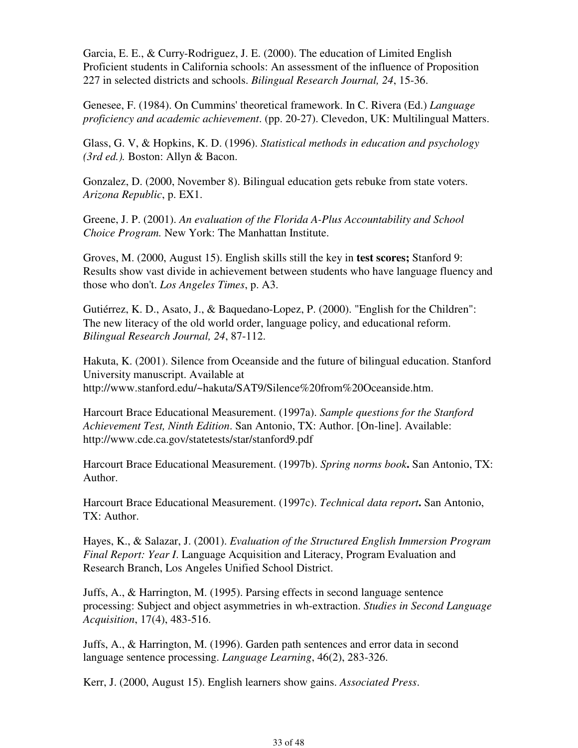Garcia, E. E., & Curry-Rodriguez, J. E. (2000). The education of Limited English Proficient students in California schools: An assessment of the influence of Proposition 227 in selected districts and schools. *Bilingual Research Journal, 24*, 15-36.

Genesee, F. (1984). On Cummins' theoretical framework. In C. Rivera (Ed.) *Language proficiency and academic achievement*. (pp. 20-27). Clevedon, UK: Multilingual Matters.

Glass, G. V, & Hopkins, K. D. (1996). *Statistical methods in education and psychology (3rd ed.).* Boston: Allyn & Bacon.

Gonzalez, D. (2000, November 8). Bilingual education gets rebuke from state voters. *Arizona Republic*, p. EX1.

Greene, J. P. (2001). *An evaluation of the Florida A-Plus Accountability and School Choice Program.* New York: The Manhattan Institute.

Groves, M. (2000, August 15). English skills still the key in **test scores;** Stanford 9: Results show vast divide in achievement between students who have language fluency and those who don't. *Los Angeles Times*, p. A3.

Gutiérrez, K. D., Asato, J., & Baquedano-Lopez, P. (2000). "English for the Children": The new literacy of the old world order, language policy, and educational reform. *Bilingual Research Journal, 24*, 87-112.

Hakuta, K. (2001). Silence from Oceanside and the future of bilingual education. Stanford University manuscript. Available at http://www.stanford.edu/~hakuta/SAT9/Silence%20from%20Oceanside.htm.

Harcourt Brace Educational Measurement. (1997a). *Sample questions for the Stanford Achievement Test, Ninth Edition*. San Antonio, TX: Author. [On-line]. Available: http://www.cde.ca.gov/statetests/star/stanford9.pdf

Harcourt Brace Educational Measurement. (1997b). *Spring norms book***.** San Antonio, TX: Author.

Harcourt Brace Educational Measurement. (1997c). *Technical data report***.** San Antonio, TX: Author.

Hayes, K., & Salazar, J. (2001). *Evaluation of the Structured English Immersion Program Final Report: Year I*. Language Acquisition and Literacy, Program Evaluation and Research Branch, Los Angeles Unified School District.

Juffs, A., & Harrington, M. (1995). Parsing effects in second language sentence processing: Subject and object asymmetries in wh-extraction. *Studies in Second Language Acquisition*, 17(4), 483-516.

Juffs, A., & Harrington, M. (1996). Garden path sentences and error data in second language sentence processing. *Language Learning*, 46(2), 283-326.

Kerr, J. (2000, August 15). English learners show gains. *Associated Press*.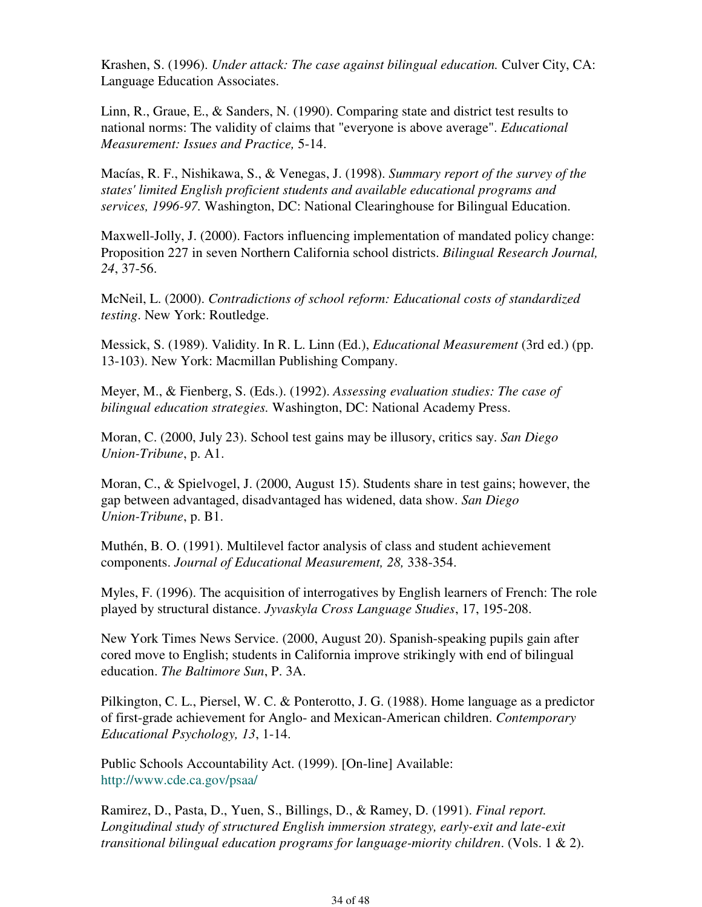Krashen, S. (1996). *Under attack: The case against bilingual education.* Culver City, CA: Language Education Associates.

Linn, R., Graue, E., & Sanders, N. (1990). Comparing state and district test results to national norms: The validity of claims that "everyone is above average". *Educational Measurement: Issues and Practice,* 5-14.

Macías, R. F., Nishikawa, S., & Venegas, J. (1998). *Summary report of the survey of the states' limited English proficient students and available educational programs and services, 1996-97.* Washington, DC: National Clearinghouse for Bilingual Education.

Maxwell-Jolly, J. (2000). Factors influencing implementation of mandated policy change: Proposition 227 in seven Northern California school districts. *Bilingual Research Journal, 24*, 37-56.

McNeil, L. (2000). *Contradictions of school reform: Educational costs of standardized testing*. New York: Routledge.

Messick, S. (1989). Validity. In R. L. Linn (Ed.), *Educational Measurement* (3rd ed.) (pp. 13-103). New York: Macmillan Publishing Company.

Meyer, M., & Fienberg, S. (Eds.). (1992). *Assessing evaluation studies: The case of bilingual education strategies.* Washington, DC: National Academy Press.

Moran, C. (2000, July 23). School test gains may be illusory, critics say. *San Diego Union-Tribune*, p. A1.

Moran, C., & Spielvogel, J. (2000, August 15). Students share in test gains; however, the gap between advantaged, disadvantaged has widened, data show. *San Diego Union-Tribune*, p. B1.

Muthén, B. O. (1991). Multilevel factor analysis of class and student achievement components. *Journal of Educational Measurement, 28,* 338-354.

Myles, F. (1996). The acquisition of interrogatives by English learners of French: The role played by structural distance. *Jyvaskyla Cross Language Studies*, 17, 195-208.

New York Times News Service. (2000, August 20). Spanish-speaking pupils gain after cored move to English; students in California improve strikingly with end of bilingual education. *The Baltimore Sun*, P. 3A.

Pilkington, C. L., Piersel, W. C. & Ponterotto, J. G. (1988). Home language as a predictor of first-grade achievement for Anglo- and Mexican-American children. *Contemporary Educational Psychology, 13*, 1-14.

Public Schools Accountability Act. (1999). [On-line] Available: http://www.cde.ca.gov/psaa/

Ramirez, D., Pasta, D., Yuen, S., Billings, D., & Ramey, D. (1991). *Final report. Longitudinal study of structured English immersion strategy, early-exit and late-exit transitional bilingual education programs for language-miority children*. (Vols. 1 & 2).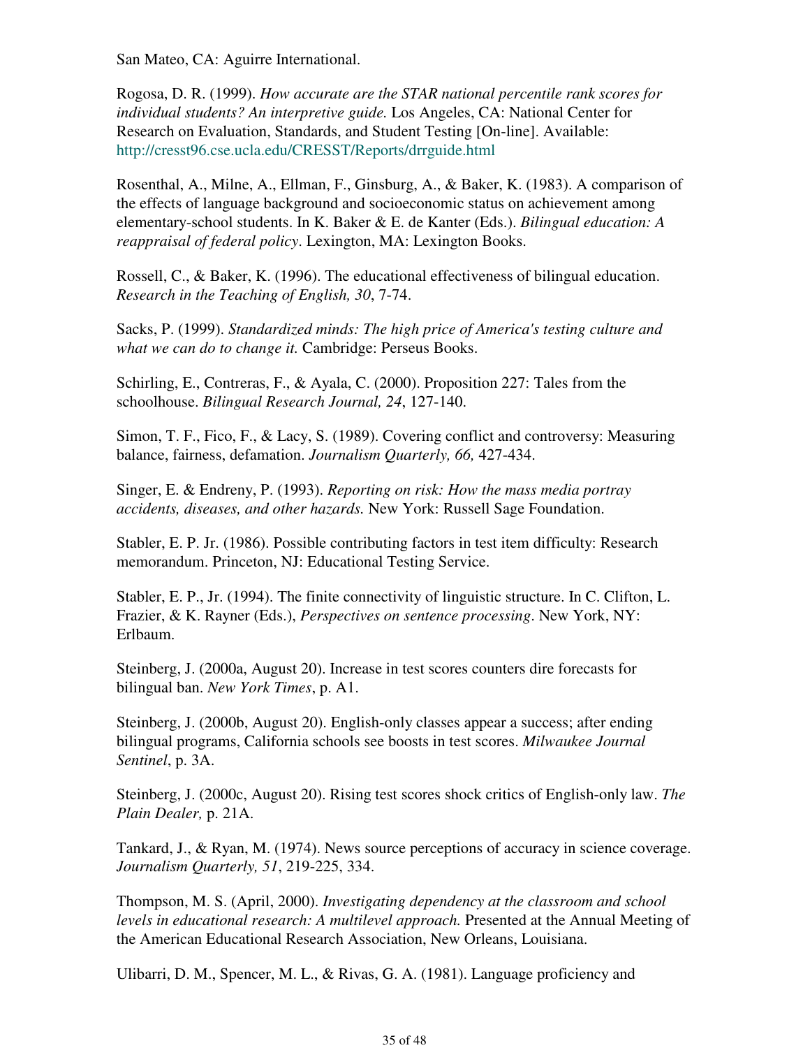San Mateo, CA: Aguirre International.

Rogosa, D. R. (1999). *How accurate are the STAR national percentile rank scores for individual students? An interpretive guide.* Los Angeles, CA: National Center for Research on Evaluation, Standards, and Student Testing [On-line]. Available: http://cresst96.cse.ucla.edu/CRESST/Reports/drrguide.html

Rosenthal, A., Milne, A., Ellman, F., Ginsburg, A., & Baker, K. (1983). A comparison of the effects of language background and socioeconomic status on achievement among elementary-school students. In K. Baker & E. de Kanter (Eds.). *Bilingual education: A reappraisal of federal policy*. Lexington, MA: Lexington Books.

Rossell, C., & Baker, K. (1996). The educational effectiveness of bilingual education. *Research in the Teaching of English, 30*, 7-74.

Sacks, P. (1999). *Standardized minds: The high price of America's testing culture and what we can do to change it.* Cambridge: Perseus Books.

Schirling, E., Contreras, F., & Ayala, C. (2000). Proposition 227: Tales from the schoolhouse. *Bilingual Research Journal, 24*, 127-140.

Simon, T. F., Fico, F., & Lacy, S. (1989). Covering conflict and controversy: Measuring balance, fairness, defamation. *Journalism Quarterly, 66,* 427-434.

Singer, E. & Endreny, P. (1993). *Reporting on risk: How the mass media portray accidents, diseases, and other hazards.* New York: Russell Sage Foundation.

Stabler, E. P. Jr. (1986). Possible contributing factors in test item difficulty: Research memorandum. Princeton, NJ: Educational Testing Service.

Stabler, E. P., Jr. (1994). The finite connectivity of linguistic structure. In C. Clifton, L. Frazier, & K. Rayner (Eds.), *Perspectives on sentence processing*. New York, NY: Erlbaum.

Steinberg, J. (2000a, August 20). Increase in test scores counters dire forecasts for bilingual ban. *New York Times*, p. A1.

Steinberg, J. (2000b, August 20). English-only classes appear a success; after ending bilingual programs, California schools see boosts in test scores. *Milwaukee Journal Sentinel*, p. 3A.

Steinberg, J. (2000c, August 20). Rising test scores shock critics of English-only law. *The Plain Dealer,* p. 21A.

Tankard, J., & Ryan, M. (1974). News source perceptions of accuracy in science coverage. *Journalism Quarterly, 51*, 219-225, 334.

Thompson, M. S. (April, 2000). *Investigating dependency at the classroom and school levels in educational research: A multilevel approach.* Presented at the Annual Meeting of the American Educational Research Association, New Orleans, Louisiana.

Ulibarri, D. M., Spencer, M. L., & Rivas, G. A. (1981). Language proficiency and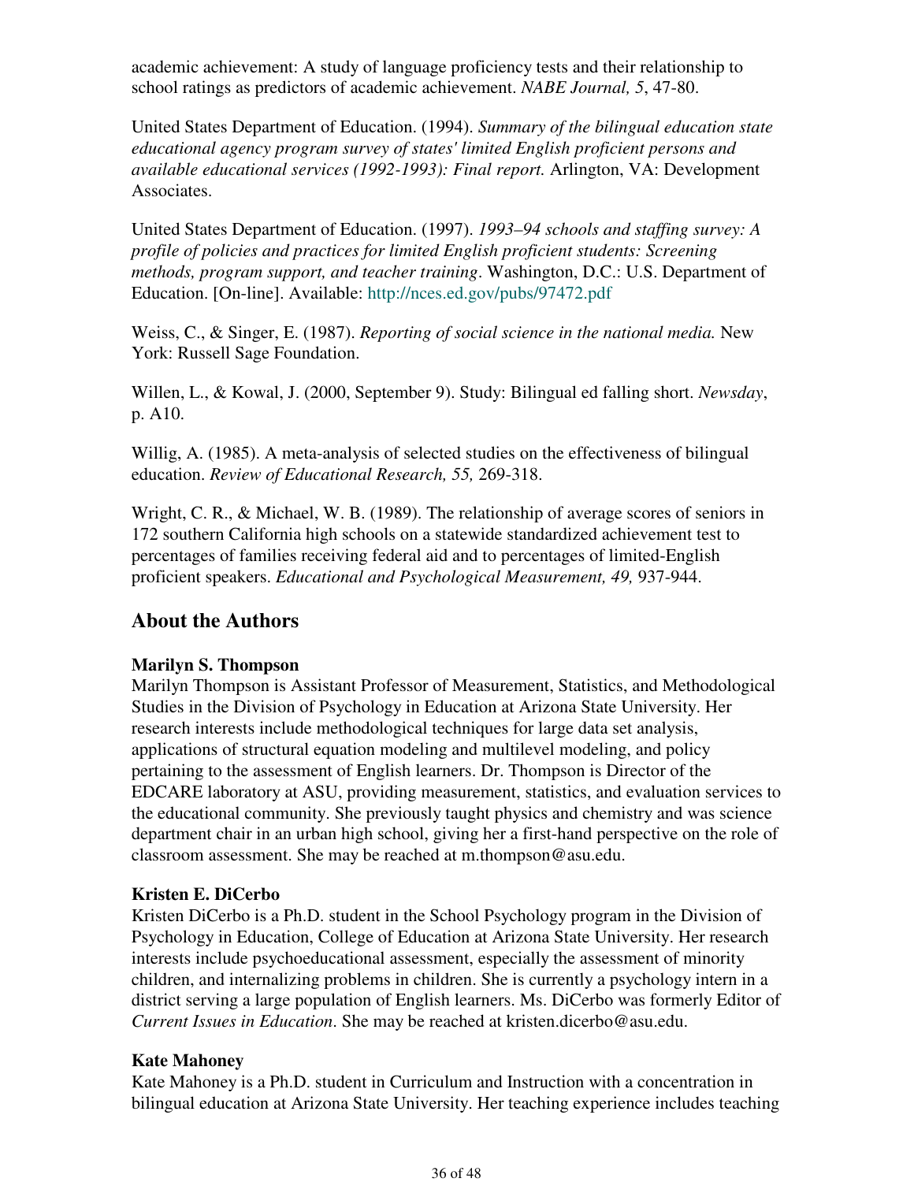academic achievement: A study of language proficiency tests and their relationship to school ratings as predictors of academic achievement. *NABE Journal, 5*, 47-80.

United States Department of Education. (1994). *Summary of the bilingual education state educational agency program survey of states' limited English proficient persons and available educational services (1992-1993): Final report.* Arlington, VA: Development Associates.

United States Department of Education. (1997). *1993–94 schools and staffing survey: A profile of policies and practices for limited English proficient students: Screening methods, program support, and teacher training*. Washington, D.C.: U.S. Department of Education. [On-line]. Available: http://nces.ed.gov/pubs/97472.pdf

Weiss, C., & Singer, E. (1987). *Reporting of social science in the national media.* New York: Russell Sage Foundation.

Willen, L., & Kowal, J. (2000, September 9). Study: Bilingual ed falling short. *Newsday*, p. A10.

Willig, A. (1985). A meta-analysis of selected studies on the effectiveness of bilingual education. *Review of Educational Research, 55,* 269-318.

Wright, C. R., & Michael, W. B. (1989). The relationship of average scores of seniors in 172 southern California high schools on a statewide standardized achievement test to percentages of families receiving federal aid and to percentages of limited-English proficient speakers. *Educational and Psychological Measurement, 49,* 937-944.

## About the Authors

**Marilyn S. Thompson**
Marilyn Thompson is Assistant Professor of Measurement, Statistics, and Methodological Studies in the Division of Psychology in Education at Arizona State University. Her research interests include methodological techniques for large data set analysis, applications of structural equation modeling and multilevel modeling, and policy pertaining to the assessment of English learners. Dr. Thompson is Director of the EDCARE laboratory at ASU, providing measurement, statistics, and evaluation services to the educational community. She previously taught physics and chemistry and was science department chair in an urban high school, giving her a first-hand perspective on the role of classroom assessment. She may be reached at m.thompson@asu.edu.

**Kristen E. DiCerbo**
Kristen DiCerbo is a Ph.D. student in the School Psychology program in the Division of Psychology in Education, College of Education at Arizona State University. Her research interests include psychoeducational assessment, especially the assessment of minority children, and internalizing problems in children. She is currently a psychology intern in a district serving a large population of English learners. Ms. DiCerbo was formerly Editor of *Current Issues in Education*. She may be reached at kristen.dicerbo@asu.edu.

**Kate Mahoney**
Kate Mahoney is a Ph.D. student in Curriculum and Instruction with a concentration in bilingual education at Arizona State University. Her teaching experience includes teaching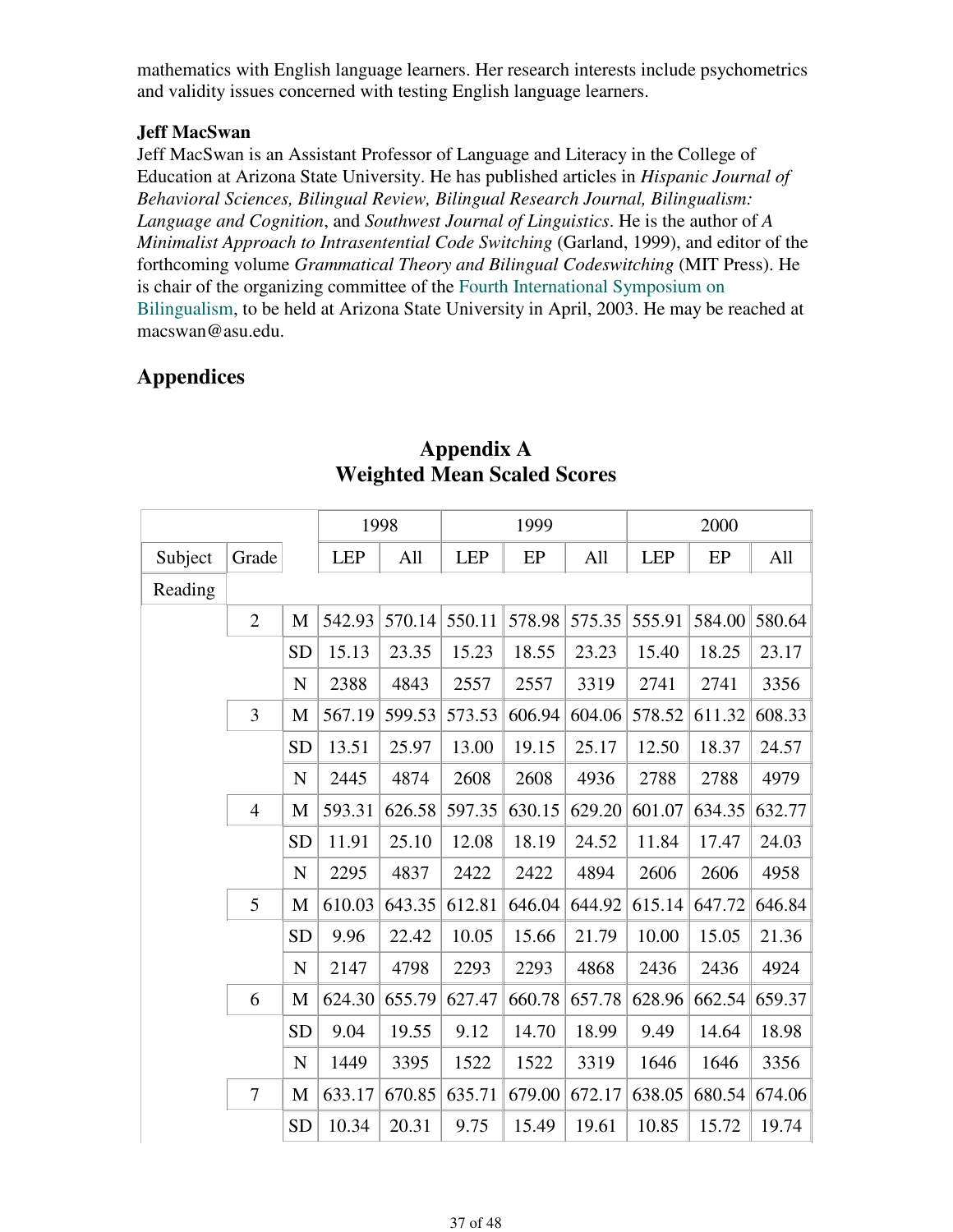mathematics with English language learners. Her research interests include psychometrics and validity issues concerned with testing English language learners.

**Jeff MacSwan**
Jeff MacSwan is an Assistant Professor of Language and Literacy in the College of Education at Arizona State University. He has published articles in *Hispanic Journal of Behavioral Sciences, Bilingual Review, Bilingual Research Journal, Bilingualism: Language and Cognition*, and *Southwest Journal of Linguistics*. He is the author of *A Minimalist Approach to Intrasentential Code Switching* (Garland, 1999), and editor of the forthcoming volume *Grammatical Theory and Bilingual Codeswitching* (MIT Press). He is chair of the organizing committee of the Fourth International Symposium on Bilingualism, to be held at Arizona State University in April, 2003. He may be reached at macswan@asu.edu.

## Appendices

### Appendix A
### Weighted Mean Scaled Scores

| | | | 1998 | | 1999 | | | 2000 | | |
|---|---|---|---|---|---|---|---|---|---|---|
| Subject | Grade | | LEP | All | LEP | EP | All | LEP | EP | All |
| Reading | | | | | | | | | | |
| | 2 | M | 542.93 | 570.14 | 550.11 | 578.98 | 575.35 | 555.91 | 584.00 | 580.64 |
| | | SD | 15.13 | 23.35 | 15.23 | 18.55 | 23.23 | 15.40 | 18.25 | 23.17 |
| | | N | 2388 | 4843 | 2557 | 2557 | 3319 | 2741 | 2741 | 3356 |
| | 3 | M | 567.19 | 599.53 | 573.53 | 606.94 | 604.06 | 578.52 | 611.32 | 608.33 |
| | | SD | 13.51 | 25.97 | 13.00 | 19.15 | 25.17 | 12.50 | 18.37 | 24.57 |
| | | N | 2445 | 4874 | 2608 | 2608 | 4936 | 2788 | 2788 | 4979 |
| | 4 | M | 593.31 | 626.58 | 597.35 | 630.15 | 629.20 | 601.07 | 634.35 | 632.77 |
| | | SD | 11.91 | 25.10 | 12.08 | 18.19 | 24.52 | 11.84 | 17.47 | 24.03 |
| | | N | 2295 | 4837 | 2422 | 2422 | 4894 | 2606 | 2606 | 4958 |
| | 5 | M | 610.03 | 643.35 | 612.81 | 646.04 | 644.92 | 615.14 | 647.72 | 646.84 |
| | | SD | 9.96 | 22.42 | 10.05 | 15.66 | 21.79 | 10.00 | 15.05 | 21.36 |
| | | N | 2147 | 4798 | 2293 | 2293 | 4868 | 2436 | 2436 | 4924 |
| | 6 | M | 624.30 | 655.79 | 627.47 | 660.78 | 657.78 | 628.96 | 662.54 | 659.37 |
| | | SD | 9.04 | 19.55 | 9.12 | 14.70 | 18.99 | 9.49 | 14.64 | 18.98 |
| | | N | 1449 | 3395 | 1522 | 1522 | 3319 | 1646 | 1646 | 3356 |
| | 7 | M | 633.17 | 670.85 | 635.71 | 679.00 | 672.17 | 638.05 | 680.54 | 674.06 |
| | | SD | 10.34 | 20.31 | 9.75 | 15.49 | 19.61 | 10.85 | 15.72 | 19.74 |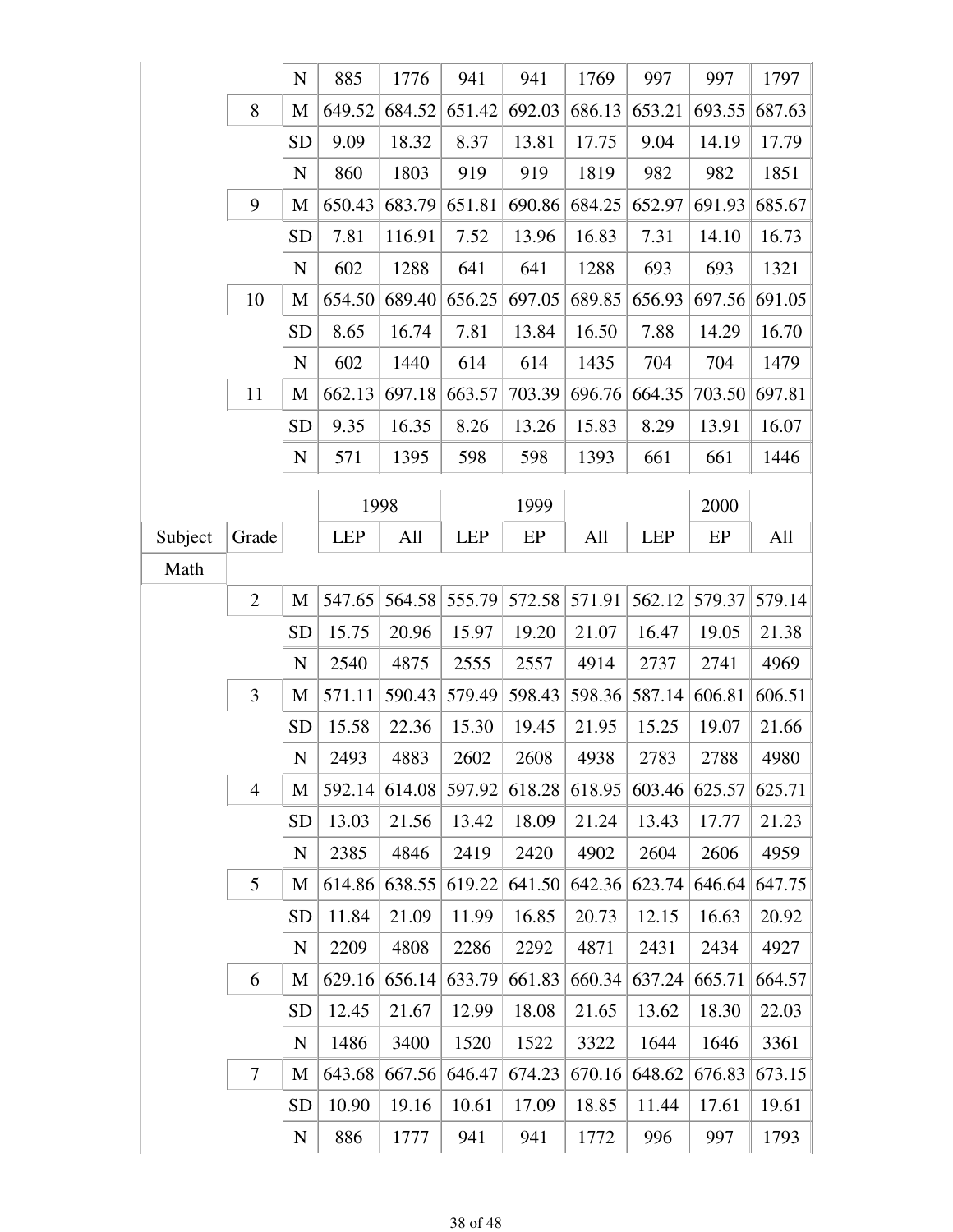| | | | | | | | | | | |
|---|---|---|---|---|---|---|---|---|---|---|
| | | N | 885 | 1776 | 941 | 941 | 1769 | 997 | 997 | 1797 |
| | 8 | M | 649.52 | 684.52 | 651.42 | 692.03 | 686.13 | 653.21 | 693.55 | 687.63 |
| | | SD | 9.09 | 18.32 | 8.37 | 13.81 | 17.75 | 9.04 | 14.19 | 17.79 |
| | | N | 860 | 1803 | 919 | 919 | 1819 | 982 | 982 | 1851 |
| | 9 | M | 650.43 | 683.79 | 651.81 | 690.86 | 684.25 | 652.97 | 691.93 | 685.67 |
| | | SD | 7.81 | 116.91 | 7.52 | 13.96 | 16.83 | 7.31 | 14.10 | 16.73 |
| | | N | 602 | 1288 | 641 | 641 | 1288 | 693 | 693 | 1321 |
| | 10 | M | 654.50 | 689.40 | 656.25 | 697.05 | 689.85 | 656.93 | 697.56 | 691.05 |
| | | SD | 8.65 | 16.74 | 7.81 | 13.84 | 16.50 | 7.88 | 14.29 | 16.70 |
| | | N | 602 | 1440 | 614 | 614 | 1435 | 704 | 704 | 1479 |
| | 11 | M | 662.13 | 697.18 | 663.57 | 703.39 | 696.76 | 664.35 | 703.50 | 697.81 |
| | | SD | 9.35 | 16.35 | 8.26 | 13.26 | 15.83 | 8.29 | 13.91 | 16.07 |
| | | N | 571 | 1395 | 598 | 598 | 1393 | 661 | 661 | 1446 |

| | | | 1998 | | | 1999 | | | 2000 | |
|---|---|---|---|---|---|---|---|---|---|---|
| Subject | Grade | | LEP | All | LEP | EP | All | LEP | EP | All |
| Math | | | | | | | | | | |
| | 2 | M | 547.65 | 564.58 | 555.79 | 572.58 | 571.91 | 562.12 | 579.37 | 579.14 |
| | | SD | 15.75 | 20.96 | 15.97 | 19.20 | 21.07 | 16.47 | 19.05 | 21.38 |
| | | N | 2540 | 4875 | 2555 | 2557 | 4914 | 2737 | 2741 | 4969 |
| | 3 | M | 571.11 | 590.43 | 579.49 | 598.43 | 598.36 | 587.14 | 606.81 | 606.51 |
| | | SD | 15.58 | 22.36 | 15.30 | 19.45 | 21.95 | 15.25 | 19.07 | 21.66 |
| | | N | 2493 | 4883 | 2602 | 2608 | 4938 | 2783 | 2788 | 4980 |
| | 4 | M | 592.14 | 614.08 | 597.92 | 618.28 | 618.95 | 603.46 | 625.57 | 625.71 |
| | | SD | 13.03 | 21.56 | 13.42 | 18.09 | 21.24 | 13.43 | 17.77 | 21.23 |
| | | N | 2385 | 4846 | 2419 | 2420 | 4902 | 2604 | 2606 | 4959 |
| | 5 | M | 614.86 | 638.55 | 619.22 | 641.50 | 642.36 | 623.74 | 646.64 | 647.75 |
| | | SD | 11.84 | 21.09 | 11.99 | 16.85 | 20.73 | 12.15 | 16.63 | 20.92 |
| | | N | 2209 | 4808 | 2286 | 2292 | 4871 | 2431 | 2434 | 4927 |
| | 6 | M | 629.16 | 656.14 | 633.79 | 661.83 | 660.34 | 637.24 | 665.71 | 664.57 |
| | | SD | 12.45 | 21.67 | 12.99 | 18.08 | 21.65 | 13.62 | 18.30 | 22.03 |
| | | N | 1486 | 3400 | 1520 | 1522 | 3322 | 1644 | 1646 | 3361 |
| | 7 | M | 643.68 | 667.56 | 646.47 | 674.23 | 670.16 | 648.62 | 676.83 | 673.15 |
| | | SD | 10.90 | 19.16 | 10.61 | 17.09 | 18.85 | 11.44 | 17.61 | 19.61 |
| | | N | 886 | 1777 | 941 | 941 | 1772 | 996 | 997 | 1793 |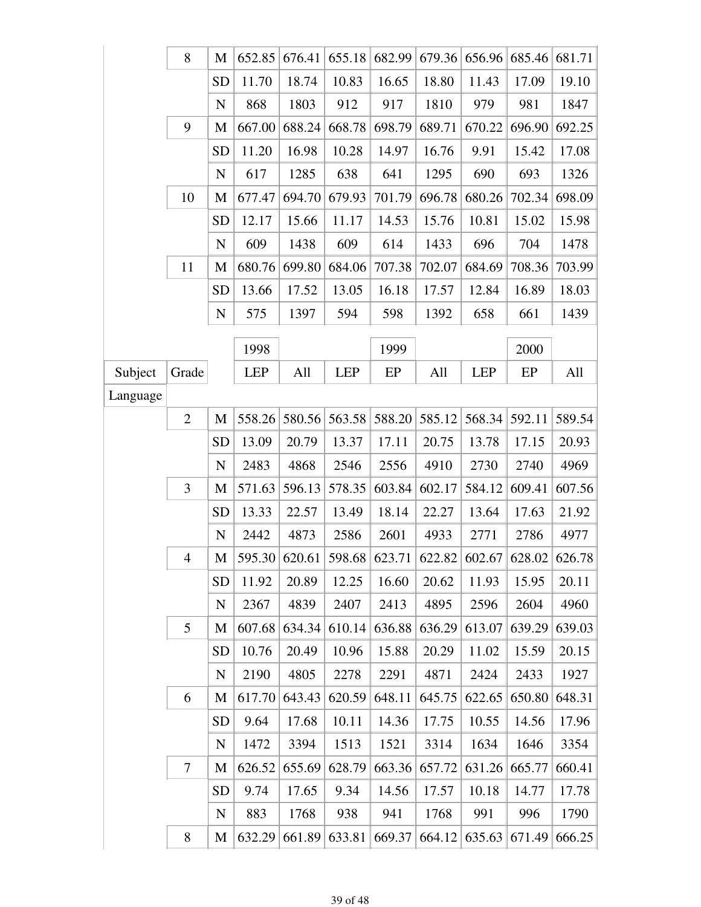| | 8 | M | 652.85 | 676.41 | 655.18 | 682.99 | 679.36 | 656.96 | 685.46 | 681.71 |
|---|---|---|---|---|---|---|---|---|---|---|
| | | SD | 11.70 | 18.74 | 10.83 | 16.65 | 18.80 | 11.43 | 17.09 | 19.10 |
| | | N | 868 | 1803 | 912 | 917 | 1810 | 979 | 981 | 1847 |
| | 9 | M | 667.00 | 688.24 | 668.78 | 698.79 | 689.71 | 670.22 | 696.90 | 692.25 |
| | | SD | 11.20 | 16.98 | 10.28 | 14.97 | 16.76 | 9.91 | 15.42 | 17.08 |
| | | N | 617 | 1285 | 638 | 641 | 1295 | 690 | 693 | 1326 |
| | 10 | M | 677.47 | 694.70 | 679.93 | 701.79 | 696.78 | 680.26 | 702.34 | 698.09 |
| | | SD | 12.17 | 15.66 | 11.17 | 14.53 | 15.76 | 10.81 | 15.02 | 15.98 |
| | | N | 609 | 1438 | 609 | 614 | 1433 | 696 | 704 | 1478 |
| | 11 | M | 680.76 | 699.80 | 684.06 | 707.38 | 702.07 | 684.69 | 708.36 | 703.99 |
| | | SD | 13.66 | 17.52 | 13.05 | 16.18 | 17.57 | 12.84 | 16.89 | 18.03 |
| | | N | 575 | 1397 | 594 | 598 | 1392 | 658 | 661 | 1439 |

| | | | 1998 | | | 1999 | | | 2000 | |
|---|---|---|---|---|---|---|---|---|---|---|
| Subject | Grade | | LEP | All | LEP | EP | All | LEP | EP | All |
| Language | | | | | | | | | | |
| | 2 | M | 558.26 | 580.56 | 563.58 | 588.20 | 585.12 | 568.34 | 592.11 | 589.54 |
| | | SD | 13.09 | 20.79 | 13.37 | 17.11 | 20.75 | 13.78 | 17.15 | 20.93 |
| | | N | 2483 | 4868 | 2546 | 2556 | 4910 | 2730 | 2740 | 4969 |
| | 3 | M | 571.63 | 596.13 | 578.35 | 603.84 | 602.17 | 584.12 | 609.41 | 607.56 |
| | | SD | 13.33 | 22.57 | 13.49 | 18.14 | 22.27 | 13.64 | 17.63 | 21.92 |
| | | N | 2442 | 4873 | 2586 | 2601 | 4933 | 2771 | 2786 | 4977 |
| | 4 | M | 595.30 | 620.61 | 598.68 | 623.71 | 622.82 | 602.67 | 628.02 | 626.78 |
| | | SD | 11.92 | 20.89 | 12.25 | 16.60 | 20.62 | 11.93 | 15.95 | 20.11 |
| | | N | 2367 | 4839 | 2407 | 2413 | 4895 | 2596 | 2604 | 4960 |
| | 5 | M | 607.68 | 634.34 | 610.14 | 636.88 | 636.29 | 613.07 | 639.29 | 639.03 |
| | | SD | 10.76 | 20.49 | 10.96 | 15.88 | 20.29 | 11.02 | 15.59 | 20.15 |
| | | N | 2190 | 4805 | 2278 | 2291 | 4871 | 2424 | 2433 | 1927 |
| | 6 | M | 617.70 | 643.43 | 620.59 | 648.11 | 645.75 | 622.65 | 650.80 | 648.31 |
| | | SD | 9.64 | 17.68 | 10.11 | 14.36 | 17.75 | 10.55 | 14.56 | 17.96 |
| | | N | 1472 | 3394 | 1513 | 1521 | 3314 | 1634 | 1646 | 3354 |
| | 7 | M | 626.52 | 655.69 | 628.79 | 663.36 | 657.72 | 631.26 | 665.77 | 660.41 |
| | | SD | 9.74 | 17.65 | 9.34 | 14.56 | 17.57 | 10.18 | 14.77 | 17.78 |
| | | N | 883 | 1768 | 938 | 941 | 1768 | 991 | 996 | 1790 |
| | 8 | M | 632.29 | 661.89 | 633.81 | 669.37 | 664.12 | 635.63 | 671.49 | 666.25 |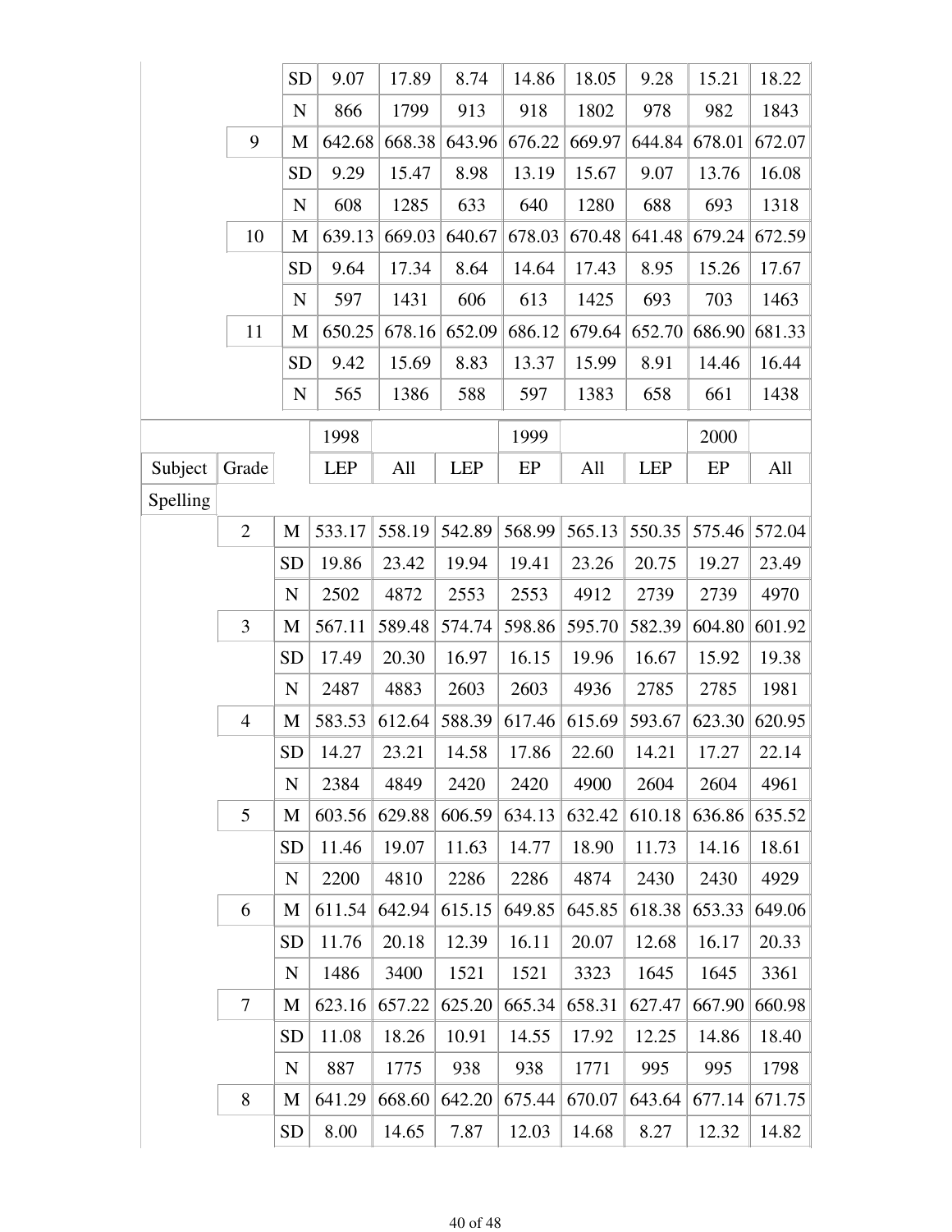| | | | | | | | | | | |
|---|---|---|---|---|---|---|---|---|---|---|
| | | SD | 9.07 | 17.89 | 8.74 | 14.86 | 18.05 | 9.28 | 15.21 | 18.22 |
| | | N | 866 | 1799 | 913 | 918 | 1802 | 978 | 982 | 1843 |
| | 9 | M | 642.68 | 668.38 | 643.96 | 676.22 | 669.97 | 644.84 | 678.01 | 672.07 |
| | | SD | 9.29 | 15.47 | 8.98 | 13.19 | 15.67 | 9.07 | 13.76 | 16.08 |
| | | N | 608 | 1285 | 633 | 640 | 1280 | 688 | 693 | 1318 |
| | 10 | M | 639.13 | 669.03 | 640.67 | 678.03 | 670.48 | 641.48 | 679.24 | 672.59 |
| | | SD | 9.64 | 17.34 | 8.64 | 14.64 | 17.43 | 8.95 | 15.26 | 17.67 |
| | | N | 597 | 1431 | 606 | 613 | 1425 | 693 | 703 | 1463 |
| | 11 | M | 650.25 | 678.16 | 652.09 | 686.12 | 679.64 | 652.70 | 686.90 | 681.33 |
| | | SD | 9.42 | 15.69 | 8.83 | 13.37 | 15.99 | 8.91 | 14.46 | 16.44 |
| | | N | 565 | 1386 | 588 | 597 | 1383 | 658 | 661 | 1438 |

| | | | 1998 | | | 1999 | | | 2000 | |
|---|---|---|---|---|---|---|---|---|---|---|
| Subject | Grade | | LEP | All | LEP | EP | All | LEP | EP | All |
| Spelling | | | | | | | | | | |
| | 2 | M | 533.17 | 558.19 | 542.89 | 568.99 | 565.13 | 550.35 | 575.46 | 572.04 |
| | | SD | 19.86 | 23.42 | 19.94 | 19.41 | 23.26 | 20.75 | 19.27 | 23.49 |
| | | N | 2502 | 4872 | 2553 | 2553 | 4912 | 2739 | 2739 | 4970 |
| | 3 | M | 567.11 | 589.48 | 574.74 | 598.86 | 595.70 | 582.39 | 604.80 | 601.92 |
| | | SD | 17.49 | 20.30 | 16.97 | 16.15 | 19.96 | 16.67 | 15.92 | 19.38 |
| | | N | 2487 | 4883 | 2603 | 2603 | 4936 | 2785 | 2785 | 1981 |
| | 4 | M | 583.53 | 612.64 | 588.39 | 617.46 | 615.69 | 593.67 | 623.30 | 620.95 |
| | | SD | 14.27 | 23.21 | 14.58 | 17.86 | 22.60 | 14.21 | 17.27 | 22.14 |
| | | N | 2384 | 4849 | 2420 | 2420 | 4900 | 2604 | 2604 | 4961 |
| | 5 | M | 603.56 | 629.88 | 606.59 | 634.13 | 632.42 | 610.18 | 636.86 | 635.52 |
| | | SD | 11.46 | 19.07 | 11.63 | 14.77 | 18.90 | 11.73 | 14.16 | 18.61 |
| | | N | 2200 | 4810 | 2286 | 2286 | 4874 | 2430 | 2430 | 4929 |
| | 6 | M | 611.54 | 642.94 | 615.15 | 649.85 | 645.85 | 618.38 | 653.33 | 649.06 |
| | | SD | 11.76 | 20.18 | 12.39 | 16.11 | 20.07 | 12.68 | 16.17 | 20.33 |
| | | N | 1486 | 3400 | 1521 | 1521 | 3323 | 1645 | 1645 | 3361 |
| | 7 | M | 623.16 | 657.22 | 625.20 | 665.34 | 658.31 | 627.47 | 667.90 | 660.98 |
| | | SD | 11.08 | 18.26 | 10.91 | 14.55 | 17.92 | 12.25 | 14.86 | 18.40 |
| | | N | 887 | 1775 | 938 | 938 | 1771 | 995 | 995 | 1798 |
| | 8 | M | 641.29 | 668.60 | 642.20 | 675.44 | 670.07 | 643.64 | 677.14 | 671.75 |
| | | SD | 8.00 | 14.65 | 7.87 | 12.03 | 14.68 | 8.27 | 12.32 | 14.82 |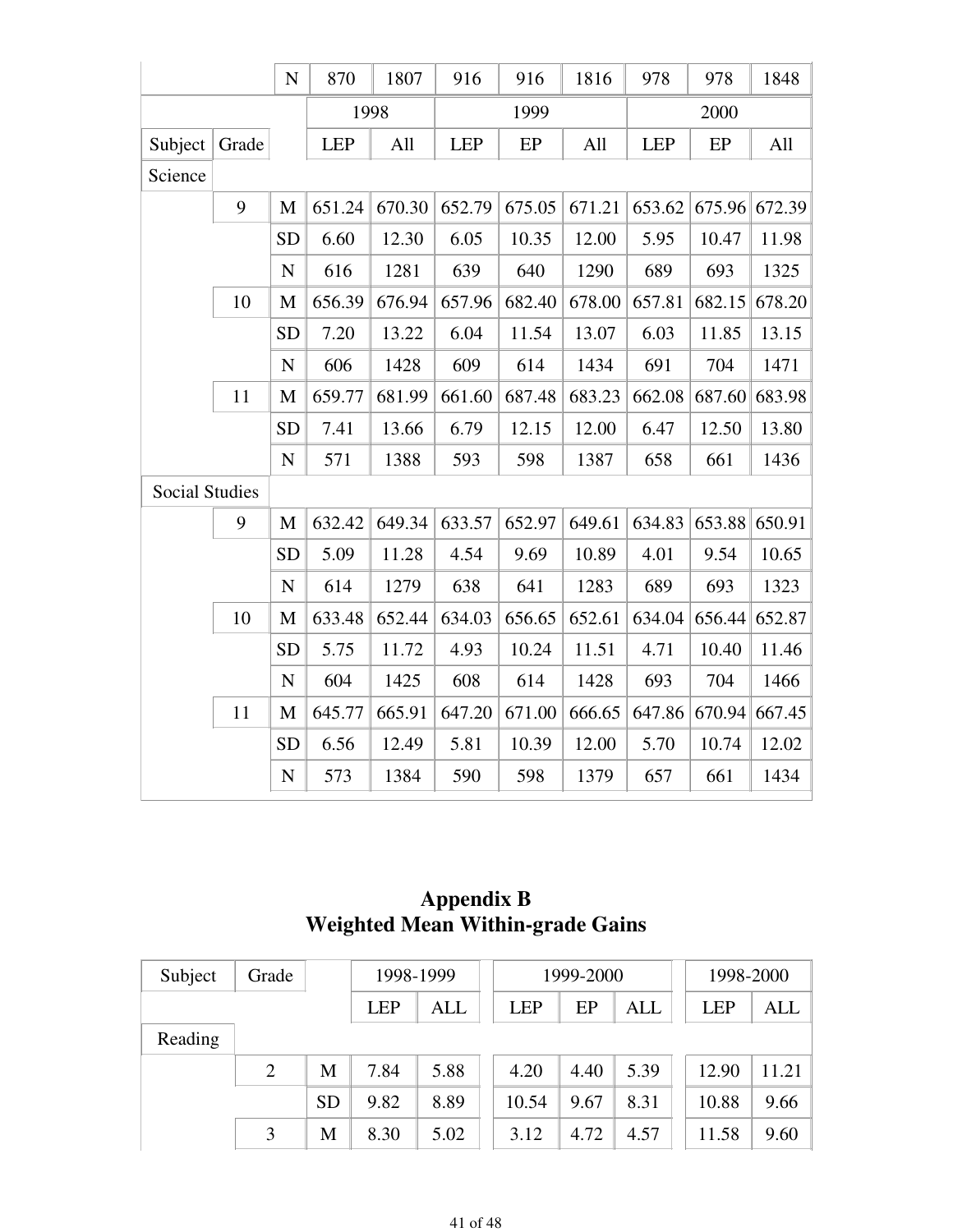| | | N | 870 | 1807 | 916 | 916 | 1816 | 978 | 978 | 1848 |
|---|---|---|---|---|---|---|---|---|---|---|
| | | | 1998 | | 1999 | | | 2000 | | |
| Subject | Grade | | LEP | All | LEP | EP | All | LEP | EP | All |
| Science | | | | | | | | | | |
| | 9 | M | 651.24 | 670.30 | 652.79 | 675.05 | 671.21 | 653.62 | 675.96 | 672.39 |
| | | SD | 6.60 | 12.30 | 6.05 | 10.35 | 12.00 | 5.95 | 10.47 | 11.98 |
| | | N | 616 | 1281 | 639 | 640 | 1290 | 689 | 693 | 1325 |
| | 10 | M | 656.39 | 676.94 | 657.96 | 682.40 | 678.00 | 657.81 | 682.15 | 678.20 |
| | | SD | 7.20 | 13.22 | 6.04 | 11.54 | 13.07 | 6.03 | 11.85 | 13.15 |
| | | N | 606 | 1428 | 609 | 614 | 1434 | 691 | 704 | 1471 |
| | 11 | M | 659.77 | 681.99 | 661.60 | 687.48 | 683.23 | 662.08 | 687.60 | 683.98 |
| | | SD | 7.41 | 13.66 | 6.79 | 12.15 | 12.00 | 6.47 | 12.50 | 13.80 |
| | | N | 571 | 1388 | 593 | 598 | 1387 | 658 | 661 | 1436 |
| Social Studies | | | | | | | | | | |
| | 9 | M | 632.42 | 649.34 | 633.57 | 652.97 | 649.61 | 634.83 | 653.88 | 650.91 |
| | | SD | 5.09 | 11.28 | 4.54 | 9.69 | 10.89 | 4.01 | 9.54 | 10.65 |
| | | N | 614 | 1279 | 638 | 641 | 1283 | 689 | 693 | 1323 |
| | 10 | M | 633.48 | 652.44 | 634.03 | 656.65 | 652.61 | 634.04 | 656.44 | 652.87 |
| | | SD | 5.75 | 11.72 | 4.93 | 10.24 | 11.51 | 4.71 | 10.40 | 11.46 |
| | | N | 604 | 1425 | 608 | 614 | 1428 | 693 | 704 | 1466 |
| | 11 | M | 645.77 | 665.91 | 647.20 | 671.00 | 666.65 | 647.86 | 670.94 | 667.45 |
| | | SD | 6.56 | 12.49 | 5.81 | 10.39 | 12.00 | 5.70 | 10.74 | 12.02 |
| | | N | 573 | 1384 | 590 | 598 | 1379 | 657 | 661 | 1434 |

## Appendix B
## Weighted Mean Within-grade Gains

| Subject | Grade | | 1998-1999 | | 1999-2000 | | | 1998-2000 | |
|---|---|---|---|---|---|---|---|---|---|
| | | | LEP | ALL | LEP | EP | ALL | LEP | ALL |
| Reading | | | | | | | | | |
| | 2 | M | 7.84 | 5.88 | 4.20 | 4.40 | 5.39 | 12.90 | 11.21 |
| | | SD | 9.82 | 8.89 | 10.54 | 9.67 | 8.31 | 10.88 | 9.66 |
| | 3 | M | 8.30 | 5.02 | 3.12 | 4.72 | 4.57 | 11.58 | 9.60 |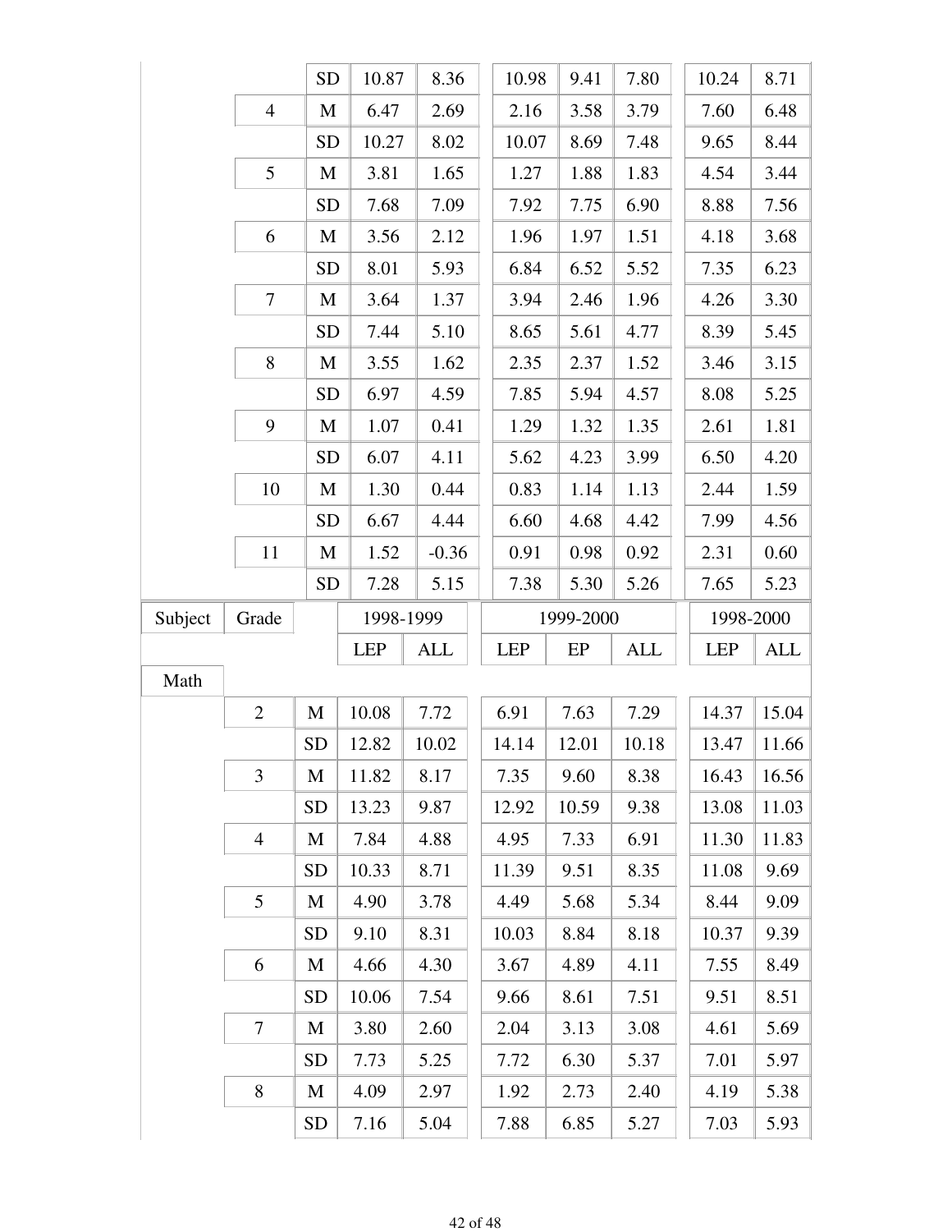| Subject | Grade | | 1998-1999 | | 1999-2000 | | | 1998-2000 | |
|---|---|---|---|---|---|---|---|---|---|
| | | SD | 10.87 | 8.36 | 10.98 | 9.41 | 7.80 | 10.24 | 8.71 |
| | 4 | M | 6.47 | 2.69 | 2.16 | 3.58 | 3.79 | 7.60 | 6.48 |
| | | SD | 10.27 | 8.02 | 10.07 | 8.69 | 7.48 | 9.65 | 8.44 |
| | 5 | M | 3.81 | 1.65 | 1.27 | 1.88 | 1.83 | 4.54 | 3.44 |
| | | SD | 7.68 | 7.09 | 7.92 | 7.75 | 6.90 | 8.88 | 7.56 |
| | 6 | M | 3.56 | 2.12 | 1.96 | 1.97 | 1.51 | 4.18 | 3.68 |
| | | SD | 8.01 | 5.93 | 6.84 | 6.52 | 5.52 | 7.35 | 6.23 |
| | 7 | M | 3.64 | 1.37 | 3.94 | 2.46 | 1.96 | 4.26 | 3.30 |
| | | SD | 7.44 | 5.10 | 8.65 | 5.61 | 4.77 | 8.39 | 5.45 |
| | 8 | M | 3.55 | 1.62 | 2.35 | 2.37 | 1.52 | 3.46 | 3.15 |
| | | SD | 6.97 | 4.59 | 7.85 | 5.94 | 4.57 | 8.08 | 5.25 |
| | 9 | M | 1.07 | 0.41 | 1.29 | 1.32 | 1.35 | 2.61 | 1.81 |
| | | SD | 6.07 | 4.11 | 5.62 | 4.23 | 3.99 | 6.50 | 4.20 |
| | 10 | M | 1.30 | 0.44 | 0.83 | 1.14 | 1.13 | 2.44 | 1.59 |
| | | SD | 6.67 | 4.44 | 6.60 | 4.68 | 4.42 | 7.99 | 4.56 |
| | 11 | M | 1.52 | -0.36 | 0.91 | 0.98 | 0.92 | 2.31 | 0.60 |
| | | SD | 7.28 | 5.15 | 7.38 | 5.30 | 5.26 | 7.65 | 5.23 |

| Subject | Grade | | 1998-1999 | | 1999-2000 | | | 1998-2000 | |
|---|---|---|---|---|---|---|---|---|---|
| | | | LEP | ALL | LEP | EP | ALL | LEP | ALL |
| Math | | | | | | | | | |
| | 2 | M | 10.08 | 7.72 | 6.91 | 7.63 | 7.29 | 14.37 | 15.04 |
| | | SD | 12.82 | 10.02 | 14.14 | 12.01 | 10.18 | 13.47 | 11.66 |
| | 3 | M | 11.82 | 8.17 | 7.35 | 9.60 | 8.38 | 16.43 | 16.56 |
| | | SD | 13.23 | 9.87 | 12.92 | 10.59 | 9.38 | 13.08 | 11.03 |
| | 4 | M | 7.84 | 4.88 | 4.95 | 7.33 | 6.91 | 11.30 | 11.83 |
| | | SD | 10.33 | 8.71 | 11.39 | 9.51 | 8.35 | 11.08 | 9.69 |
| | 5 | M | 4.90 | 3.78 | 4.49 | 5.68 | 5.34 | 8.44 | 9.09 |
| | | SD | 9.10 | 8.31 | 10.03 | 8.84 | 8.18 | 10.37 | 9.39 |
| | 6 | M | 4.66 | 4.30 | 3.67 | 4.89 | 4.11 | 7.55 | 8.49 |
| | | SD | 10.06 | 7.54 | 9.66 | 8.61 | 7.51 | 9.51 | 8.51 |
| | 7 | M | 3.80 | 2.60 | 2.04 | 3.13 | 3.08 | 4.61 | 5.69 |
| | | SD | 7.73 | 5.25 | 7.72 | 6.30 | 5.37 | 7.01 | 5.97 |
| | 8 | M | 4.09 | 2.97 | 1.92 | 2.73 | 2.40 | 4.19 | 5.38 |
| | | SD | 7.16 | 5.04 | 7.88 | 6.85 | 5.27 | 7.03 | 5.93 |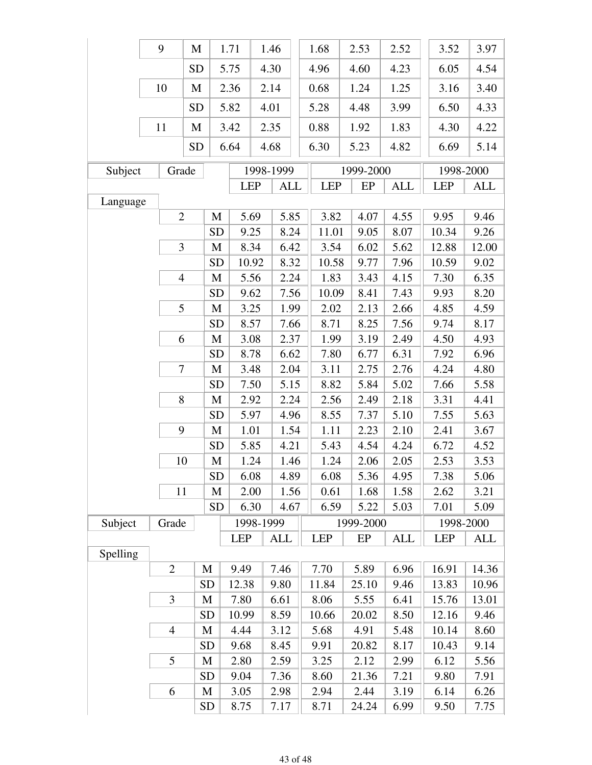| Subject | Grade | | 1998-1999 | | 1999-2000 | | | 1998-2000 | |
|---|---|---|---|---|---|---|---|---|---|
| | 9 | M | 1.71 | 1.46 | 1.68 | 2.53 | 2.52 | 3.52 | 3.97 |
| | | SD | 5.75 | 4.30 | 4.96 | 4.60 | 4.23 | 6.05 | 4.54 |
| | 10 | M | 2.36 | 2.14 | 0.68 | 1.24 | 1.25 | 3.16 | 3.40 |
| | | SD | 5.82 | 4.01 | 5.28 | 4.48 | 3.99 | 6.50 | 4.33 |
| | 11 | M | 3.42 | 2.35 | 0.88 | 1.92 | 1.83 | 4.30 | 4.22 |
| | | SD | 6.64 | 4.68 | 6.30 | 5.23 | 4.82 | 6.69 | 5.14 |

| Subject | Grade | | 1998-1999 | | 1999-2000 | | | 1998-2000 | |
|---|---|---|---|---|---|---|---|---|---|
| | | | LEP | ALL | LEP | EP | ALL | LEP | ALL |
| Language | | | | | | | | | |
| | 2 | M | 5.69 | 5.85 | 3.82 | 4.07 | 4.55 | 9.95 | 9.46 |
| | | SD | 9.25 | 8.24 | 11.01 | 9.05 | 8.07 | 10.34 | 9.26 |
| | 3 | M | 8.34 | 6.42 | 3.54 | 6.02 | 5.62 | 12.88 | 12.00 |
| | | SD | 10.92 | 8.32 | 10.58 | 9.77 | 7.96 | 10.59 | 9.02 |
| | 4 | M | 5.56 | 2.24 | 1.83 | 3.43 | 4.15 | 7.30 | 6.35 |
| | | SD | 9.62 | 7.56 | 10.09 | 8.41 | 7.43 | 9.93 | 8.20 |
| | 5 | M | 3.25 | 1.99 | 2.02 | 2.13 | 2.66 | 4.85 | 4.59 |
| | | SD | 8.57 | 7.66 | 8.71 | 8.25 | 7.56 | 9.74 | 8.17 |
| | 6 | M | 3.08 | 2.37 | 1.99 | 3.19 | 2.49 | 4.50 | 4.93 |
| | | SD | 8.78 | 6.62 | 7.80 | 6.77 | 6.31 | 7.92 | 6.96 |
| | 7 | M | 3.48 | 2.04 | 3.11 | 2.75 | 2.76 | 4.24 | 4.80 |
| | | SD | 7.50 | 5.15 | 8.82 | 5.84 | 5.02 | 7.66 | 5.58 |
| | 8 | M | 2.92 | 2.24 | 2.56 | 2.49 | 2.18 | 3.31 | 4.41 |
| | | SD | 5.97 | 4.96 | 8.55 | 7.37 | 5.10 | 7.55 | 5.63 |
| | 9 | M | 1.01 | 1.54 | 1.11 | 2.23 | 2.10 | 2.41 | 3.67 |
| | | SD | 5.85 | 4.21 | 5.43 | 4.54 | 4.24 | 6.72 | 4.52 |
| | 10 | M | 1.24 | 1.46 | 1.24 | 2.06 | 2.05 | 2.53 | 3.53 |
| | | SD | 6.08 | 4.89 | 6.08 | 5.36 | 4.95 | 7.38 | 5.06 |
| | 11 | M | 2.00 | 1.56 | 0.61 | 1.68 | 1.58 | 2.62 | 3.21 |
| | | SD | 6.30 | 4.67 | 6.59 | 5.22 | 5.03 | 7.01 | 5.09 |

| Subject | Grade | | 1998-1999 | | 1999-2000 | | | 1998-2000 | |
|---|---|---|---|---|---|---|---|---|---|
| | | | LEP | ALL | LEP | EP | ALL | LEP | ALL |
| Spelling | | | | | | | | | |
| | 2 | M | 9.49 | 7.46 | 7.70 | 5.89 | 6.96 | 16.91 | 14.36 |
| | | SD | 12.38 | 9.80 | 11.84 | 25.10 | 9.46 | 13.83 | 10.96 |
| | 3 | M | 7.80 | 6.61 | 8.06 | 5.55 | 6.41 | 15.76 | 13.01 |
| | | SD | 10.99 | 8.59 | 10.66 | 20.02 | 8.50 | 12.16 | 9.46 |
| | 4 | M | 4.44 | 3.12 | 5.68 | 4.91 | 5.48 | 10.14 | 8.60 |
| | | SD | 9.68 | 8.45 | 9.91 | 20.82 | 8.17 | 10.43 | 9.14 |
| | 5 | M | 2.80 | 2.59 | 3.25 | 2.12 | 2.99 | 6.12 | 5.56 |
| | | SD | 9.04 | 7.36 | 8.60 | 21.36 | 7.21 | 9.80 | 7.91 |
| | 6 | M | 3.05 | 2.98 | 2.94 | 2.44 | 3.19 | 6.14 | 6.26 |
| | | SD | 8.75 | 7.17 | 8.71 | 24.24 | 6.99 | 9.50 | 7.75 |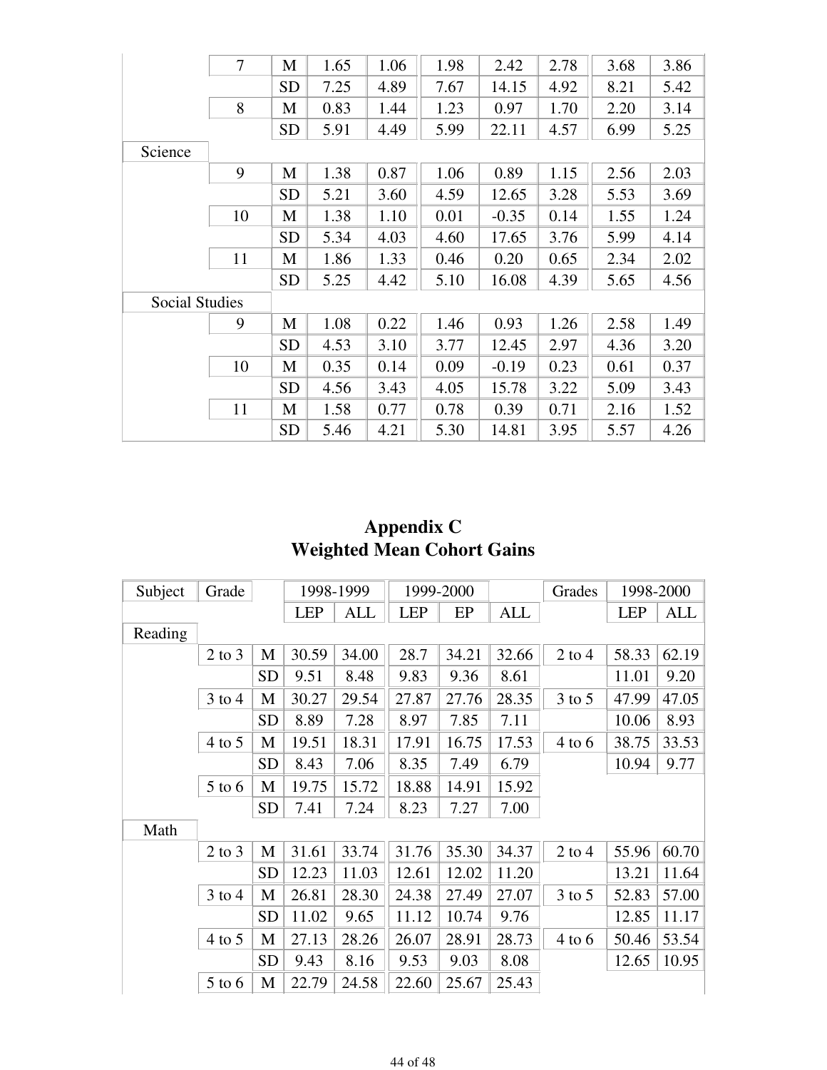| | 7 | M | 1.65 | 1.06 | 1.98 | 2.42 | 2.78 | 3.68 | 3.86 |
|---|---|---|---|---|---|---|---|---|---|
| | | SD | 7.25 | 4.89 | 7.67 | 14.15 | 4.92 | 8.21 | 5.42 |
| | 8 | M | 0.83 | 1.44 | 1.23 | 0.97 | 1.70 | 2.20 | 3.14 |
| | | SD | 5.91 | 4.49 | 5.99 | 22.11 | 4.57 | 6.99 | 5.25 |
| Science | | | | | | | | | |
| | 9 | M | 1.38 | 0.87 | 1.06 | 0.89 | 1.15 | 2.56 | 2.03 |
| | | SD | 5.21 | 3.60 | 4.59 | 12.65 | 3.28 | 5.53 | 3.69 |
| | 10 | M | 1.38 | 1.10 | 0.01 | -0.35 | 0.14 | 1.55 | 1.24 |
| | | SD | 5.34 | 4.03 | 4.60 | 17.65 | 3.76 | 5.99 | 4.14 |
| | 11 | M | 1.86 | 1.33 | 0.46 | 0.20 | 0.65 | 2.34 | 2.02 |
| | | SD | 5.25 | 4.42 | 5.10 | 16.08 | 4.39 | 5.65 | 4.56 |
| Social Studies | | | | | | | | | |
| | 9 | M | 1.08 | 0.22 | 1.46 | 0.93 | 1.26 | 2.58 | 1.49 |
| | | SD | 4.53 | 3.10 | 3.77 | 12.45 | 2.97 | 4.36 | 3.20 |
| | 10 | M | 0.35 | 0.14 | 0.09 | -0.19 | 0.23 | 0.61 | 0.37 |
| | | SD | 4.56 | 3.43 | 4.05 | 15.78 | 3.22 | 5.09 | 3.43 |
| | 11 | M | 1.58 | 0.77 | 0.78 | 0.39 | 0.71 | 2.16 | 1.52 |
| | | SD | 5.46 | 4.21 | 5.30 | 14.81 | 3.95 | 5.57 | 4.26 |

# Appendix C
## Weighted Mean Cohort Gains

| Subject | Grade | | 1998-1999 | | 1999-2000 | | | Grades | 1998-2000 | |
|---|---|---|---|---|---|---|---|---|---|---|
| | | | LEP | ALL | LEP | EP | ALL | | LEP | ALL |
| Reading | | | | | | | | | | |
| | 2 to 3 | M | 30.59 | 34.00 | 28.7 | 34.21 | 32.66 | 2 to 4 | 58.33 | 62.19 |
| | | SD | 9.51 | 8.48 | 9.83 | 9.36 | 8.61 | | 11.01 | 9.20 |
| | 3 to 4 | M | 30.27 | 29.54 | 27.87 | 27.76 | 28.35 | 3 to 5 | 47.99 | 47.05 |
| | | SD | 8.89 | 7.28 | 8.97 | 7.85 | 7.11 | | 10.06 | 8.93 |
| | 4 to 5 | M | 19.51 | 18.31 | 17.91 | 16.75 | 17.53 | 4 to 6 | 38.75 | 33.53 |
| | | SD | 8.43 | 7.06 | 8.35 | 7.49 | 6.79 | | 10.94 | 9.77 |
| | 5 to 6 | M | 19.75 | 15.72 | 18.88 | 14.91 | 15.92 | | | |
| | | SD | 7.41 | 7.24 | 8.23 | 7.27 | 7.00 | | | |
| Math | | | | | | | | | | |
| | 2 to 3 | M | 31.61 | 33.74 | 31.76 | 35.30 | 34.37 | 2 to 4 | 55.96 | 60.70 |
| | | SD | 12.23 | 11.03 | 12.61 | 12.02 | 11.20 | | 13.21 | 11.64 |
| | 3 to 4 | M | 26.81 | 28.30 | 24.38 | 27.49 | 27.07 | 3 to 5 | 52.83 | 57.00 |
| | | SD | 11.02 | 9.65 | 11.12 | 10.74 | 9.76 | | 12.85 | 11.17 |
| | 4 to 5 | M | 27.13 | 28.26 | 26.07 | 28.91 | 28.73 | 4 to 6 | 50.46 | 53.54 |
| | | SD | 9.43 | 8.16 | 9.53 | 9.03 | 8.08 | | 12.65 | 10.95 |
| | 5 to 6 | M | 22.79 | 24.58 | 22.60 | 25.67 | 25.43 | | | |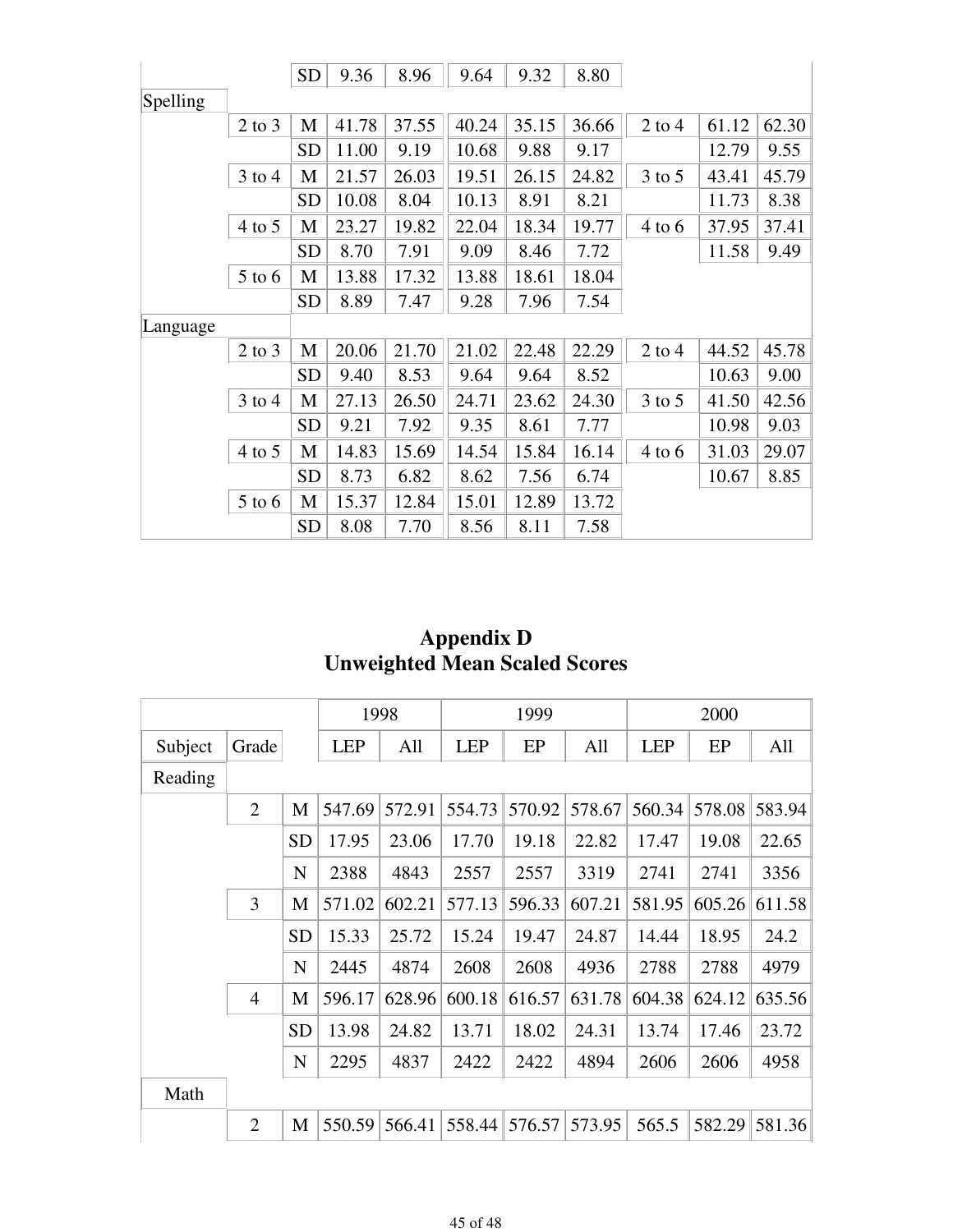| | | | | | | | | | | |
|---|---|---|---|---|---|---|---|---|---|---|
| | | SD | 9.36 | 8.96 | 9.64 | 9.32 | 8.80 | | | |
| Spelling | | | | | | | | | | |
| | 2 to 3 | M | 41.78 | 37.55 | 40.24 | 35.15 | 36.66 | 2 to 4 | 61.12 | 62.30 |
| | | SD | 11.00 | 9.19 | 10.68 | 9.88 | 9.17 | | 12.79 | 9.55 |
| | 3 to 4 | M | 21.57 | 26.03 | 19.51 | 26.15 | 24.82 | 3 to 5 | 43.41 | 45.79 |
| | | SD | 10.08 | 8.04 | 10.13 | 8.91 | 8.21 | | 11.73 | 8.38 |
| | 4 to 5 | M | 23.27 | 19.82 | 22.04 | 18.34 | 19.77 | 4 to 6 | 37.95 | 37.41 |
| | | SD | 8.70 | 7.91 | 9.09 | 8.46 | 7.72 | | 11.58 | 9.49 |
| | 5 to 6 | M | 13.88 | 17.32 | 13.88 | 18.61 | 18.04 | | | |
| | | SD | 8.89 | 7.47 | 9.28 | 7.96 | 7.54 | | | |
| Language | | | | | | | | | | |
| | 2 to 3 | M | 20.06 | 21.70 | 21.02 | 22.48 | 22.29 | 2 to 4 | 44.52 | 45.78 |
| | | SD | 9.40 | 8.53 | 9.64 | 9.64 | 8.52 | | 10.63 | 9.00 |
| | 3 to 4 | M | 27.13 | 26.50 | 24.71 | 23.62 | 24.30 | 3 to 5 | 41.50 | 42.56 |
| | | SD | 9.21 | 7.92 | 9.35 | 8.61 | 7.77 | | 10.98 | 9.03 |
| | 4 to 5 | M | 14.83 | 15.69 | 14.54 | 15.84 | 16.14 | 4 to 6 | 31.03 | 29.07 |
| | | SD | 8.73 | 6.82 | 8.62 | 7.56 | 6.74 | | 10.67 | 8.85 |
| | 5 to 6 | M | 15.37 | 12.84 | 15.01 | 12.89 | 13.72 | | | |
| | | SD | 8.08 | 7.70 | 8.56 | 8.11 | 7.58 | | | |

# Appendix D
## Unweighted Mean Scaled Scores

| | | | 1998 | | 1999 | | | 2000 | | |
|---|---|---|---|---|---|---|---|---|---|---|
| Subject | Grade | | LEP | All | LEP | EP | All | LEP | EP | All |
| Reading | | | | | | | | | | |
| | 2 | M | 547.69 | 572.91 | 554.73 | 570.92 | 578.67 | 560.34 | 578.08 | 583.94 |
| | | SD | 17.95 | 23.06 | 17.70 | 19.18 | 22.82 | 17.47 | 19.08 | 22.65 |
| | | N | 2388 | 4843 | 2557 | 2557 | 3319 | 2741 | 2741 | 3356 |
| | 3 | M | 571.02 | 602.21 | 577.13 | 596.33 | 607.21 | 581.95 | 605.26 | 611.58 |
| | | SD | 15.33 | 25.72 | 15.24 | 19.47 | 24.87 | 14.44 | 18.95 | 24.2 |
| | | N | 2445 | 4874 | 2608 | 2608 | 4936 | 2788 | 2788 | 4979 |
| | 4 | M | 596.17 | 628.96 | 600.18 | 616.57 | 631.78 | 604.38 | 624.12 | 635.56 |
| | | SD | 13.98 | 24.82 | 13.71 | 18.02 | 24.31 | 13.74 | 17.46 | 23.72 |
| | | N | 2295 | 4837 | 2422 | 2422 | 4894 | 2606 | 2606 | 4958 |
| Math | | | | | | | | | | |
| | 2 | M | 550.59 | 566.41 | 558.44 | 576.57 | 573.95 | 565.5 | 582.29 | 581.36 |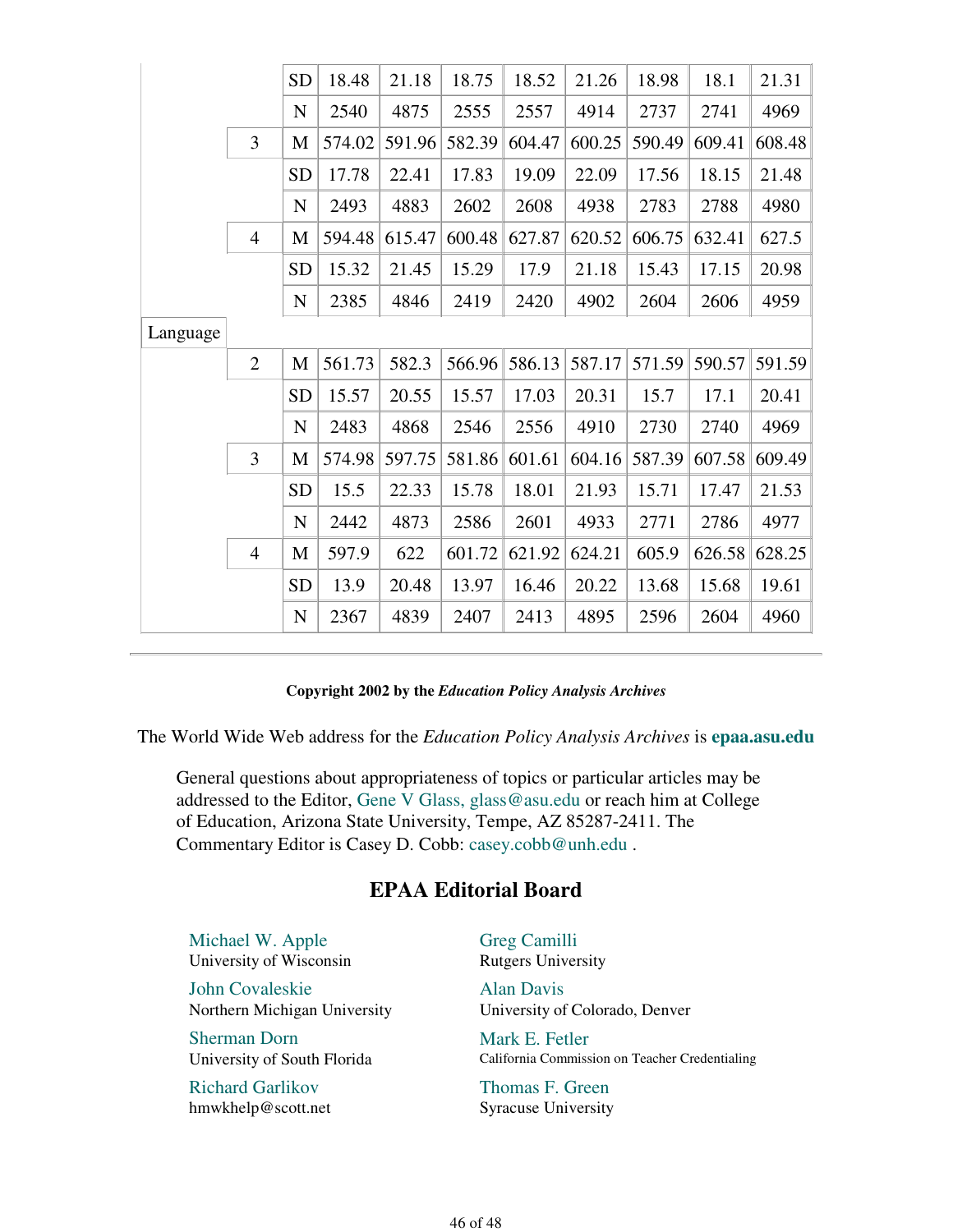| | | | | | | | | | | |
|---|---|---|---|---|---|---|---|---|---|---|
| | | SD | 18.48 | 21.18 | 18.75 | 18.52 | 21.26 | 18.98 | 18.1 | 21.31 |
| | | N | 2540 | 4875 | 2555 | 2557 | 4914 | 2737 | 2741 | 4969 |
| | 3 | M | 574.02 | 591.96 | 582.39 | 604.47 | 600.25 | 590.49 | 609.41 | 608.48 |
| | | SD | 17.78 | 22.41 | 17.83 | 19.09 | 22.09 | 17.56 | 18.15 | 21.48 |
| | | N | 2493 | 4883 | 2602 | 2608 | 4938 | 2783 | 2788 | 4980 |
| | 4 | M | 594.48 | 615.47 | 600.48 | 627.87 | 620.52 | 606.75 | 632.41 | 627.5 |
| | | SD | 15.32 | 21.45 | 15.29 | 17.9 | 21.18 | 15.43 | 17.15 | 20.98 |
| | | N | 2385 | 4846 | 2419 | 2420 | 4902 | 2604 | 2606 | 4959 |
| Language | | | | | | | | | | |
| | 2 | M | 561.73 | 582.3 | 566.96 | 586.13 | 587.17 | 571.59 | 590.57 | 591.59 |
| | | SD | 15.57 | 20.55 | 15.57 | 17.03 | 20.31 | 15.7 | 17.1 | 20.41 |
| | | N | 2483 | 4868 | 2546 | 2556 | 4910 | 2730 | 2740 | 4969 |
| | 3 | M | 574.98 | 597.75 | 581.86 | 601.61 | 604.16 | 587.39 | 607.58 | 609.49 |
| | | SD | 15.5 | 22.33 | 15.78 | 18.01 | 21.93 | 15.71 | 17.47 | 21.53 |
| | | N | 2442 | 4873 | 2586 | 2601 | 4933 | 2771 | 2786 | 4977 |
| | 4 | M | 597.9 | 622 | 601.72 | 621.92 | 624.21 | 605.9 | 626.58 | 628.25 |
| | | SD | 13.9 | 20.48 | 13.97 | 16.46 | 20.22 | 13.68 | 15.68 | 19.61 |
| | | N | 2367 | 4839 | 2407 | 2413 | 4895 | 2596 | 2604 | 4960 |

---

**Copyright 2002 by the *Education Policy Analysis Archives***

The World Wide Web address for the *Education Policy Analysis Archives* is **epaa.asu.edu**

General questions about appropriateness of topics or particular articles may be addressed to the Editor, Gene V Glass, glass@asu.edu or reach him at College of Education, Arizona State University, Tempe, AZ 85287-2411. The Commentary Editor is Casey D. Cobb: casey.cobb@unh.edu .

## EPAA Editorial Board

Michael W. Apple
University of Wisconsin

Greg Camilli
Rutgers University

John Covaleskie
Northern Michigan University

Alan Davis
University of Colorado, Denver

Sherman Dorn
University of South Florida

Mark E. Fetler
California Commission on Teacher Credentialing

Richard Garlikov
hmwkhelp@scott.net

Thomas F. Green
Syracuse University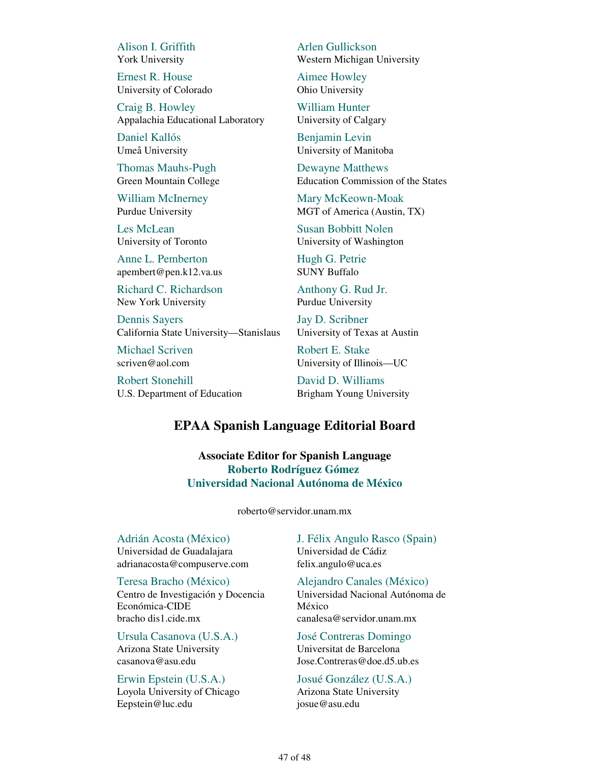Alison I. Griffith
York University

Arlen Gullickson
Western Michigan University

Ernest R. House
University of Colorado

Aimee Howley
Ohio University

Craig B. Howley
Appalachia Educational Laboratory

William Hunter
University of Calgary

Daniel Kallós
Umeå University

Benjamin Levin
University of Manitoba

Thomas Mauhs-Pugh
Green Mountain College

Dewayne Matthews
Education Commission of the States

William McInerney
Purdue University

Mary McKeown-Moak
MGT of America (Austin, TX)

Les McLean
University of Toronto

Susan Bobbitt Nolen
University of Washington

Anne L. Pemberton
apembert@pen.k12.va.us

Hugh G. Petrie
SUNY Buffalo

Richard C. Richardson
New York University

Anthony G. Rud Jr.
Purdue University

Dennis Sayers
California State University—Stanislaus

Jay D. Scribner
University of Texas at Austin

Michael Scriven
scriven@aol.com

Robert E. Stake
University of Illinois—UC

Robert Stonehill
U.S. Department of Education

David D. Williams
Brigham Young University

## EPAA Spanish Language Editorial Board

**Associate Editor for Spanish Language**
**Roberto Rodríguez Gómez**
**Universidad Nacional Autónoma de México**

roberto@servidor.unam.mx

Adrián Acosta (México)
Universidad de Guadalajara
adrianacosta@compuserve.com

J. Félix Angulo Rasco (Spain)
Universidad de Cádiz
felix.angulo@uca.es

Teresa Bracho (México)
Centro de Investigación y Docencia Económica-CIDE
bracho dis1.cide.mx

Alejandro Canales (México)
Universidad Nacional Autónoma de México
canalesa@servidor.unam.mx

Ursula Casanova (U.S.A.)
Arizona State University
casanova@asu.edu

José Contreras Domingo
Universitat de Barcelona
Jose.Contreras@doe.d5.ub.es

Erwin Epstein (U.S.A.)
Loyola University of Chicago
Eepstein@luc.edu

Josué González (U.S.A.)
Arizona State University
josue@asu.edu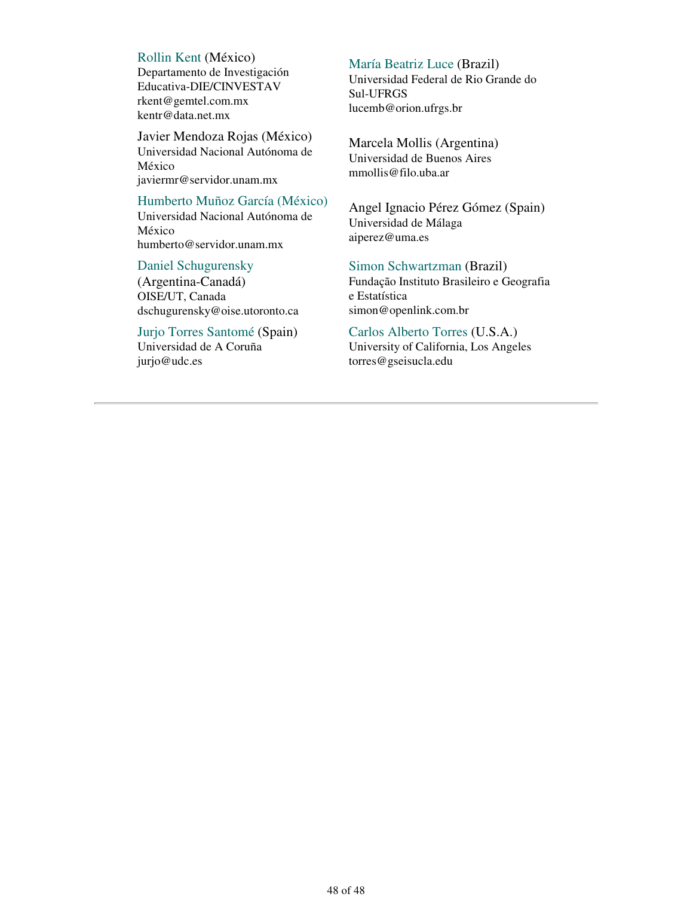Rollin Kent (México)
Departamento de Investigación Educativa-DIE/CINVESTAV
rkent@gemtel.com.mx
kentr@data.net.mx

María Beatriz Luce (Brazil)
Universidad Federal de Rio Grande do Sul-UFRGS
lucemb@orion.ufrgs.br

Javier Mendoza Rojas (México)
Universidad Nacional Autónoma de México
javiermr@servidor.unam.mx

Marcela Mollis (Argentina)
Universidad de Buenos Aires
mmollis@filo.uba.ar

Humberto Muñoz García (México)
Universidad Nacional Autónoma de México
humberto@servidor.unam.mx

Angel Ignacio Pérez Gómez (Spain)
Universidad de Málaga
aiperez@uma.es

Daniel Schugurensky (Argentina-Canadá)
OISE/UT, Canada
dschugurensky@oise.utoronto.ca

Simon Schwartzman (Brazil)
Fundação Instituto Brasileiro e Geografia e Estatística
simon@openlink.com.br

Jurjo Torres Santomé (Spain)
Universidad de A Coruña
jurjo@udc.es

Carlos Alberto Torres (U.S.A.)
University of California, Los Angeles
torres@gseisucla.edu

---